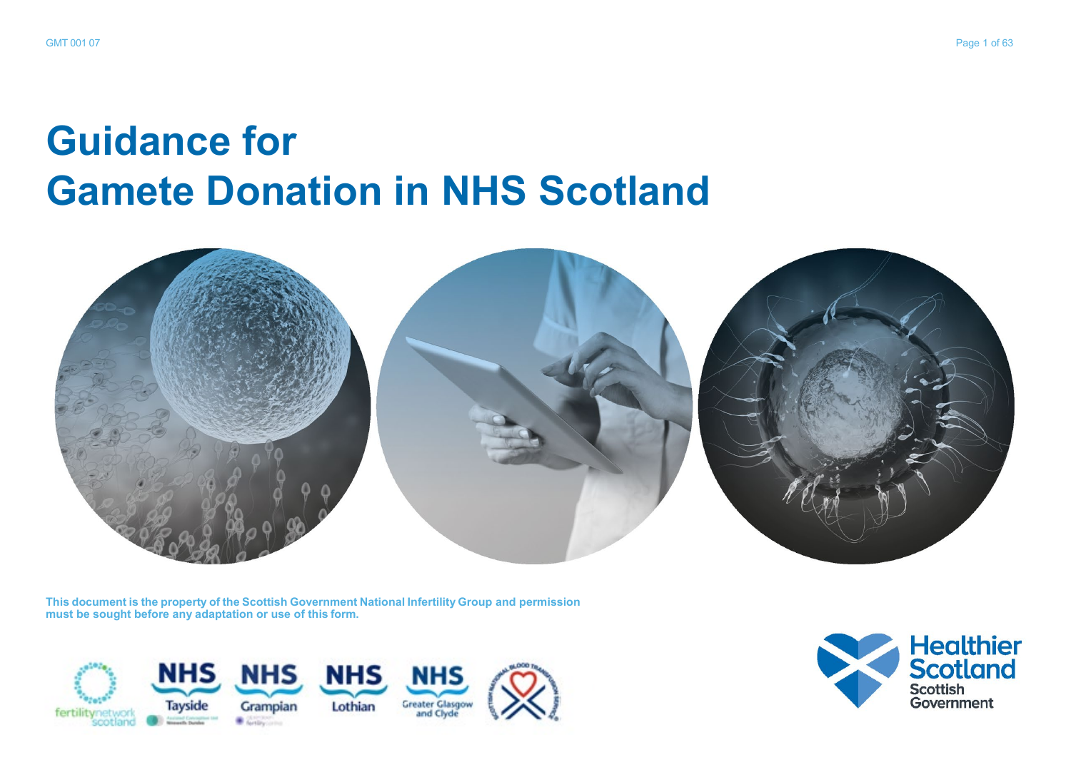# Guidance for Gamete Donation in NHS Scotland

**This document is the property of the Scottish Government National Infertility Group and permission must be sought before any adaptation or use of this form.**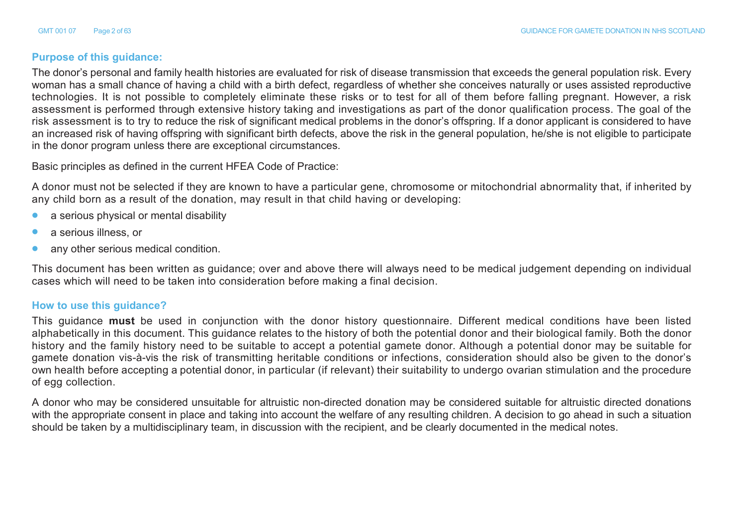## Purpose of this guidance:

The donor's personal and family health histories are evaluated for risk of disease transmission that exceeds the general population risk. Every woman has a small chance of having a child with a birth defect, regardless of whether she conceives naturally or uses assisted reproductive technologies. It is not possible to completely eliminate these risks or to test for all of them before falling pregnant. However, a risk assessment is performed through extensive history taking and investigations as part of the donor qualification process. The goal of the risk assessment is to try to reduce the risk of significant medical problems in the donor's offspring. If a donor applicant is considered to have an increased risk of having offspring with significant birth defects, above the risk in the general population, he/she is not eligible to participate in the donor program unless there are exceptional circumstances.

Basic principles as defined in the current HFEA Code of Practice:

A donor must not be selected if they are known to have a particular gene, chromosome or mitochondrial abnormality that, if inherited by any child born as a result of the donation, may result in that child having or developing:

- a serious physical or mental disability
- a serious illness, or
- any other serious medical condition.

This document has been written as guidance; over and above there will always need to be medical judgement depending on individual cases which will need to be taken into consideration before making a final decision.

## How to use this guidance?

This guidance **must** be used in conjunction with the donor history questionnaire. Different medical conditions have been listed alphabetically in this document. This guidance relates to the history of both the potential donor and their biological family. Both the donor history and the family history need to be suitable to accept a potential gamete donor. Although a potential donor may be suitable for gamete donation vis-à-vis the risk of transmitting heritable conditions or infections, consideration should also be given to the donor's own health before accepting a potential donor, in particular (if relevant) their suitability to undergo ovarian stimulation and the procedure of egg collection.

A donor who may be considered unsuitable for altruistic non-directed donation may be considered suitable for altruistic directed donations with the appropriate consent in place and taking into account the welfare of any resulting children. A decision to go ahead in such a situation should be taken by a multidisciplinary team, in discussion with the recipient, and be clearly documented in the medical notes.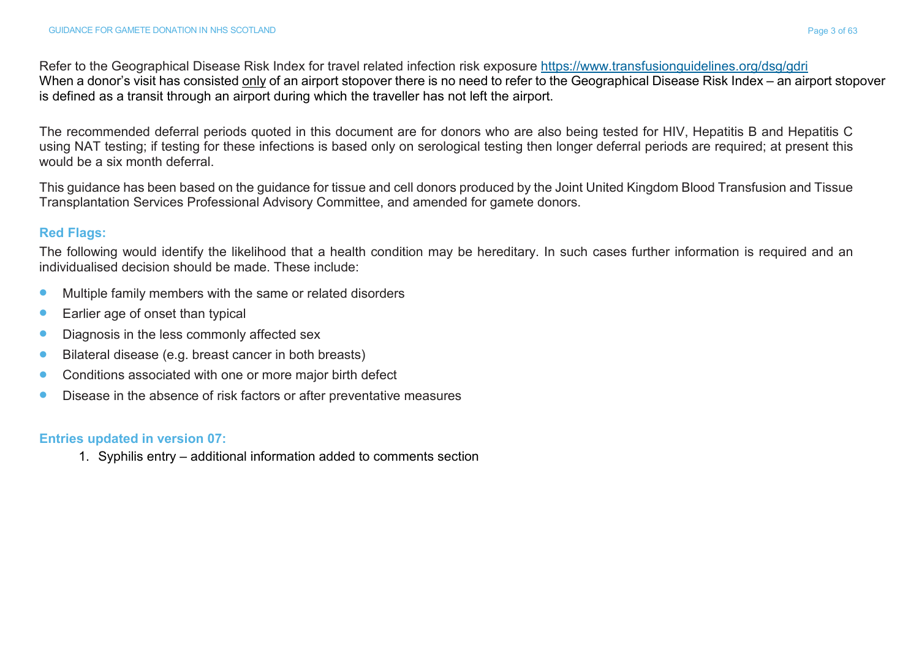Refer to the Geographical Disease Risk Index for travel related infection risk exposure [https://www.transfusionguidelines.org/dsg/gdri](https://www.transfusionguidelines.org/dsg/gdri)
When a donor's visit has consisted only of an airport stopover there is no need to refer to the Geographical Disease Risk Index – an airport stopover is defined as a transit through an airport during which the traveller has not left the airport.

The recommended deferral periods quoted in this document are for donors who are also being tested for HIV, Hepatitis B and Hepatitis C using NAT testing; if testing for these infections is based only on serological testing then longer deferral periods are required; at present this would be a six month deferral.

This guidance has been based on the guidance for tissue and cell donors produced by the Joint United Kingdom Blood Transfusion and Tissue Transplantation Services Professional Advisory Committee, and amended for gamete donors.

### Red Flags:

The following would identify the likelihood that a health condition may be hereditary. In such cases further information is required and an individualised decision should be made. These include:

- Multiple family members with the same or related disorders
- Earlier age of onset than typical
- Diagnosis in the less commonly affected sex
- Bilateral disease (e.g. breast cancer in both breasts)
- Conditions associated with one or more major birth defect
- Disease in the absence of risk factors or after preventative measures

### Entries updated in version 07:

1. Syphilis entry – additional information added to comments section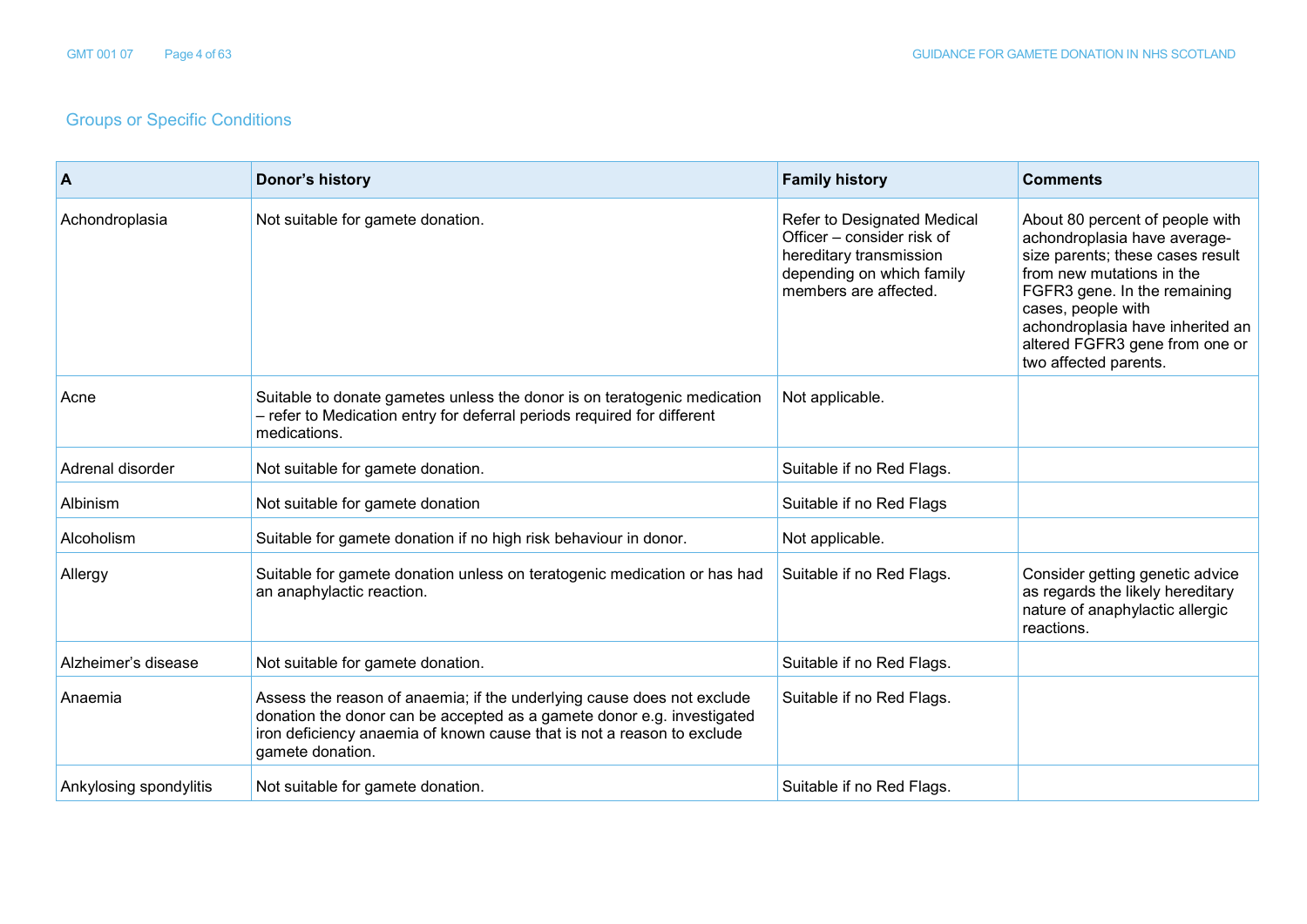## Groups or Specific Conditions

| A | Donor's history | Family history | Comments |
|---|---|---|---|
| Achondroplasia | Not suitable for gamete donation. | Refer to Designated Medical Officer – consider risk of hereditary transmission depending on which family members are affected. | About 80 percent of people with achondroplasia have average-size parents; these cases result from new mutations in the FGFR3 gene. In the remaining cases, people with achondroplasia have inherited an altered FGFR3 gene from one or two affected parents. |
| Acne | Suitable to donate gametes unless the donor is on teratogenic medication – refer to Medication entry for deferral periods required for different medications. | Not applicable. | |
| Adrenal disorder | Not suitable for gamete donation. | Suitable if no Red Flags. | |
| Albinism | Not suitable for gamete donation | Suitable if no Red Flags | |
| Alcoholism | Suitable for gamete donation if no high risk behaviour in donor. | Not applicable. | |
| Allergy | Suitable for gamete donation unless on teratogenic medication or has had an anaphylactic reaction. | Suitable if no Red Flags. | Consider getting genetic advice as regards the likely hereditary nature of anaphylactic allergic reactions. |
| Alzheimer's disease | Not suitable for gamete donation. | Suitable if no Red Flags. | |
| Anaemia | Assess the reason of anaemia; if the underlying cause does not exclude donation the donor can be accepted as a gamete donor e.g. investigated iron deficiency anaemia of known cause that is not a reason to exclude gamete donation. | Suitable if no Red Flags. | |
| Ankylosing spondylitis | Not suitable for gamete donation. | Suitable if no Red Flags. | |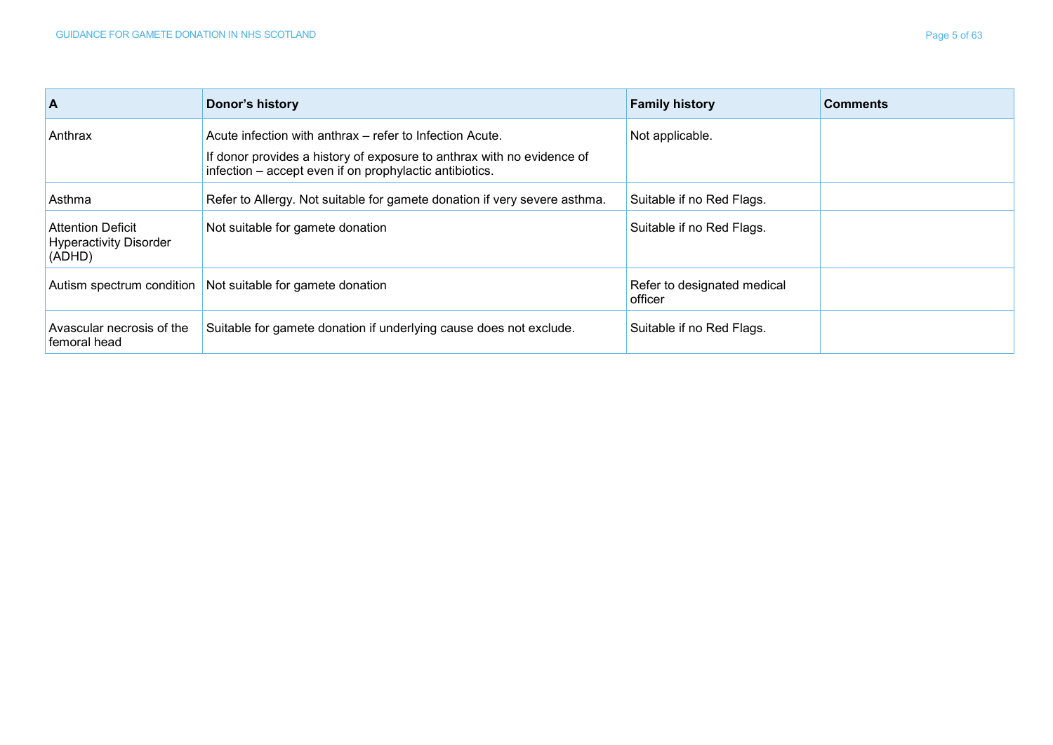| A | Donor's history | Family history | Comments |
|---|---|---|---|
| Anthrax | Acute infection with anthrax – refer to Infection Acute.<br><br>If donor provides a history of exposure to anthrax with no evidence of infection – accept even if on prophylactic antibiotics. | Not applicable. | |
| Asthma | Refer to Allergy. Not suitable for gamete donation if very severe asthma. | Suitable if no Red Flags. | |
| Attention Deficit Hyperactivity Disorder (ADHD) | Not suitable for gamete donation | Suitable if no Red Flags. | |
| Autism spectrum condition | Not suitable for gamete donation | Refer to designated medical officer | |
| Avascular necrosis of the femoral head | Suitable for gamete donation if underlying cause does not exclude. | Suitable if no Red Flags. | |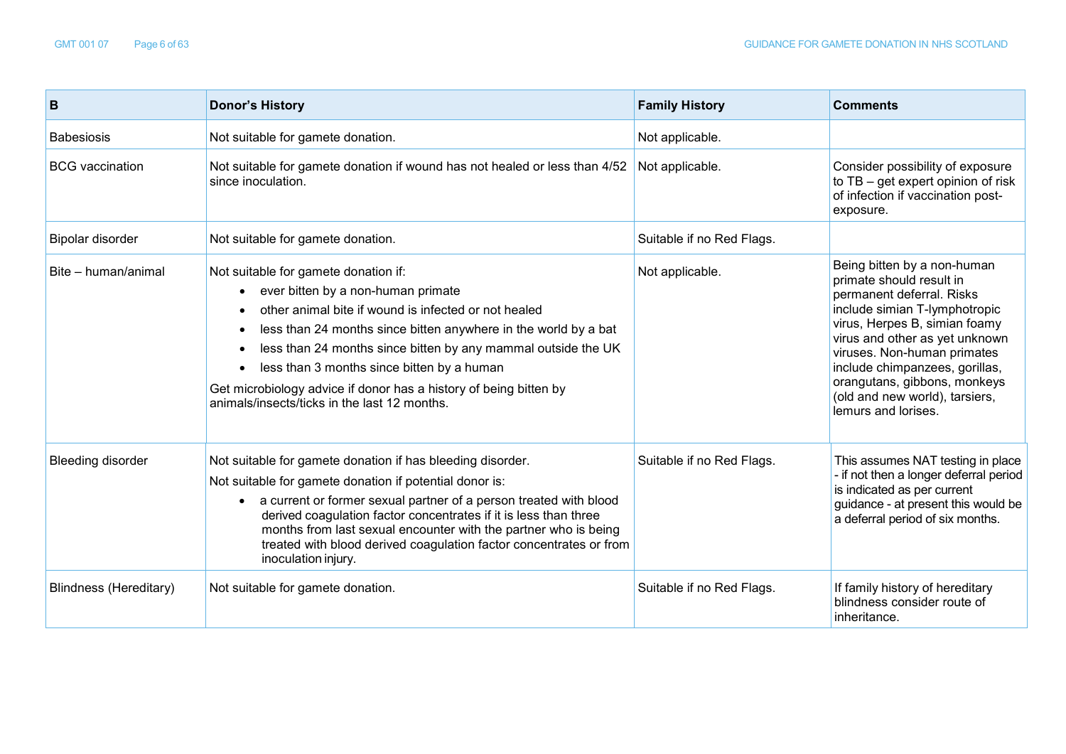| B | Donor's History | Family History | Comments |
|---|---|---|---|
| Babesiosis | Not suitable for gamete donation. | Not applicable. | |
| BCG vaccination | Not suitable for gamete donation if wound has not healed or less than 4/52 since inoculation. | Not applicable. | Consider possibility of exposure to TB – get expert opinion of risk of infection if vaccination post-exposure. |
| Bipolar disorder | Not suitable for gamete donation. | Suitable if no Red Flags. | |
| Bite – human/animal | Not suitable for gamete donation if:<br>• ever bitten by a non-human primate<br>• other animal bite if wound is infected or not healed<br>• less than 24 months since bitten anywhere in the world by a bat<br>• less than 24 months since bitten by any mammal outside the UK<br>• less than 3 months since bitten by a human<br>Get microbiology advice if donor has a history of being bitten by animals/insects/ticks in the last 12 months. | Not applicable. | Being bitten by a non-human primate should result in permanent deferral. Risks include simian T-lymphotropic virus, Herpes B, simian foamy virus and other as yet unknown viruses. Non-human primates include chimpanzees, gorillas, orangutans, gibbons, monkeys (old and new world), tarsiers, lemurs and lorises. |
| Bleeding disorder | Not suitable for gamete donation if has bleeding disorder.<br>Not suitable for gamete donation if potential donor is:<br>• a current or former sexual partner of a person treated with blood derived coagulation factor concentrates if it is less than three months from last sexual encounter with the partner who is being treated with blood derived coagulation factor concentrates or from inoculation injury. | Suitable if no Red Flags. | This assumes NAT testing in place - if not then a longer deferral period is indicated as per current guidance - at present this would be a deferral period of six months. |
| Blindness (Hereditary) | Not suitable for gamete donation. | Suitable if no Red Flags. | If family history of hereditary blindness consider route of inheritance. |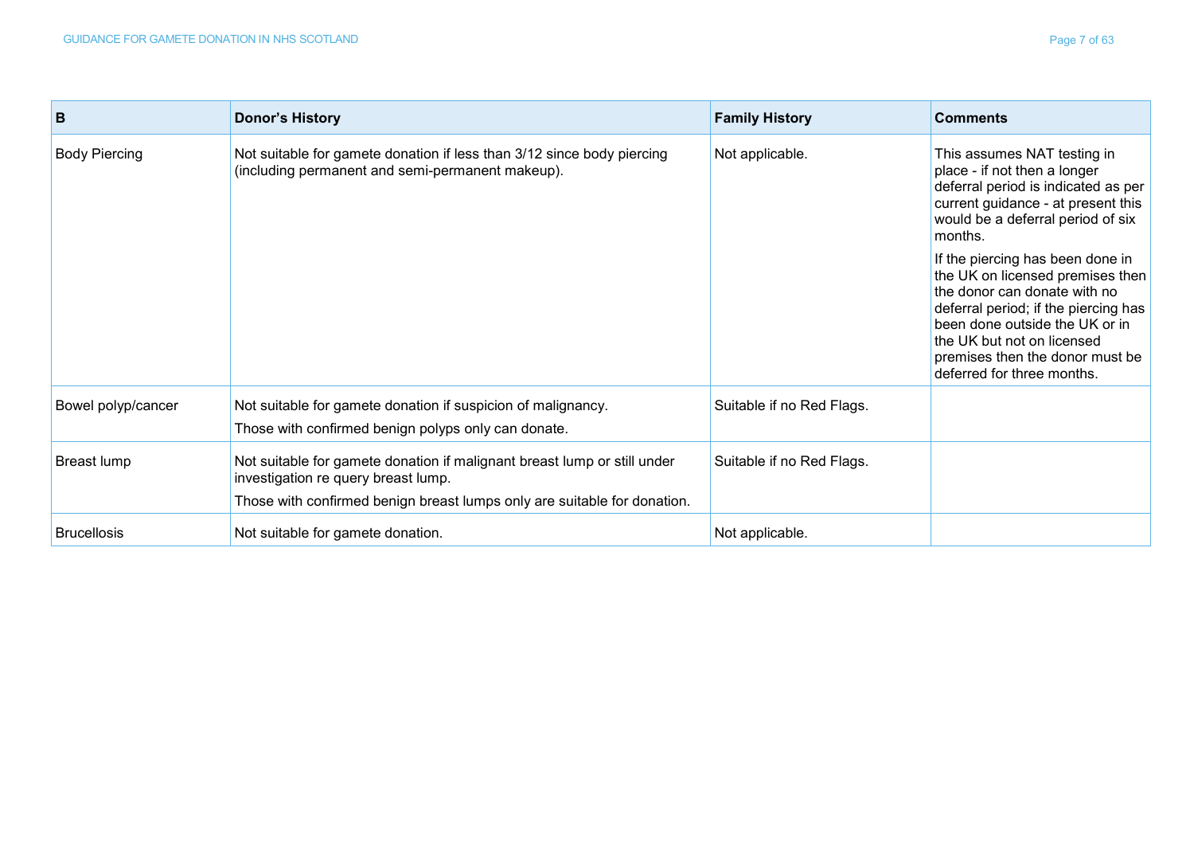| B | Donor's History | Family History | Comments |
|---|---|---|---|
| Body Piercing | Not suitable for gamete donation if less than 3/12 since body piercing (including permanent and semi-permanent makeup). | Not applicable. | This assumes NAT testing in place - if not then a longer deferral period is indicated as per current guidance - at present this would be a deferral period of six months.<br><br>If the piercing has been done in the UK on licensed premises then the donor can donate with no deferral period; if the piercing has been done outside the UK or in the UK but not on licensed premises then the donor must be deferred for three months. |
| Bowel polyp/cancer | Not suitable for gamete donation if suspicion of malignancy.<br><br>Those with confirmed benign polyps only can donate. | Suitable if no Red Flags. | |
| Breast lump | Not suitable for gamete donation if malignant breast lump or still under investigation re query breast lump.<br><br>Those with confirmed benign breast lumps only are suitable for donation. | Suitable if no Red Flags. | |
| Brucellosis | Not suitable for gamete donation. | Not applicable. | |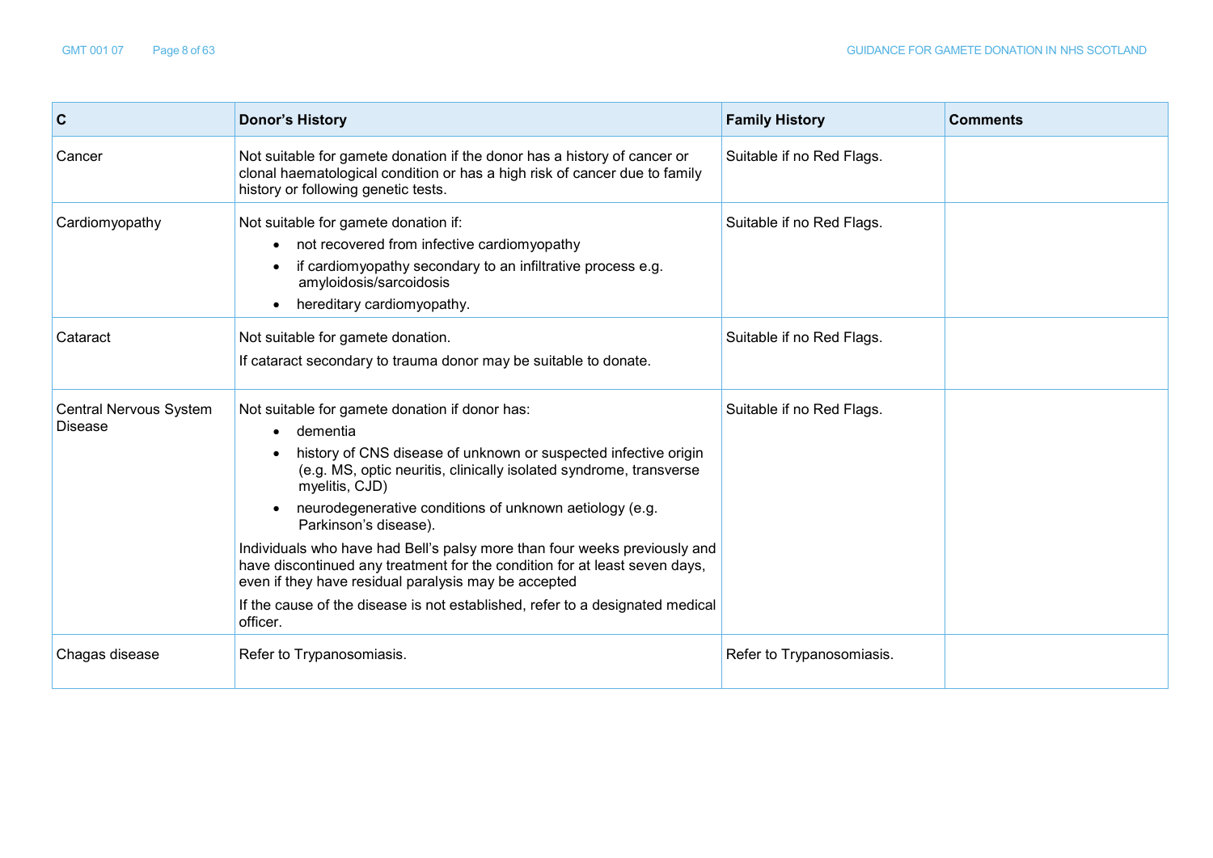| C | Donor's History | Family History | Comments |
|---|---|---|---|
| Cancer | Not suitable for gamete donation if the donor has a history of cancer or clonal haematological condition or has a high risk of cancer due to family history or following genetic tests. | Suitable if no Red Flags. | |
| Cardiomyopathy | Not suitable for gamete donation if:<br>• not recovered from infective cardiomyopathy<br>• if cardiomyopathy secondary to an infiltrative process e.g. amyloidosis/sarcoidosis<br>• hereditary cardiomyopathy. | Suitable if no Red Flags. | |
| Cataract | Not suitable for gamete donation.<br>If cataract secondary to trauma donor may be suitable to donate. | Suitable if no Red Flags. | |
| Central Nervous System Disease | Not suitable for gamete donation if donor has:<br>• dementia<br>• history of CNS disease of unknown or suspected infective origin (e.g. MS, optic neuritis, clinically isolated syndrome, transverse myelitis, CJD)<br>• neurodegenerative conditions of unknown aetiology (e.g. Parkinson's disease).<br>Individuals who have had Bell's palsy more than four weeks previously and have discontinued any treatment for the condition for at least seven days, even if they have residual paralysis may be accepted<br>If the cause of the disease is not established, refer to a designated medical officer. | Suitable if no Red Flags. | |
| Chagas disease | Refer to Trypanosomiasis. | Refer to Trypanosomiasis. | |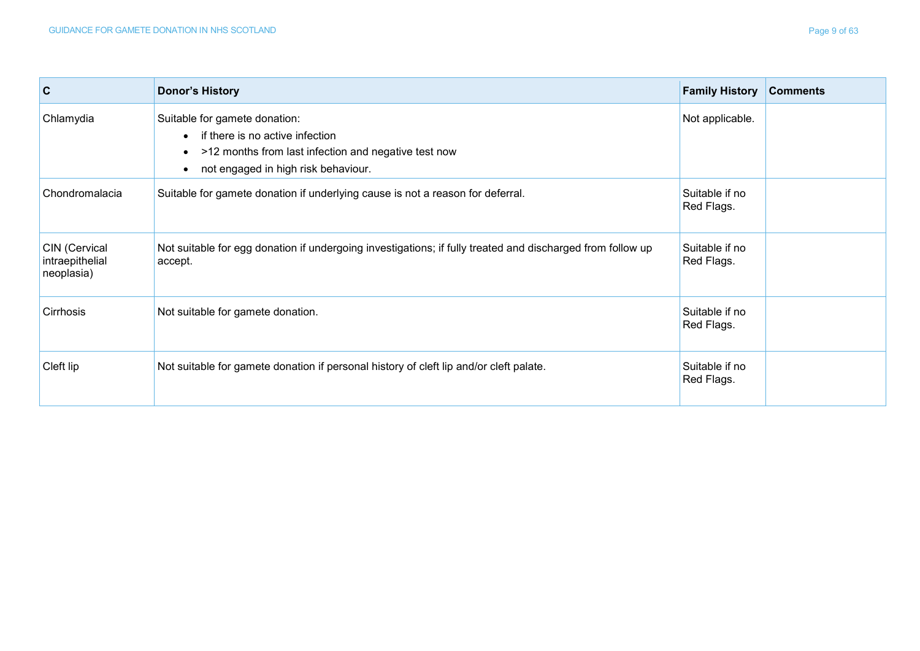| C | Donor's History | Family History | Comments |
|---|---|---|---|
| Chlamydia | Suitable for gamete donation:<br>• if there is no active infection<br>• >12 months from last infection and negative test now<br>• not engaged in high risk behaviour. | Not applicable. | |
| Chondromalacia | Suitable for gamete donation if underlying cause is not a reason for deferral. | Suitable if no Red Flags. | |
| CIN (Cervical intraepithelial neoplasia) | Not suitable for egg donation if undergoing investigations; if fully treated and discharged from follow up accept. | Suitable if no Red Flags. | |
| Cirrhosis | Not suitable for gamete donation. | Suitable if no Red Flags. | |
| Cleft lip | Not suitable for gamete donation if personal history of cleft lip and/or cleft palate. | Suitable if no Red Flags. | |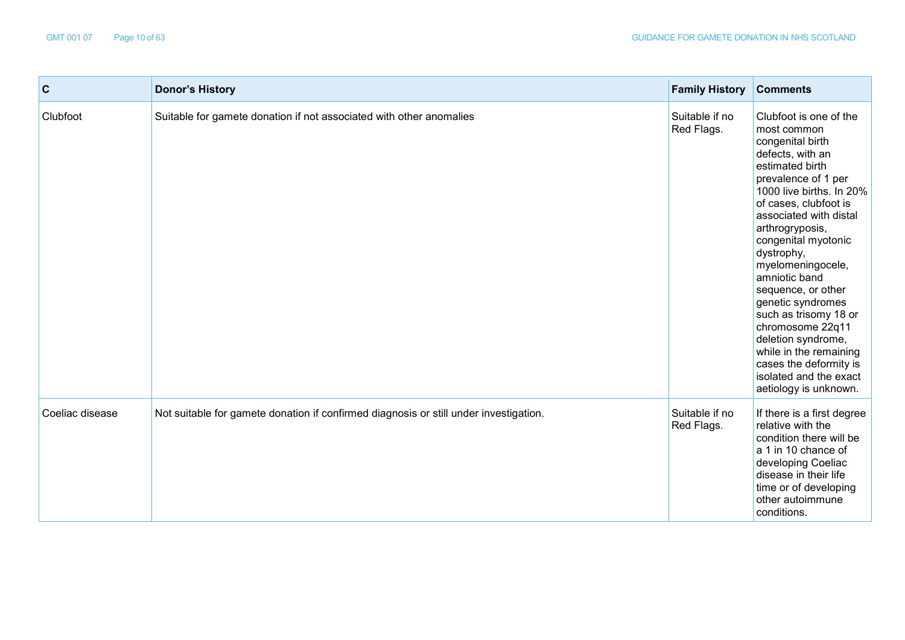| C | Donor's History | Family History | Comments |
| --- | --- | --- | --- |
| Clubfoot | Suitable for gamete donation if not associated with other anomalies | Suitable if no Red Flags. | Clubfoot is one of the most common congenital birth defects, with an estimated birth prevalence of 1 per 1000 live births. In 20% of cases, clubfoot is associated with distal arthrogryposis, congenital myotonic dystrophy, myelomeningocele, amniotic band sequence, or other genetic syndromes such as trisomy 18 or chromosome 22q11 deletion syndrome, while in the remaining cases the deformity is isolated and the exact aetiology is unknown. |
| Coeliac disease | Not suitable for gamete donation if confirmed diagnosis or still under investigation. | Suitable if no Red Flags. | If there is a first degree relative with the condition there will be a 1 in 10 chance of developing Coeliac disease in their life time or of developing other autoimmune conditions. |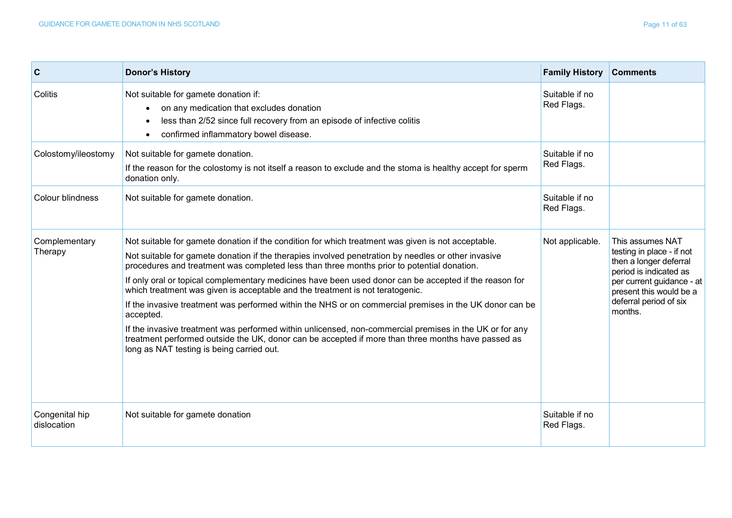| C | Donor's History | Family History | Comments |
|---|---|---|---|
| Colitis | Not suitable for gamete donation if:<br>• on any medication that excludes donation<br>• less than 2/52 since full recovery from an episode of infective colitis<br>• confirmed inflammatory bowel disease. | Suitable if no Red Flags. | |
| Colostomy/ileostomy | Not suitable for gamete donation.<br>If the reason for the colostomy is not itself a reason to exclude and the stoma is healthy accept for sperm donation only. | Suitable if no Red Flags. | |
| Colour blindness | Not suitable for gamete donation. | Suitable if no Red Flags. | |
| Complementary Therapy | Not suitable for gamete donation if the condition for which treatment was given is not acceptable.<br>Not suitable for gamete donation if the therapies involved penetration by needles or other invasive procedures and treatment was completed less than three months prior to potential donation.<br>If only oral or topical complementary medicines have been used donor can be accepted if the reason for which treatment was given is acceptable and the treatment is not teratogenic.<br>If the invasive treatment was performed within the NHS or on commercial premises in the UK donor can be accepted.<br>If the invasive treatment was performed within unlicensed, non-commercial premises in the UK or for any treatment performed outside the UK, donor can be accepted if more than three months have passed as long as NAT testing is being carried out. | Not applicable. | This assumes NAT testing in place - if not then a longer deferral period is indicated as per current guidance - at present this would be a deferral period of six months. |
| Congenital hip dislocation | Not suitable for gamete donation | Suitable if no Red Flags. | |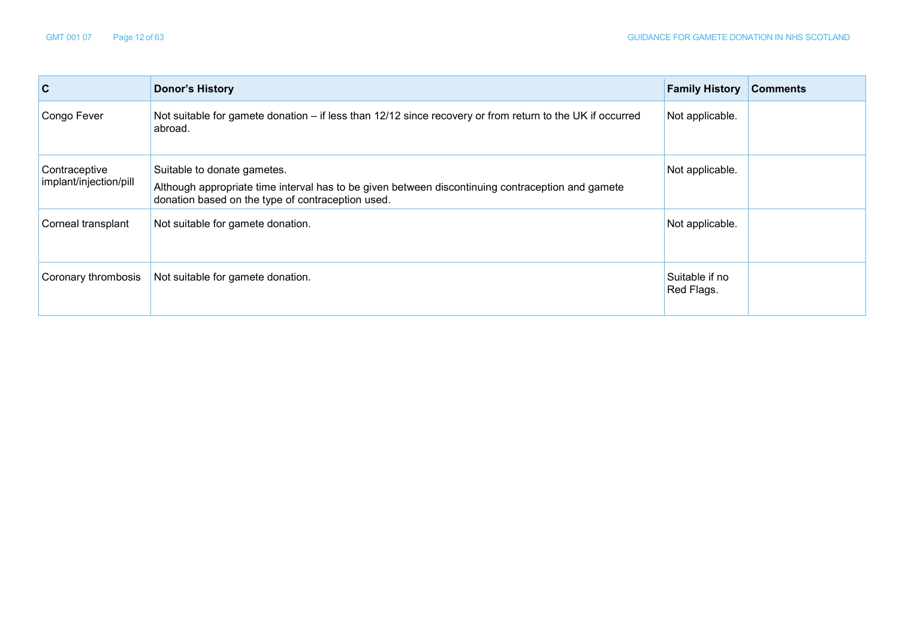| C | Donor's History | Family History | Comments |
|---|---|---|---|
| Congo Fever | Not suitable for gamete donation – if less than 12/12 since recovery or from return to the UK if occurred abroad. | Not applicable. | |
| Contraceptive implant/injection/pill | Suitable to donate gametes.<br><br>Although appropriate time interval has to be given between discontinuing contraception and gamete donation based on the type of contraception used. | Not applicable. | |
| Corneal transplant | Not suitable for gamete donation. | Not applicable. | |
| Coronary thrombosis | Not suitable for gamete donation. | Suitable if no Red Flags. | |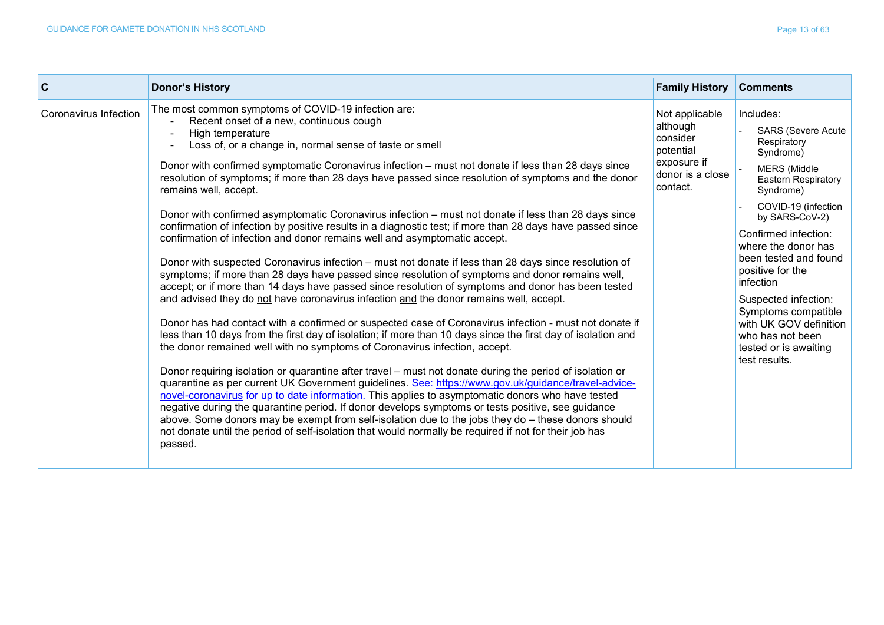| C | Donor's History | Family History | Comments |
|---|---|---|---|
| Coronavirus Infection | The most common symptoms of COVID-19 infection are:<br>- Recent onset of a new, continuous cough<br>- High temperature<br>- Loss of, or a change in, normal sense of taste or smell<br><br>Donor with confirmed symptomatic Coronavirus infection – must not donate if less than 28 days since resolution of symptoms; if more than 28 days have passed since resolution of symptoms and the donor remains well, accept.<br><br>Donor with confirmed asymptomatic Coronavirus infection – must not donate if less than 28 days since confirmation of infection by positive results in a diagnostic test; if more than 28 days have passed since confirmation of infection and donor remains well and asymptomatic accept.<br><br>Donor with suspected Coronavirus infection – must not donate if less than 28 days since resolution of symptoms; if more than 28 days have passed since resolution of symptoms and donor remains well, accept; or if more than 14 days have passed since resolution of symptoms <u>and</u> donor has been tested and advised they do <u>not</u> have coronavirus infection <u>and</u> the donor remains well, accept.<br><br>Donor has had contact with a confirmed or suspected case of Coronavirus infection - must not donate if less than 10 days from the first day of isolation; if more than 10 days since the first day of isolation and the donor remained well with no symptoms of Coronavirus infection, accept.<br><br>Donor requiring isolation or quarantine after travel – must not donate during the period of isolation or quarantine as per current UK Government guidelines. See: https://www.gov.uk/guidance/travel-advice-novel-coronavirus for up to date information. This applies to asymptomatic donors who have tested negative during the quarantine period. If donor develops symptoms or tests positive, see guidance above. Some donors may be exempt from self-isolation due to the jobs they do – these donors should not donate until the period of self-isolation that would normally be required if not for their job has passed. | Not applicable although consider potential exposure if donor is a close contact. | Includes:<br>- SARS (Severe Acute Respiratory Syndrome)<br>- MERS (Middle Eastern Respiratory Syndrome)<br>- COVID-19 (infection by SARS-CoV-2)<br><br>Confirmed infection: where the donor has been tested and found positive for the infection<br><br>Suspected infection: Symptoms compatible with UK GOV definition who has not been tested or is awaiting test results. |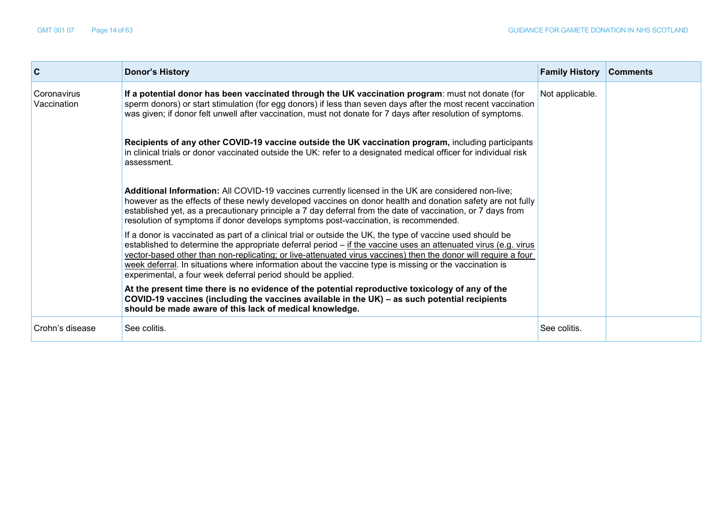| C | Donor's History | Family History | Comments |
|---|---|---|---|
| Coronavirus Vaccination | **If a potential donor has been vaccinated through the UK vaccination program**: must not donate (for sperm donors) or start stimulation (for egg donors) if less than seven days after the most recent vaccination was given; if donor felt unwell after vaccination, must not donate for 7 days after resolution of symptoms.<br><br>**Recipients of any other COVID-19 vaccine outside the UK vaccination program,** including participants in clinical trials or donor vaccinated outside the UK: refer to a designated medical officer for individual risk assessment.<br><br>**Additional Information:** All COVID-19 vaccines currently licensed in the UK are considered non-live; however as the effects of these newly developed vaccines on donor health and donation safety are not fully established yet, as a precautionary principle a 7 day deferral from the date of vaccination, or 7 days from resolution of symptoms if donor develops symptoms post-vaccination, is recommended.<br><br>If a donor is vaccinated as part of a clinical trial or outside the UK, the type of vaccine used should be established to determine the appropriate deferral period – <u>if the vaccine uses an attenuated virus (e.g. virus vector-based other than non-replicating; or live-attenuated virus vaccines) then the donor will require a four week deferral</u>. In situations where information about the vaccine type is missing or the vaccination is experimental, a four week deferral period should be applied.<br><br>**At the present time there is no evidence of the potential reproductive toxicology of any of the COVID-19 vaccines (including the vaccines available in the UK) – as such potential recipients should be made aware of this lack of medical knowledge.** | Not applicable. | |
| Crohn's disease | See colitis. | See colitis. | |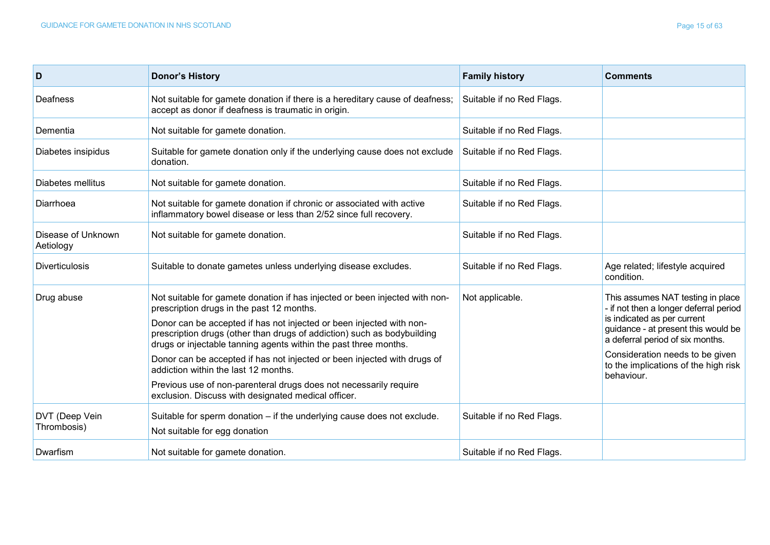| D | Donor's History | Family history | Comments |
|---|---|---|---|
| Deafness | Not suitable for gamete donation if there is a hereditary cause of deafness; accept as donor if deafness is traumatic in origin. | Suitable if no Red Flags. | |
| Dementia | Not suitable for gamete donation. | Suitable if no Red Flags. | |
| Diabetes insipidus | Suitable for gamete donation only if the underlying cause does not exclude donation. | Suitable if no Red Flags. | |
| Diabetes mellitus | Not suitable for gamete donation. | Suitable if no Red Flags. | |
| Diarrhoea | Not suitable for gamete donation if chronic or associated with active inflammatory bowel disease or less than 2/52 since full recovery. | Suitable if no Red Flags. | |
| Disease of Unknown Aetiology | Not suitable for gamete donation. | Suitable if no Red Flags. | |
| Diverticulosis | Suitable to donate gametes unless underlying disease excludes. | Suitable if no Red Flags. | Age related; lifestyle acquired condition. |
| Drug abuse | Not suitable for gamete donation if has injected or been injected with non-prescription drugs in the past 12 months.<br><br>Donor can be accepted if has not injected or been injected with non-prescription drugs (other than drugs of addiction) such as bodybuilding drugs or injectable tanning agents within the past three months.<br><br>Donor can be accepted if has not injected or been injected with drugs of addiction within the last 12 months.<br><br>Previous use of non-parenteral drugs does not necessarily require exclusion. Discuss with designated medical officer. | Not applicable. | This assumes NAT testing in place - if not then a longer deferral period is indicated as per current guidance - at present this would be a deferral period of six months.<br><br>Consideration needs to be given to the implications of the high risk behaviour. |
| DVT (Deep Vein Thrombosis) | Suitable for sperm donation – if the underlying cause does not exclude.<br><br>Not suitable for egg donation | Suitable if no Red Flags. | |
| Dwarfism | Not suitable for gamete donation. | Suitable if no Red Flags. | |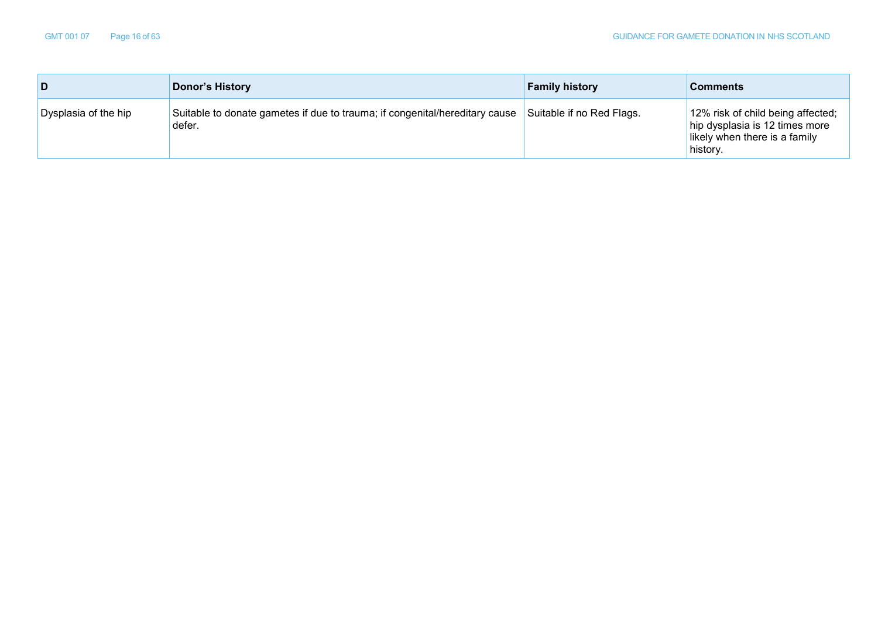| D | Donor's History | Family history | Comments |
| --- | --- | --- | --- |
| Dysplasia of the hip | Suitable to donate gametes if due to trauma; if congenital/hereditary cause defer. | Suitable if no Red Flags. | 12% risk of child being affected; hip dysplasia is 12 times more likely when there is a family history. |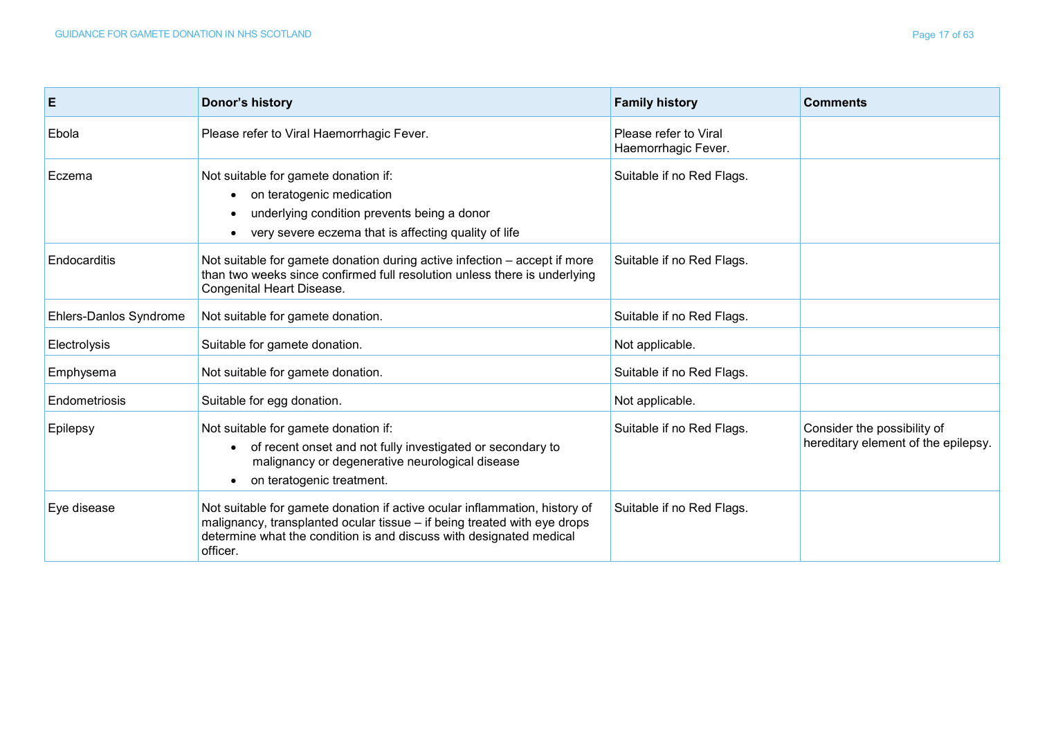| E | Donor's history | Family history | Comments |
|---|---|---|---|
| Ebola | Please refer to Viral Haemorrhagic Fever. | Please refer to Viral Haemorrhagic Fever. | |
| Eczema | Not suitable for gamete donation if:<br>• on teratogenic medication<br>• underlying condition prevents being a donor<br>• very severe eczema that is affecting quality of life | Suitable if no Red Flags. | |
| Endocarditis | Not suitable for gamete donation during active infection – accept if more than two weeks since confirmed full resolution unless there is underlying Congenital Heart Disease. | Suitable if no Red Flags. | |
| Ehlers-Danlos Syndrome | Not suitable for gamete donation. | Suitable if no Red Flags. | |
| Electrolysis | Suitable for gamete donation. | Not applicable. | |
| Emphysema | Not suitable for gamete donation. | Suitable if no Red Flags. | |
| Endometriosis | Suitable for egg donation. | Not applicable. | |
| Epilepsy | Not suitable for gamete donation if:<br>• of recent onset and not fully investigated or secondary to malignancy or degenerative neurological disease<br>• on teratogenic treatment. | Suitable if no Red Flags. | Consider the possibility of hereditary element of the epilepsy. |
| Eye disease | Not suitable for gamete donation if active ocular inflammation, history of malignancy, transplanted ocular tissue – if being treated with eye drops determine what the condition is and discuss with designated medical officer. | Suitable if no Red Flags. | |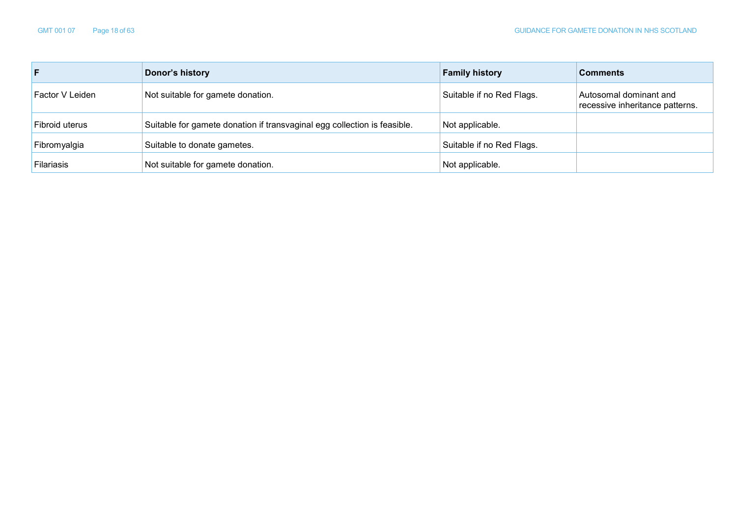| F | Donor's history | Family history | Comments |
|---|---|---|---|
| Factor V Leiden | Not suitable for gamete donation. | Suitable if no Red Flags. | Autosomal dominant and recessive inheritance patterns. |
| Fibroid uterus | Suitable for gamete donation if transvaginal egg collection is feasible. | Not applicable. | |
| Fibromyalgia | Suitable to donate gametes. | Suitable if no Red Flags. | |
| Filariasis | Not suitable for gamete donation. | Not applicable. | |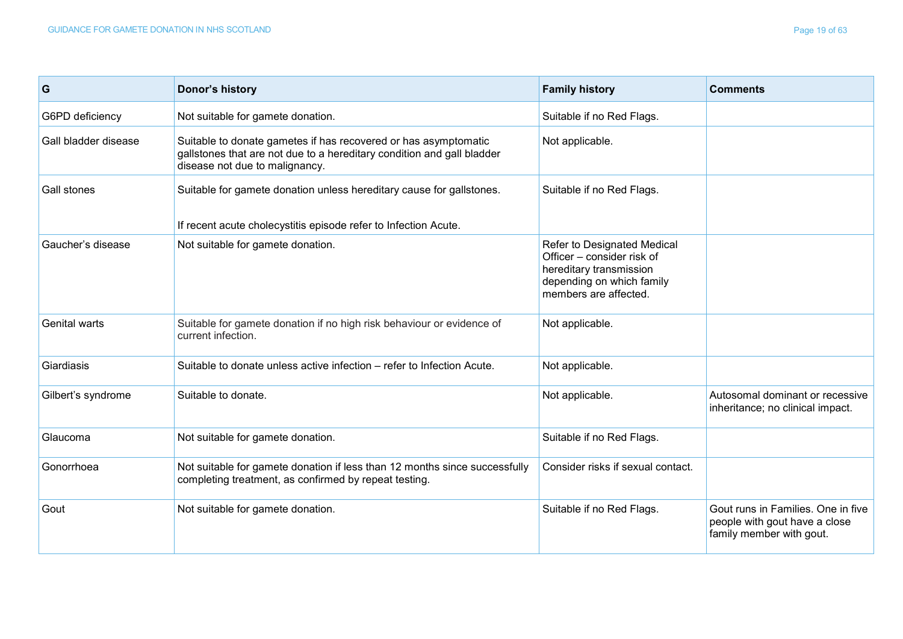| G | Donor's history | Family history | Comments |
|---|---|---|---|
| G6PD deficiency | Not suitable for gamete donation. | Suitable if no Red Flags. | |
| Gall bladder disease | Suitable to donate gametes if has recovered or has asymptomatic gallstones that are not due to a hereditary condition and gall bladder disease not due to malignancy. | Not applicable. | |
| Gall stones | Suitable for gamete donation unless hereditary cause for gallstones.<br><br>If recent acute cholecystitis episode refer to Infection Acute. | Suitable if no Red Flags. | |
| Gaucher's disease | Not suitable for gamete donation. | Refer to Designated Medical Officer – consider risk of hereditary transmission depending on which family members are affected. | |
| Genital warts | Suitable for gamete donation if no high risk behaviour or evidence of current infection. | Not applicable. | |
| Giardiasis | Suitable to donate unless active infection – refer to Infection Acute. | Not applicable. | |
| Gilbert's syndrome | Suitable to donate. | Not applicable. | Autosomal dominant or recessive inheritance; no clinical impact. |
| Glaucoma | Not suitable for gamete donation. | Suitable if no Red Flags. | |
| Gonorrhoea | Not suitable for gamete donation if less than 12 months since successfully completing treatment, as confirmed by repeat testing. | Consider risks if sexual contact. | |
| Gout | Not suitable for gamete donation. | Suitable if no Red Flags. | Gout runs in Families. One in five people with gout have a close family member with gout. |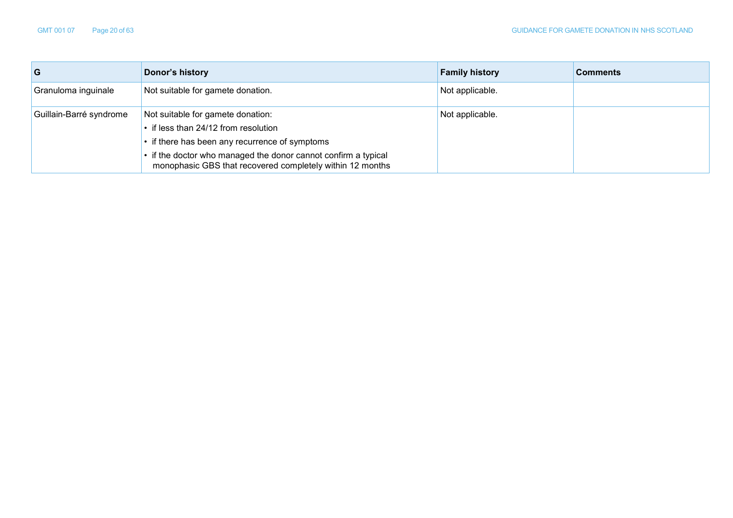| G | Donor's history | Family history | Comments |
|---|---|---|---|
| Granuloma inguinale | Not suitable for gamete donation. | Not applicable. | |
| Guillain-Barré syndrome | Not suitable for gamete donation:<br>• if less than 24/12 from resolution<br>• if there has been any recurrence of symptoms<br>• if the doctor who managed the donor cannot confirm a typical monophasic GBS that recovered completely within 12 months | Not applicable. | |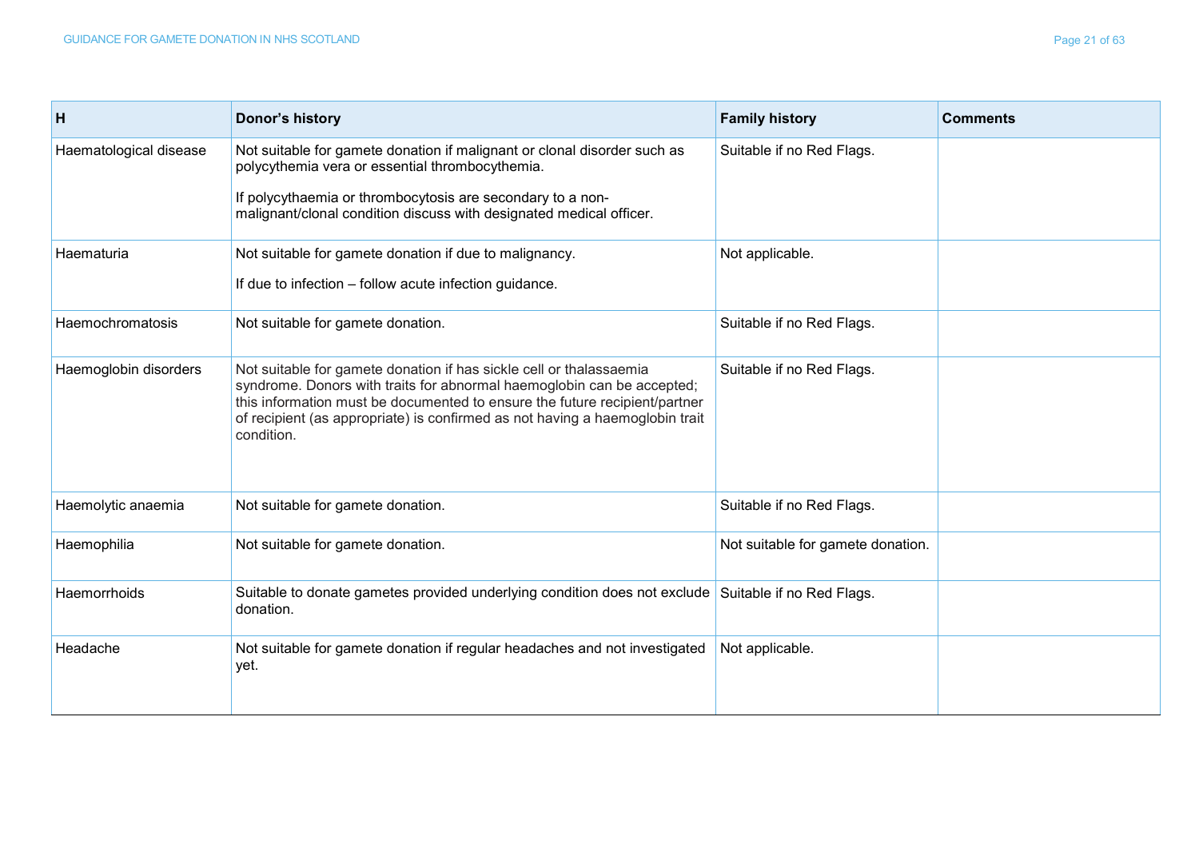| H | Donor’s history | Family history | Comments |
|---|---|---|---|
| Haematological disease | Not suitable for gamete donation if malignant or clonal disorder such as polycythemia vera or essential thrombocythemia.<br><br>If polycythaemia or thrombocytosis are secondary to a non-malignant/clonal condition discuss with designated medical officer. | Suitable if no Red Flags. | |
| Haematuria | Not suitable for gamete donation if due to malignancy.<br><br>If due to infection – follow acute infection guidance. | Not applicable. | |
| Haemochromatosis | Not suitable for gamete donation. | Suitable if no Red Flags. | |
| Haemoglobin disorders | Not suitable for gamete donation if has sickle cell or thalassaemia syndrome. Donors with traits for abnormal haemoglobin can be accepted; this information must be documented to ensure the future recipient/partner of recipient (as appropriate) is confirmed as not having a haemoglobin trait condition. | Suitable if no Red Flags. | |
| Haemolytic anaemia | Not suitable for gamete donation. | Suitable if no Red Flags. | |
| Haemophilia | Not suitable for gamete donation. | Not suitable for gamete donation. | |
| Haemorrhoids | Suitable to donate gametes provided underlying condition does not exclude donation. | Suitable if no Red Flags. | |
| Headache | Not suitable for gamete donation if regular headaches and not investigated yet. | Not applicable. | |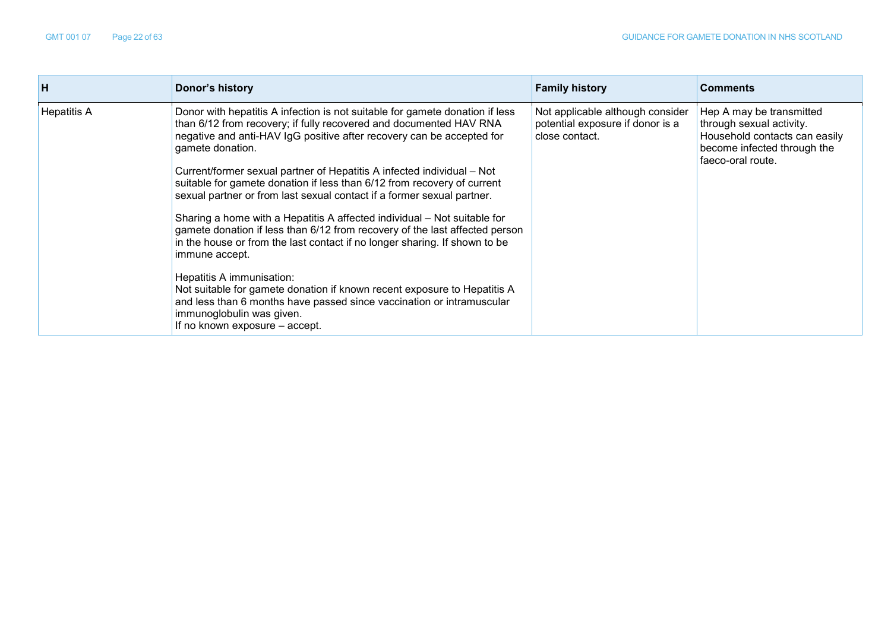| H | Donor's history | Family history | Comments |
|---|---|---|---|
| Hepatitis A | Donor with hepatitis A infection is not suitable for gamete donation if less than 6/12 from recovery; if fully recovered and documented HAV RNA negative and anti-HAV IgG positive after recovery can be accepted for gamete donation.<br><br>Current/former sexual partner of Hepatitis A infected individual – Not suitable for gamete donation if less than 6/12 from recovery of current sexual partner or from last sexual contact if a former sexual partner.<br><br>Sharing a home with a Hepatitis A affected individual – Not suitable for gamete donation if less than 6/12 from recovery of the last affected person in the house or from the last contact if no longer sharing. If shown to be immune accept.<br><br>Hepatitis A immunisation:<br>Not suitable for gamete donation if known recent exposure to Hepatitis A and less than 6 months have passed since vaccination or intramuscular immunoglobulin was given.<br>If no known exposure – accept. | Not applicable although consider potential exposure if donor is a close contact. | Hep A may be transmitted through sexual activity. Household contacts can easily become infected through the faeco-oral route. |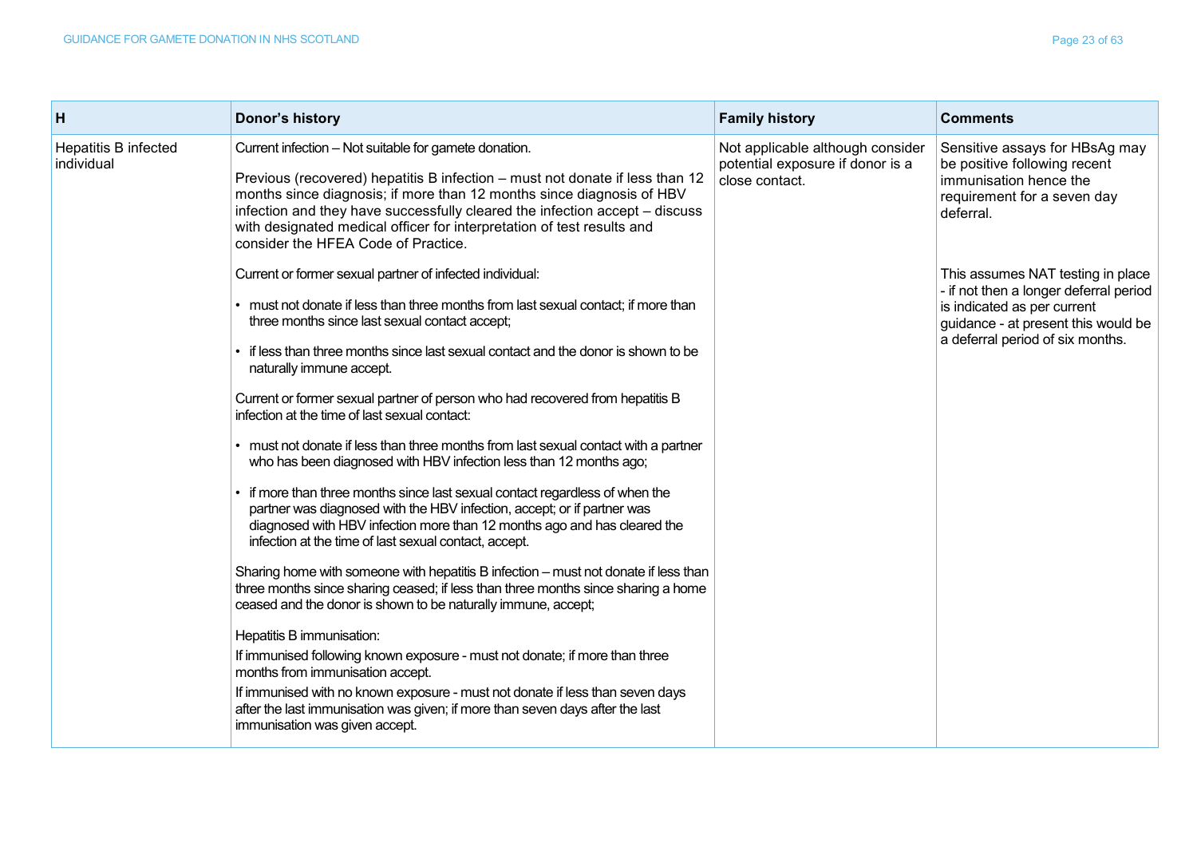| H | Donor's history | Family history | Comments |
|---|---|---|---|
| Hepatitis B infected individual | Current infection – Not suitable for gamete donation.<br><br>Previous (recovered) hepatitis B infection – must not donate if less than 12 months since diagnosis; if more than 12 months since diagnosis of HBV infection and they have successfully cleared the infection accept – discuss with designated medical officer for interpretation of test results and consider the HFEA Code of Practice.<br><br>Current or former sexual partner of infected individual:<br><br>• must not donate if less than three months from last sexual contact; if more than three months since last sexual contact accept;<br><br>• if less than three months since last sexual contact and the donor is shown to be naturally immune accept.<br><br>Current or former sexual partner of person who had recovered from hepatitis B infection at the time of last sexual contact:<br><br>• must not donate if less than three months from last sexual contact with a partner who has been diagnosed with HBV infection less than 12 months ago;<br><br>• if more than three months since last sexual contact regardless of when the partner was diagnosed with the HBV infection, accept; or if partner was diagnosed with HBV infection more than 12 months ago and has cleared the infection at the time of last sexual contact, accept.<br><br>Sharing home with someone with hepatitis B infection – must not donate if less than three months since sharing ceased; if less than three months since sharing a home ceased and the donor is shown to be naturally immune, accept;<br><br>Hepatitis B immunisation:<br>If immunised following known exposure - must not donate; if more than three months from immunisation accept.<br>If immunised with no known exposure - must not donate if less than seven days after the last immunisation was given; if more than seven days after the last immunisation was given accept. | Not applicable although consider potential exposure if donor is a close contact. | Sensitive assays for HBsAg may be positive following recent immunisation hence the requirement for a seven day deferral.<br><br>This assumes NAT testing in place - if not then a longer deferral period is indicated as per current guidance - at present this would be a deferral period of six months. |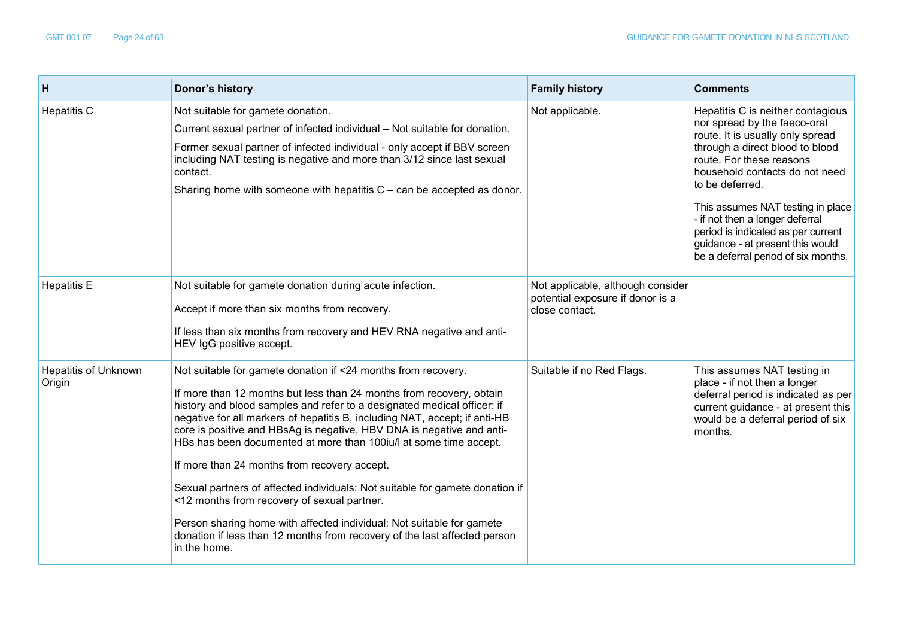| H | Donor's history | Family history | Comments |
|---|---|---|---|
| Hepatitis C | Not suitable for gamete donation.<br>Current sexual partner of infected individual – Not suitable for donation.<br>Former sexual partner of infected individual - only accept if BBV screen including NAT testing is negative and more than 3/12 since last sexual contact.<br>Sharing home with someone with hepatitis C – can be accepted as donor. | Not applicable. | Hepatitis C is neither contagious nor spread by the faeco-oral route. It is usually only spread through a direct blood to blood route. For these reasons household contacts do not need to be deferred.<br>This assumes NAT testing in place - if not then a longer deferral period is indicated as per current guidance - at present this would be a deferral period of six months. |
| Hepatitis E | Not suitable for gamete donation during acute infection.<br>Accept if more than six months from recovery.<br>If less than six months from recovery and HEV RNA negative and anti-HEV IgG positive accept. | Not applicable, although consider potential exposure if donor is a close contact. | |
| Hepatitis of Unknown Origin | Not suitable for gamete donation if <24 months from recovery.<br>If more than 12 months but less than 24 months from recovery, obtain history and blood samples and refer to a designated medical officer: if negative for all markers of hepatitis B, including NAT, accept; if anti-HB core is positive and HBsAg is negative, HBV DNA is negative and anti-HBs has been documented at more than 100iu/l at some time accept.<br>If more than 24 months from recovery accept.<br>Sexual partners of affected individuals: Not suitable for gamete donation if <12 months from recovery of sexual partner.<br>Person sharing home with affected individual: Not suitable for gamete donation if less than 12 months from recovery of the last affected person in the home. | Suitable if no Red Flags. | This assumes NAT testing in place - if not then a longer deferral period is indicated as per current guidance - at present this would be a deferral period of six months. |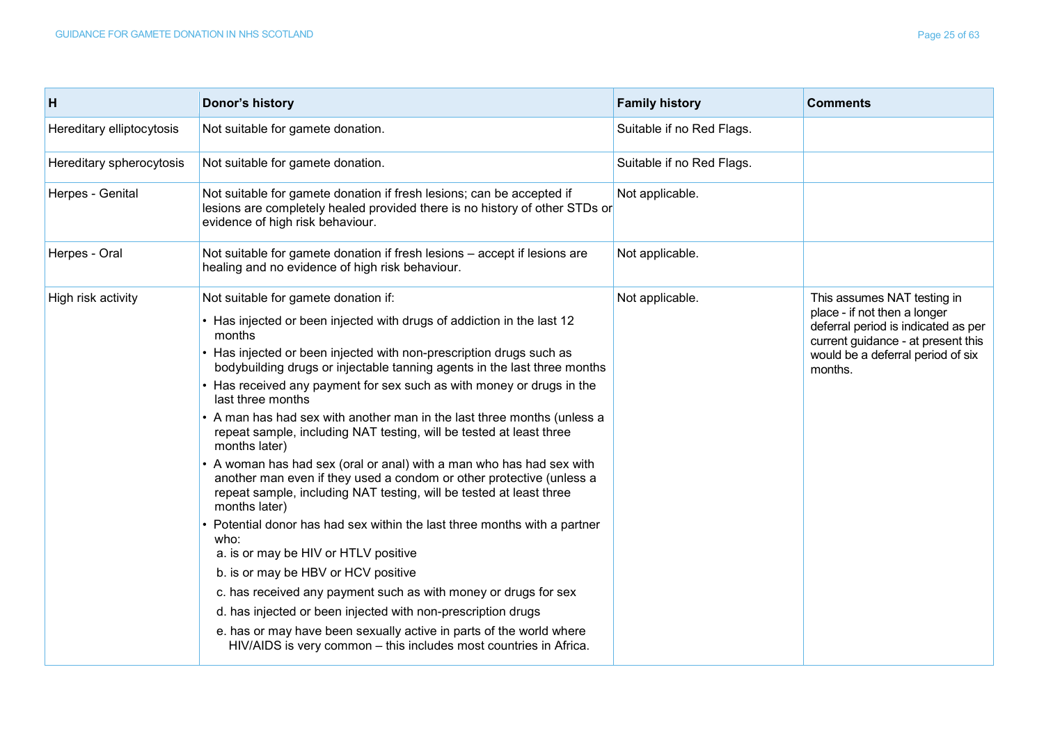| H | Donor's history | Family history | Comments |
| --- | --- | --- | --- |
| Hereditary elliptocytosis | Not suitable for gamete donation. | Suitable if no Red Flags. | |
| Hereditary spherocytosis | Not suitable for gamete donation. | Suitable if no Red Flags. | |
| Herpes - Genital | Not suitable for gamete donation if fresh lesions; can be accepted if lesions are completely healed provided there is no history of other STDs or evidence of high risk behaviour. | Not applicable. | |
| Herpes - Oral | Not suitable for gamete donation if fresh lesions – accept if lesions are healing and no evidence of high risk behaviour. | Not applicable. | |
| High risk activity | Not suitable for gamete donation if:<br>• Has injected or been injected with drugs of addiction in the last 12 months<br>• Has injected or been injected with non-prescription drugs such as bodybuilding drugs or injectable tanning agents in the last three months<br>• Has received any payment for sex such as with money or drugs in the last three months<br>• A man has had sex with another man in the last three months (unless a repeat sample, including NAT testing, will be tested at least three months later)<br>• A woman has had sex (oral or anal) with a man who has had sex with another man even if they used a condom or other protective (unless a repeat sample, including NAT testing, will be tested at least three months later)<br>• Potential donor has had sex within the last three months with a partner who:<br>a. is or may be HIV or HTLV positive<br>b. is or may be HBV or HCV positive<br>c. has received any payment such as with money or drugs for sex<br>d. has injected or been injected with non-prescription drugs<br>e. has or may have been sexually active in parts of the world where HIV/AIDS is very common – this includes most countries in Africa. | Not applicable. | This assumes NAT testing in place - if not then a longer deferral period is indicated as per current guidance - at present this would be a deferral period of six months. |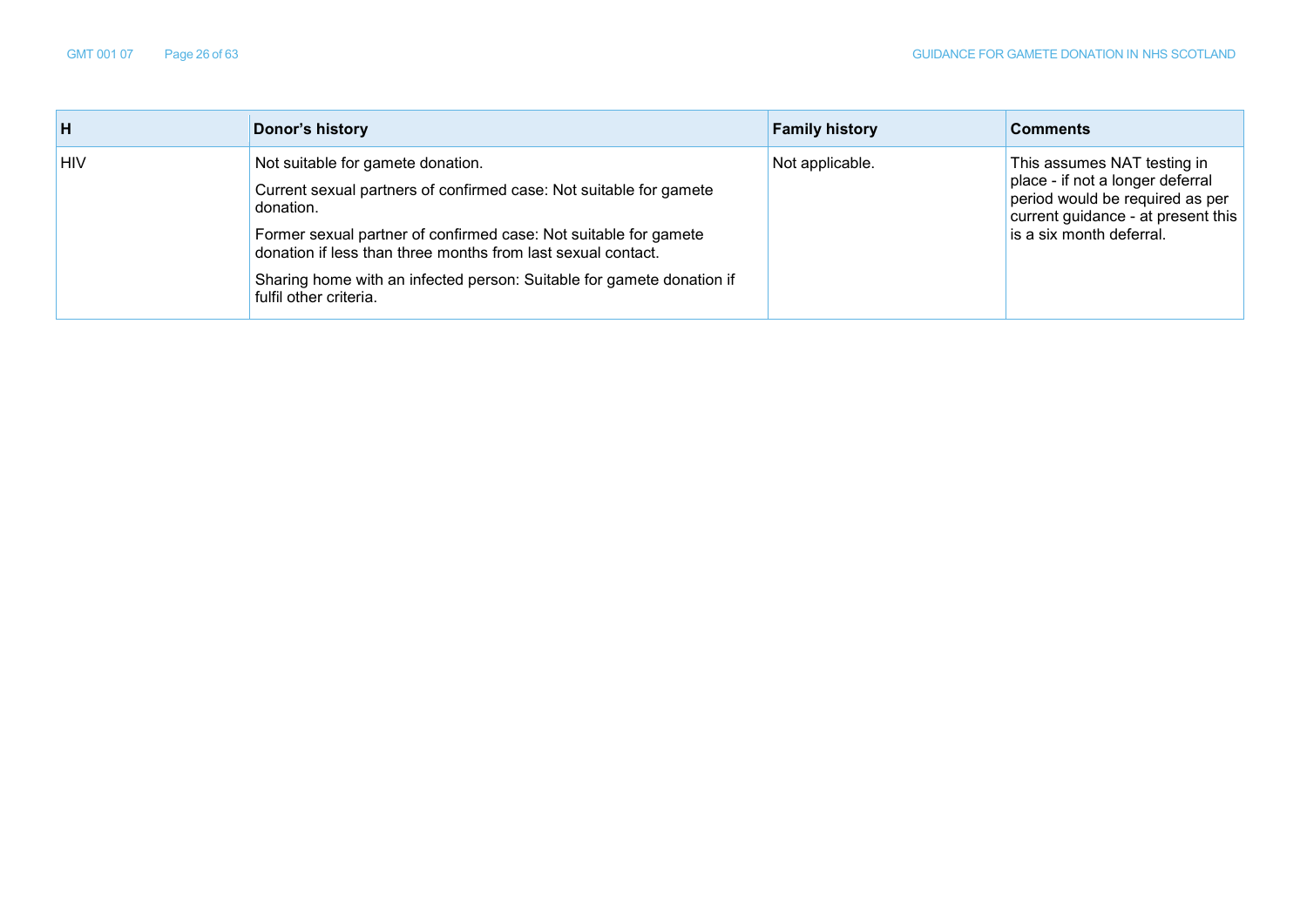| H | Donor's history | Family history | Comments |
|---|---|---|---|
| HIV | Not suitable for gamete donation.<br><br>Current sexual partners of confirmed case: Not suitable for gamete donation.<br><br>Former sexual partner of confirmed case: Not suitable for gamete donation if less than three months from last sexual contact.<br><br>Sharing home with an infected person: Suitable for gamete donation if fulfil other criteria. | Not applicable. | This assumes NAT testing in place - if not a longer deferral period would be required as per current guidance - at present this is a six month deferral. |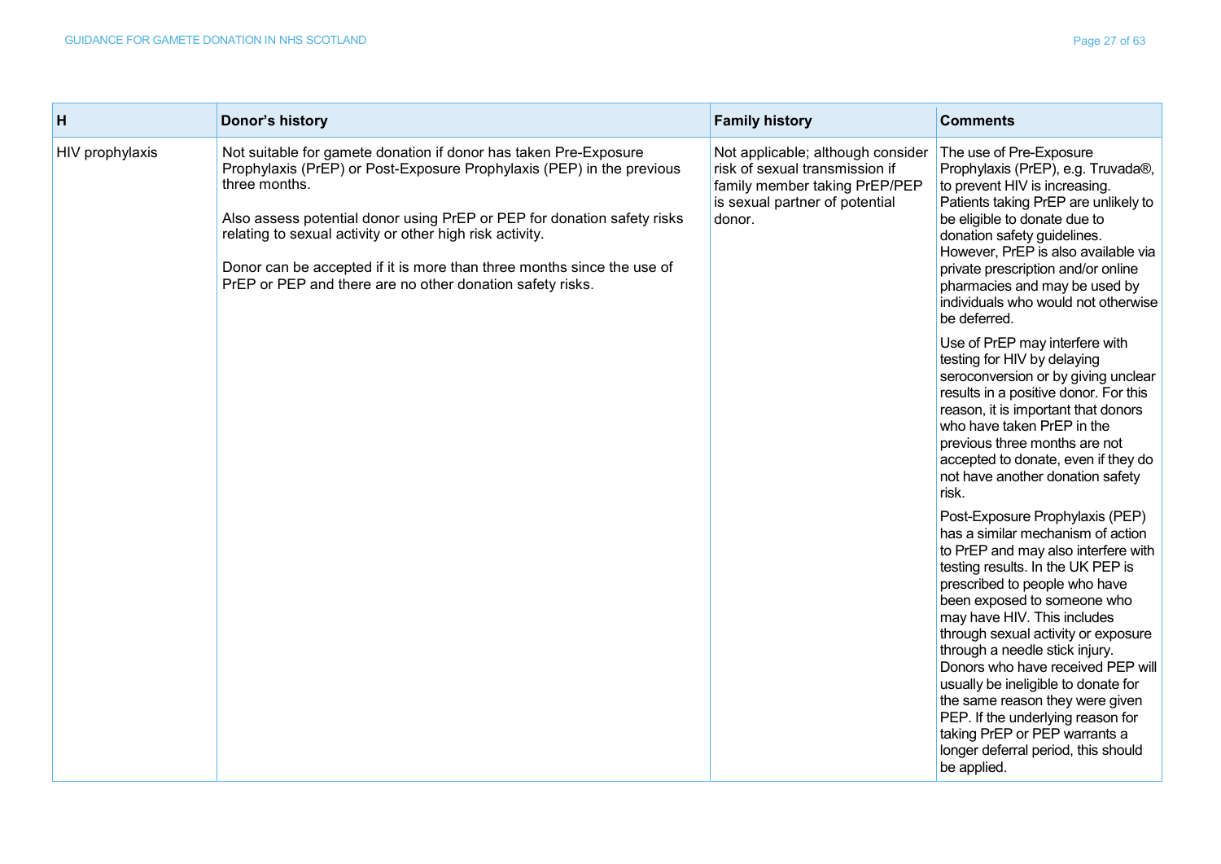| H | Donor's history | Family history | Comments |
| --- | --- | --- | --- |
| HIV prophylaxis | Not suitable for gamete donation if donor has taken Pre-Exposure Prophylaxis (PrEP) or Post-Exposure Prophylaxis (PEP) in the previous three months.<br><br>Also assess potential donor using PrEP or PEP for donation safety risks relating to sexual activity or other high risk activity.<br><br>Donor can be accepted if it is more than three months since the use of PrEP or PEP and there are no other donation safety risks. | Not applicable; although consider risk of sexual transmission if family member taking PrEP/PEP is sexual partner of potential donor. | The use of Pre-Exposure Prophylaxis (PrEP), e.g. Truvada®, to prevent HIV is increasing. Patients taking PrEP are unlikely to be eligible to donate due to donation safety guidelines. However, PrEP is also available via private prescription and/or online pharmacies and may be used by individuals who would not otherwise be deferred.<br><br>Use of PrEP may interfere with testing for HIV by delaying seroconversion or by giving unclear results in a positive donor. For this reason, it is important that donors who have taken PrEP in the previous three months are not accepted to donate, even if they do not have another donation safety risk.<br><br>Post-Exposure Prophylaxis (PEP) has a similar mechanism of action to PrEP and may also interfere with testing results. In the UK PEP is prescribed to people who have been exposed to someone who may have HIV. This includes through sexual activity or exposure through a needle stick injury. Donors who have received PEP will usually be ineligible to donate for the same reason they were given PEP. If the underlying reason for taking PrEP or PEP warrants a longer deferral period, this should be applied. |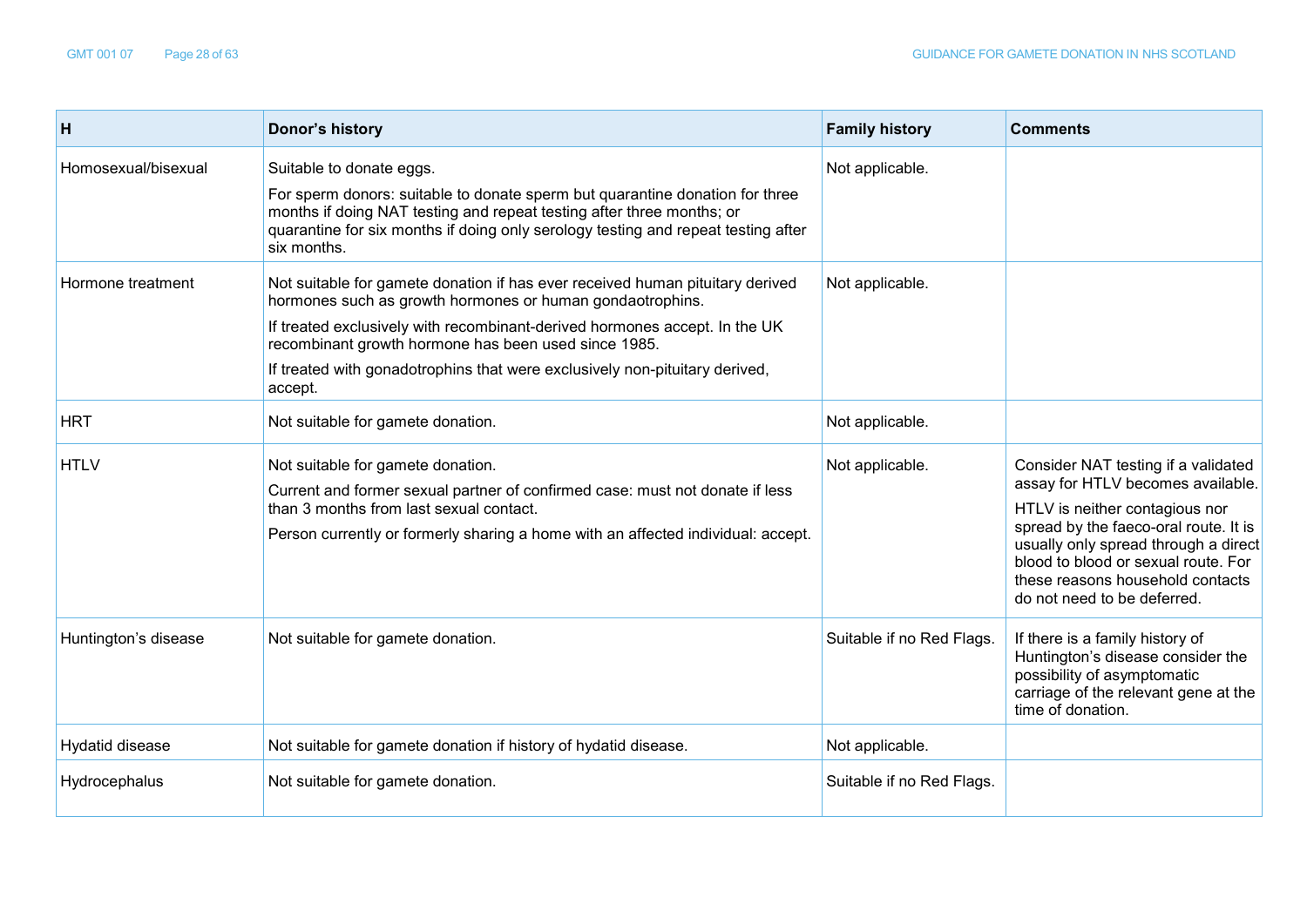| H | Donor's history | Family history | Comments |
|---|---|---|---|
| Homosexual/bisexual | Suitable to donate eggs.<br><br>For sperm donors: suitable to donate sperm but quarantine donation for three months if doing NAT testing and repeat testing after three months; or quarantine for six months if doing only serology testing and repeat testing after six months. | Not applicable. | |
| Hormone treatment | Not suitable for gamete donation if has ever received human pituitary derived hormones such as growth hormones or human gondaotrophins.<br><br>If treated exclusively with recombinant-derived hormones accept. In the UK recombinant growth hormone has been used since 1985.<br><br>If treated with gonadotrophins that were exclusively non-pituitary derived, accept. | Not applicable. | |
| HRT | Not suitable for gamete donation. | Not applicable. | |
| HTLV | Not suitable for gamete donation.<br><br>Current and former sexual partner of confirmed case: must not donate if less than 3 months from last sexual contact.<br><br>Person currently or formerly sharing a home with an affected individual: accept. | Not applicable. | Consider NAT testing if a validated assay for HTLV becomes available.<br><br>HTLV is neither contagious nor spread by the faeco-oral route. It is usually only spread through a direct blood to blood or sexual route. For these reasons household contacts do not need to be deferred. |
| Huntington's disease | Not suitable for gamete donation. | Suitable if no Red Flags. | If there is a family history of Huntington's disease consider the possibility of asymptomatic carriage of the relevant gene at the time of donation. |
| Hydatid disease | Not suitable for gamete donation if history of hydatid disease. | Not applicable. | |
| Hydrocephalus | Not suitable for gamete donation. | Suitable if no Red Flags. | |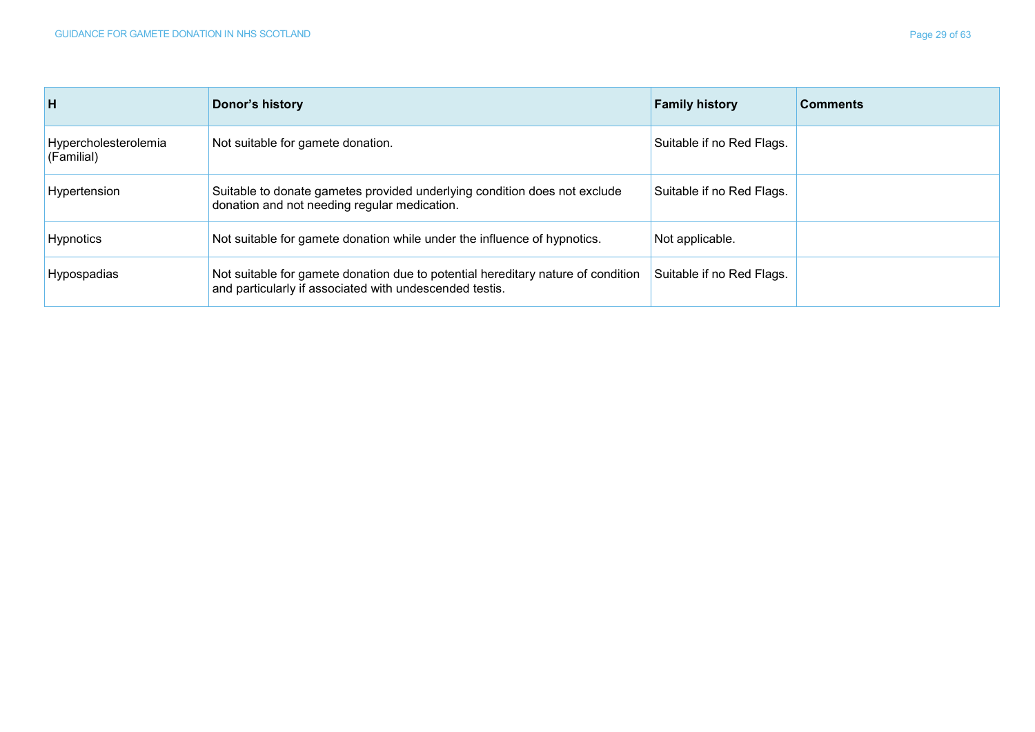| H | Donor's history | Family history | Comments |
|---|---|---|---|
| Hypercholesterolemia (Familial) | Not suitable for gamete donation. | Suitable if no Red Flags. | |
| Hypertension | Suitable to donate gametes provided underlying condition does not exclude donation and not needing regular medication. | Suitable if no Red Flags. | |
| Hypnotics | Not suitable for gamete donation while under the influence of hypnotics. | Not applicable. | |
| Hypospadias | Not suitable for gamete donation due to potential hereditary nature of condition and particularly if associated with undescended testis. | Suitable if no Red Flags. | |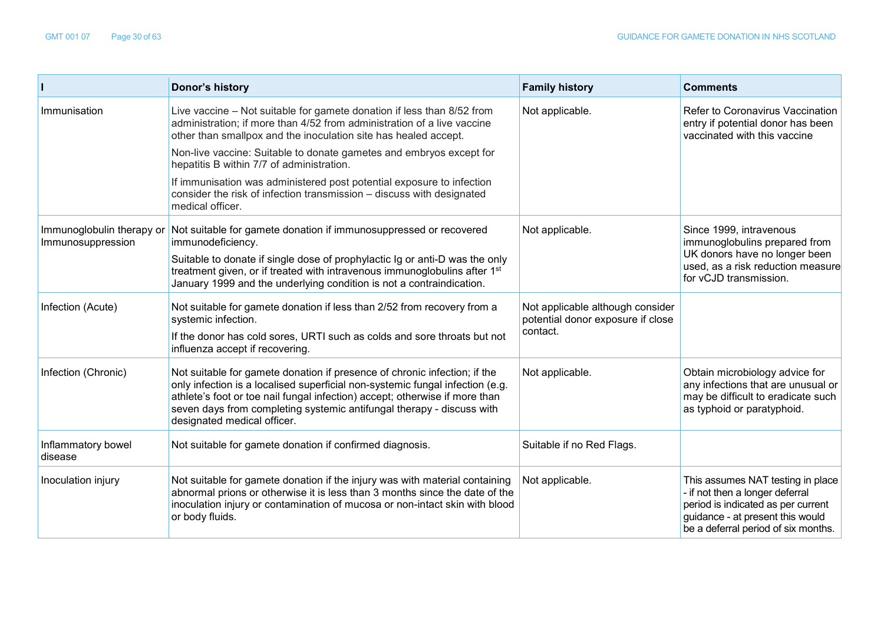| I | Donor's history | Family history | Comments |
|---|---|---|---|
| Immunisation | Live vaccine – Not suitable for gamete donation if less than 8/52 from administration; if more than 4/52 from administration of a live vaccine other than smallpox and the inoculation site has healed accept.<br><br>Non-live vaccine: Suitable to donate gametes and embryos except for hepatitis B within 7/7 of administration.<br><br>If immunisation was administered post potential exposure to infection consider the risk of infection transmission – discuss with designated medical officer. | Not applicable. | Refer to Coronavirus Vaccination entry if potential donor has been vaccinated with this vaccine |
| Immunoglobulin therapy or Immunosuppression | Not suitable for gamete donation if immunosuppressed or recovered immunodeficiency.<br><br>Suitable to donate if single dose of prophylactic Ig or anti-D was the only treatment given, or if treated with intravenous immunoglobulins after 1st January 1999 and the underlying condition is not a contraindication. | Not applicable. | Since 1999, intravenous immunoglobulins prepared from UK donors have no longer been used, as a risk reduction measure for vCJD transmission. |
| Infection (Acute) | Not suitable for gamete donation if less than 2/52 from recovery from a systemic infection.<br><br>If the donor has cold sores, URTI such as colds and sore throats but not influenza accept if recovering. | Not applicable although consider potential donor exposure if close contact. | |
| Infection (Chronic) | Not suitable for gamete donation if presence of chronic infection; if the only infection is a localised superficial non-systemic fungal infection (e.g. athlete's foot or toe nail fungal infection) accept; otherwise if more than seven days from completing systemic antifungal therapy - discuss with designated medical officer. | Not applicable. | Obtain microbiology advice for any infections that are unusual or may be difficult to eradicate such as typhoid or paratyphoid. |
| Inflammatory bowel disease | Not suitable for gamete donation if confirmed diagnosis. | Suitable if no Red Flags. | |
| Inoculation injury | Not suitable for gamete donation if the injury was with material containing abnormal prions or otherwise it is less than 3 months since the date of the inoculation injury or contamination of mucosa or non-intact skin with blood or body fluids. | Not applicable. | This assumes NAT testing in place - if not then a longer deferral period is indicated as per current guidance - at present this would be a deferral period of six months. |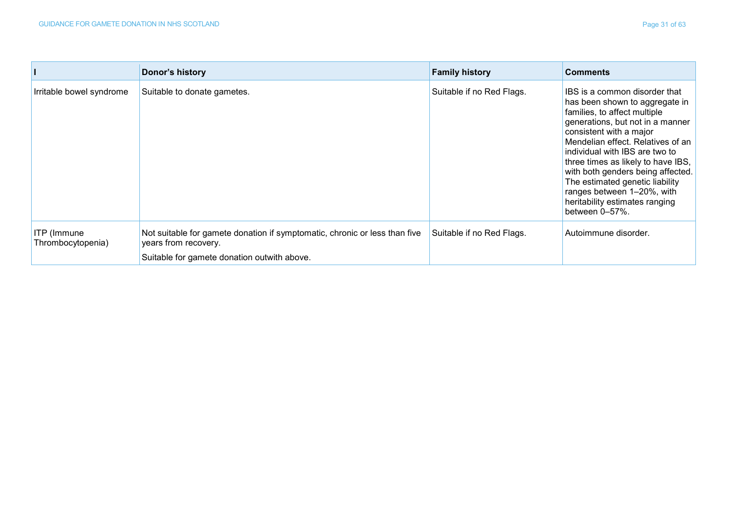| I | Donor's history | Family history | Comments |
|---|---|---|---|
| Irritable bowel syndrome | Suitable to donate gametes. | Suitable if no Red Flags. | IBS is a common disorder that has been shown to aggregate in families, to affect multiple generations, but not in a manner consistent with a major Mendelian effect. Relatives of an individual with IBS are two to three times as likely to have IBS, with both genders being affected. The estimated genetic liability ranges between 1–20%, with heritability estimates ranging between 0–57%. |
| ITP (Immune Thrombocytopenia) | Not suitable for gamete donation if symptomatic, chronic or less than five years from recovery.<br><br>Suitable for gamete donation outwith above. | Suitable if no Red Flags. | Autoimmune disorder. |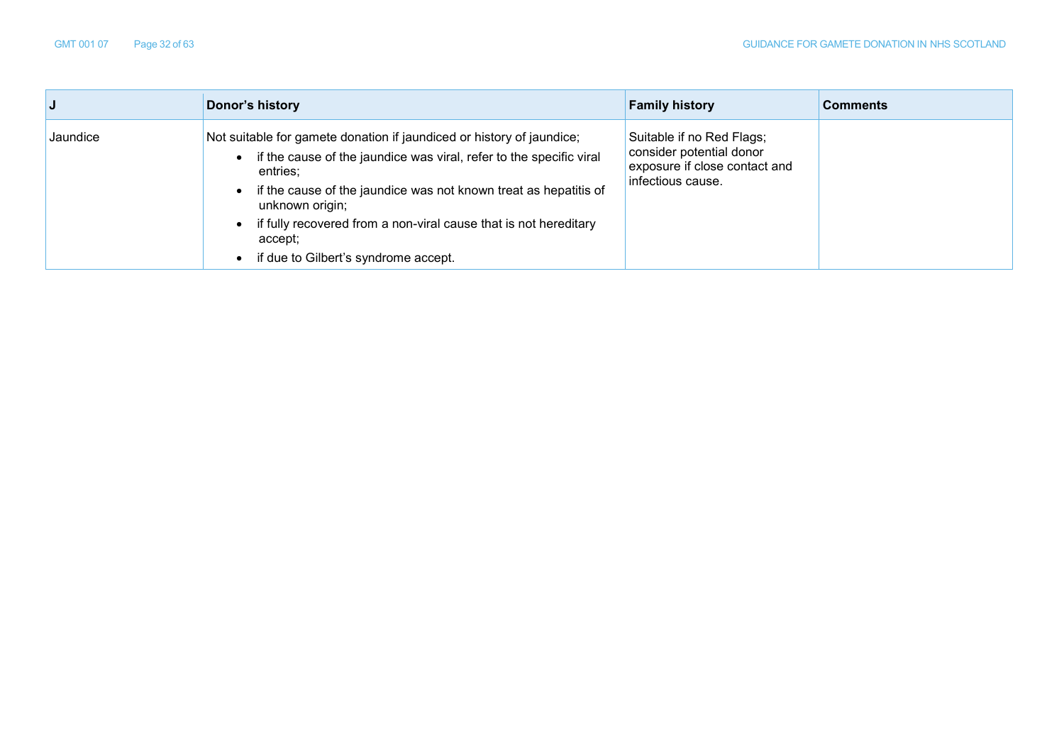| J | Donor's history | Family history | Comments |
|---|---|---|---|
| Jaundice | Not suitable for gamete donation if jaundiced or history of jaundice;<br>• if the cause of the jaundice was viral, refer to the specific viral entries;<br>• if the cause of the jaundice was not known treat as hepatitis of unknown origin;<br>• if fully recovered from a non-viral cause that is not hereditary accept;<br>• if due to Gilbert's syndrome accept. | Suitable if no Red Flags; consider potential donor exposure if close contact and infectious cause. | |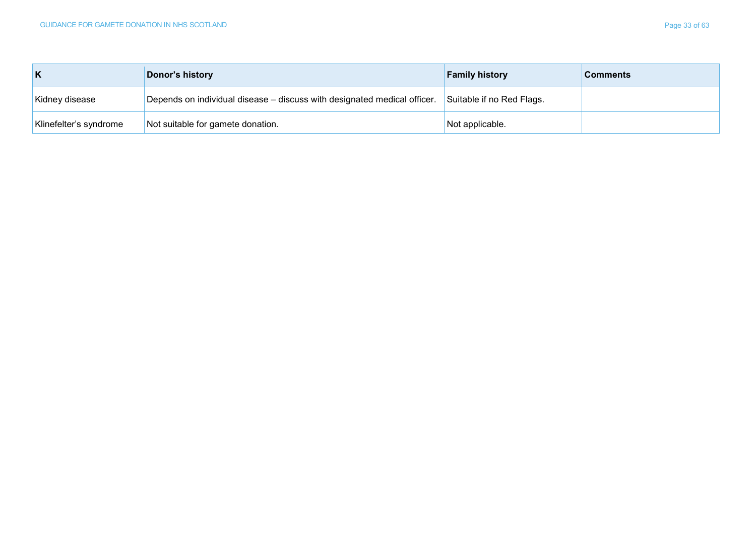| K | Donor's history | Family history | Comments |
|---|---|---|---|
| Kidney disease | Depends on individual disease – discuss with designated medical officer. | Suitable if no Red Flags. | |
| Klinefelter's syndrome | Not suitable for gamete donation. | Not applicable. | |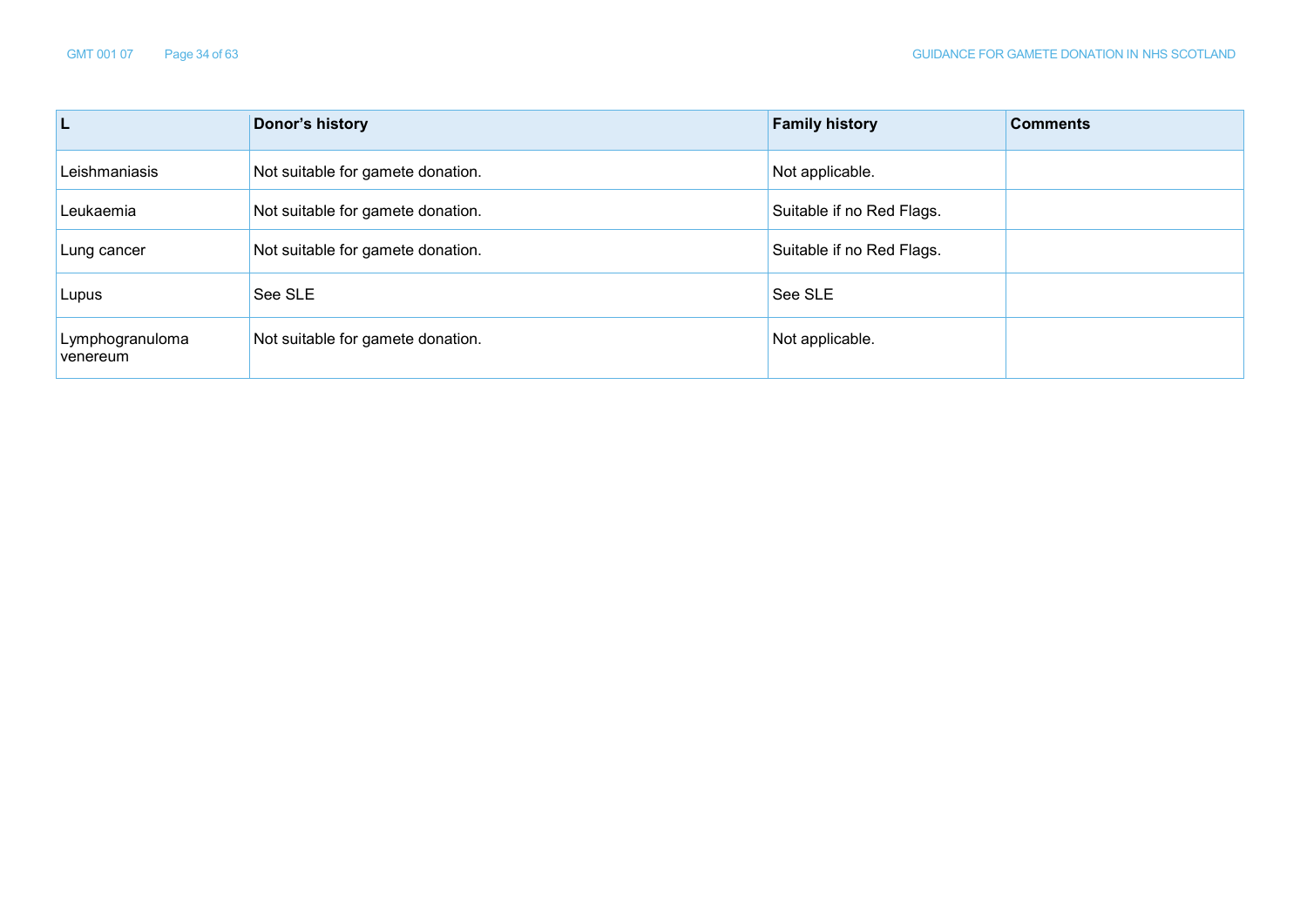| L | Donor's history | Family history | Comments |
|---|---|---|---|
| Leishmaniasis | Not suitable for gamete donation. | Not applicable. | |
| Leukaemia | Not suitable for gamete donation. | Suitable if no Red Flags. | |
| Lung cancer | Not suitable for gamete donation. | Suitable if no Red Flags. | |
| Lupus | See SLE | See SLE | |
| Lymphogranuloma venereum | Not suitable for gamete donation. | Not applicable. | |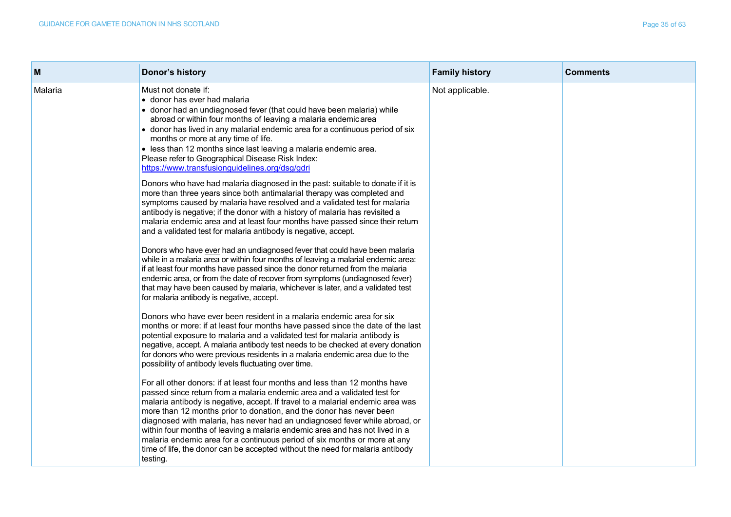| M | Donor's history | Family history | Comments |
|---|---|---|---|
| Malaria | Must not donate if:<br>• donor has ever had malaria<br>• donor had an undiagnosed fever (that could have been malaria) while abroad or within four months of leaving a malaria endemic area<br>• donor has lived in any malarial endemic area for a continuous period of six months or more at any time of life.<br>• less than 12 months since last leaving a malaria endemic area.<br>Please refer to Geographical Disease Risk Index: [https://www.transfusionguidelines.org/dsg/gdri](https://www.transfusionguidelines.org/dsg/gdri)<br><br>Donors who have had malaria diagnosed in the past: suitable to donate if it is more than three years since both antimalarial therapy was completed and symptoms caused by malaria have resolved and a validated test for malaria antibody is negative; if the donor with a history of malaria has revisited a malaria endemic area and at least four months have passed since their return and a validated test for malaria antibody is negative, accept.<br><br>Donors who have <u>ever</u> had an undiagnosed fever that could have been malaria while in a malaria area or within four months of leaving a malarial endemic area: if at least four months have passed since the donor returned from the malaria endemic area, or from the date of recover from symptoms (undiagnosed fever) that may have been caused by malaria, whichever is later, and a validated test for malaria antibody is negative, accept.<br><br>Donors who have ever been resident in a malaria endemic area for six months or more: if at least four months have passed since the date of the last potential exposure to malaria and a validated test for malaria antibody is negative, accept. A malaria antibody test needs to be checked at every donation for donors who were previous residents in a malaria endemic area due to the possibility of antibody levels fluctuating over time.<br><br>For all other donors: if at least four months and less than 12 months have passed since return from a malaria endemic area and a validated test for malaria antibody is negative, accept. If travel to a malarial endemic area was more than 12 months prior to donation, and the donor has never been diagnosed with malaria, has never had an undiagnosed fever while abroad, or within four months of leaving a malaria endemic area and has not lived in a malaria endemic area for a continuous period of six months or more at any time of life, the donor can be accepted without the need for malaria antibody testing. | Not applicable. | |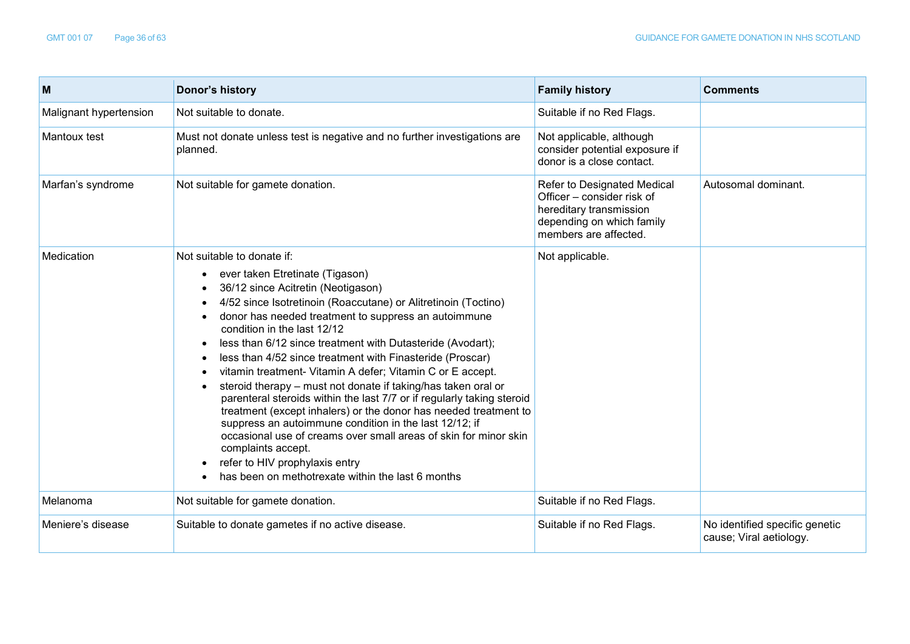| M | Donor's history | Family history | Comments |
|---|---|---|---|
| Malignant hypertension | Not suitable to donate. | Suitable if no Red Flags. | |
| Mantoux test | Must not donate unless test is negative and no further investigations are planned. | Not applicable, although consider potential exposure if donor is a close contact. | |
| Marfan's syndrome | Not suitable for gamete donation. | Refer to Designated Medical Officer – consider risk of hereditary transmission depending on which family members are affected. | Autosomal dominant. |
| Medication | Not suitable to donate if:<br>• ever taken Etretinate (Tigason)<br>• 36/12 since Acitretin (Neotigason)<br>• 4/52 since Isotretinoin (Roaccutane) or Alitretinoin (Toctino)<br>• donor has needed treatment to suppress an autoimmune condition in the last 12/12<br>• less than 6/12 since treatment with Dutasteride (Avodart);<br>• less than 4/52 since treatment with Finasteride (Proscar)<br>• vitamin treatment- Vitamin A defer; Vitamin C or E accept.<br>• steroid therapy – must not donate if taking/has taken oral or parenteral steroids within the last 7/7 or if regularly taking steroid treatment (except inhalers) or the donor has needed treatment to suppress an autoimmune condition in the last 12/12; if occasional use of creams over small areas of skin for minor skin complaints accept.<br>• refer to HIV prophylaxis entry<br>• has been on methotrexate within the last 6 months | Not applicable. | |
| Melanoma | Not suitable for gamete donation. | Suitable if no Red Flags. | |
| Meniere's disease | Suitable to donate gametes if no active disease. | Suitable if no Red Flags. | No identified specific genetic cause; Viral aetiology. |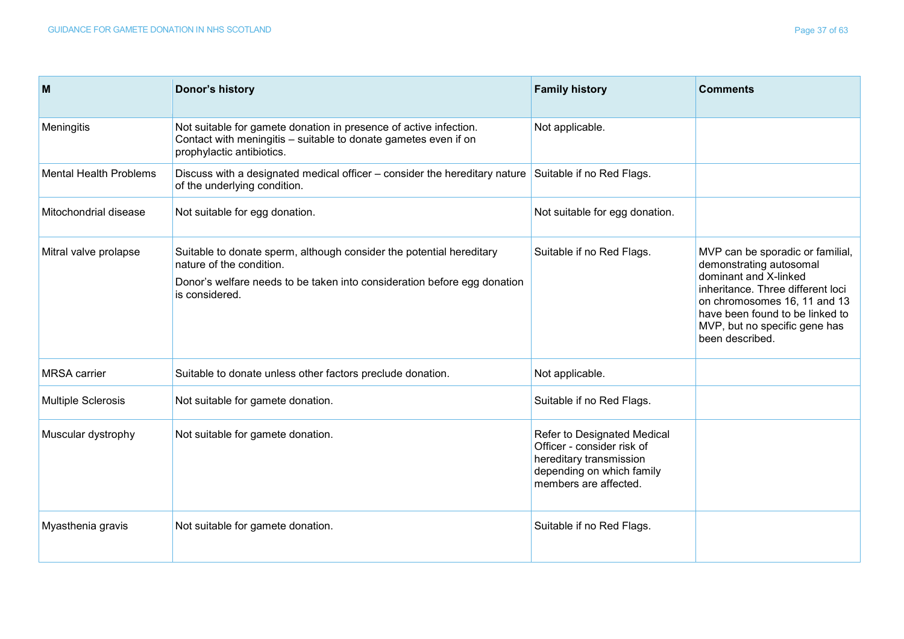| M | Donor's history | Family history | Comments |
|---|---|---|---|
| Meningitis | Not suitable for gamete donation in presence of active infection. Contact with meningitis – suitable to donate gametes even if on prophylactic antibiotics. | Not applicable. | |
| Mental Health Problems | Discuss with a designated medical officer – consider the hereditary nature of the underlying condition. | Suitable if no Red Flags. | |
| Mitochondrial disease | Not suitable for egg donation. | Not suitable for egg donation. | |
| Mitral valve prolapse | Suitable to donate sperm, although consider the potential hereditary nature of the condition.<br><br>Donor's welfare needs to be taken into consideration before egg donation is considered. | Suitable if no Red Flags. | MVP can be sporadic or familial, demonstrating autosomal dominant and X-linked inheritance. Three different loci on chromosomes 16, 11 and 13 have been found to be linked to MVP, but no specific gene has been described. |
| MRSA carrier | Suitable to donate unless other factors preclude donation. | Not applicable. | |
| Multiple Sclerosis | Not suitable for gamete donation. | Suitable if no Red Flags. | |
| Muscular dystrophy | Not suitable for gamete donation. | Refer to Designated Medical Officer - consider risk of hereditary transmission depending on which family members are affected. | |
| Myasthenia gravis | Not suitable for gamete donation. | Suitable if no Red Flags. | |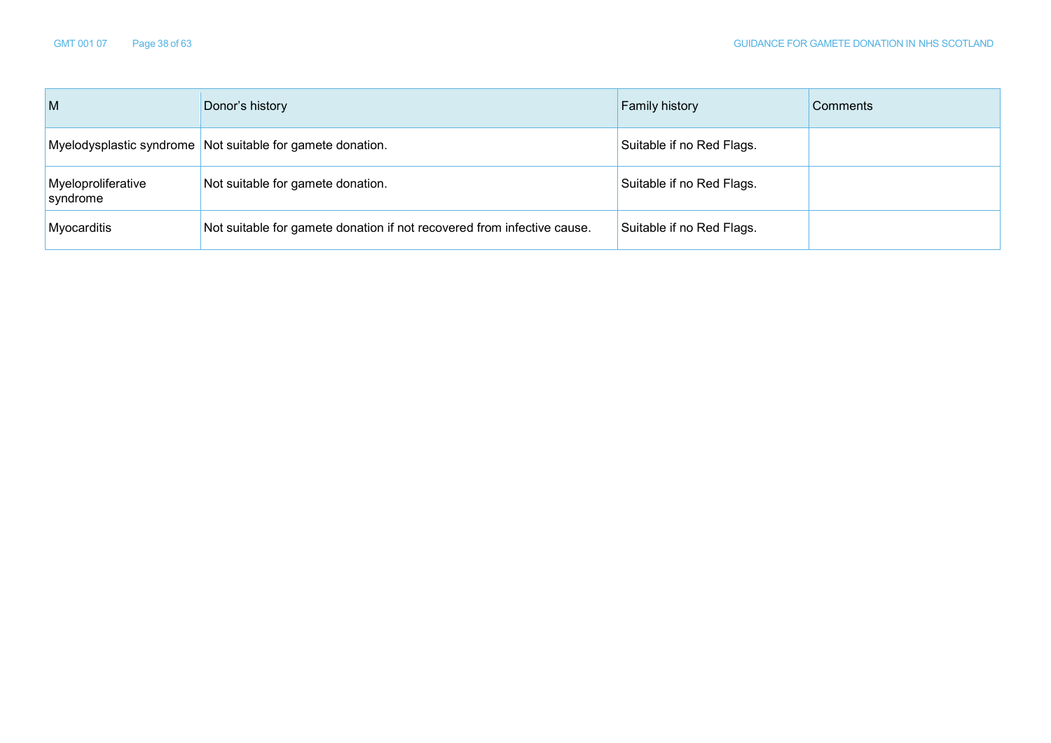| M | Donor's history | Family history | Comments |
|---|---|---|---|
| Myelodysplastic syndrome | Not suitable for gamete donation. | Suitable if no Red Flags. | |
| Myeloproliferative syndrome | Not suitable for gamete donation. | Suitable if no Red Flags. | |
| Myocarditis | Not suitable for gamete donation if not recovered from infective cause. | Suitable if no Red Flags. | |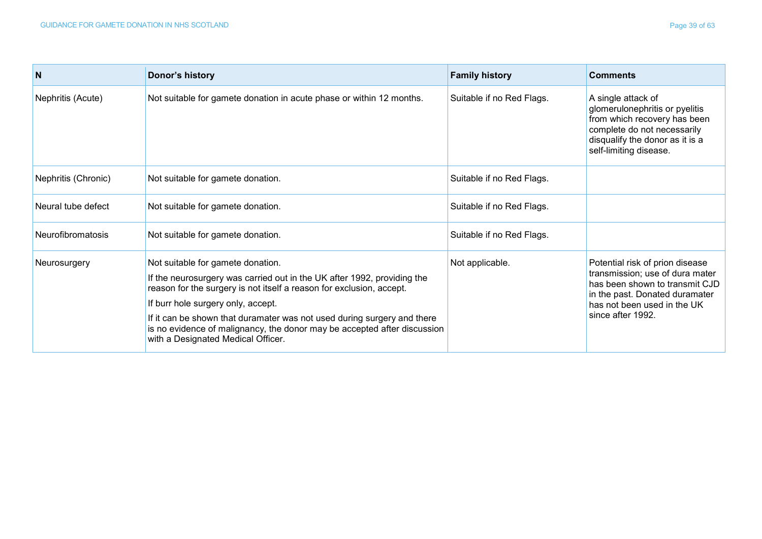| N | Donor's history | Family history | Comments |
|---|---|---|---|
| Nephritis (Acute) | Not suitable for gamete donation in acute phase or within 12 months. | Suitable if no Red Flags. | A single attack of glomerulonephritis or pyelitis from which recovery has been complete do not necessarily disqualify the donor as it is a self-limiting disease. |
| Nephritis (Chronic) | Not suitable for gamete donation. | Suitable if no Red Flags. | |
| Neural tube defect | Not suitable for gamete donation. | Suitable if no Red Flags. | |
| Neurofibromatosis | Not suitable for gamete donation. | Suitable if no Red Flags. | |
| Neurosurgery | Not suitable for gamete donation.<br><br>If the neurosurgery was carried out in the UK after 1992, providing the reason for the surgery is not itself a reason for exclusion, accept.<br><br>If burr hole surgery only, accept.<br><br>If it can be shown that duramater was not used during surgery and there is no evidence of malignancy, the donor may be accepted after discussion with a Designated Medical Officer. | Not applicable. | Potential risk of prion disease transmission; use of dura mater has been shown to transmit CJD in the past. Donated duramater has not been used in the UK since after 1992. |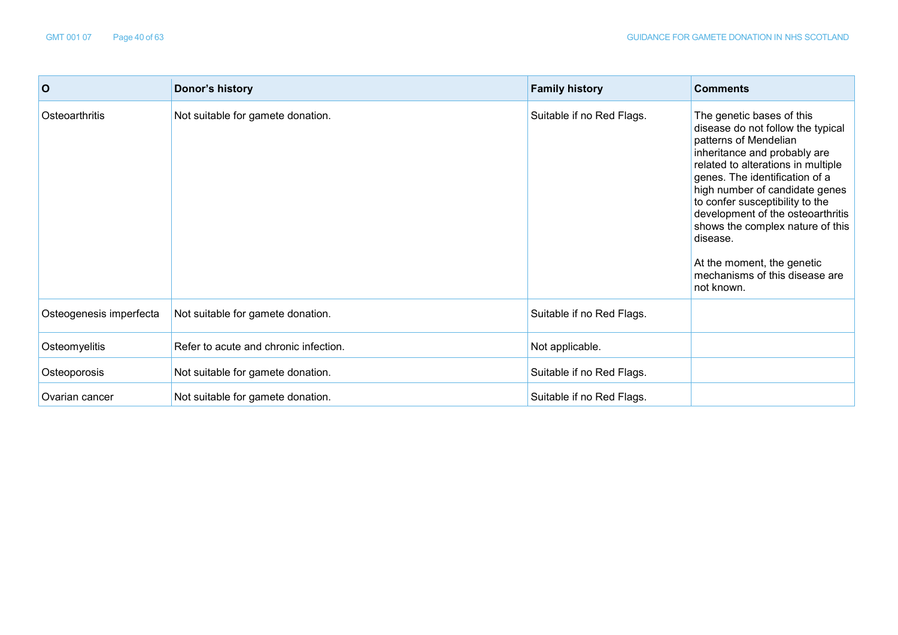| O | Donor's history | Family history | Comments |
|---|---|---|---|
| Osteoarthritis | Not suitable for gamete donation. | Suitable if no Red Flags. | The genetic bases of this disease do not follow the typical patterns of Mendelian inheritance and probably are related to alterations in multiple genes. The identification of a high number of candidate genes to confer susceptibility to the development of the osteoarthritis shows the complex nature of this disease.<br><br>At the moment, the genetic mechanisms of this disease are not known. |
| Osteogenesis imperfecta | Not suitable for gamete donation. | Suitable if no Red Flags. | |
| Osteomyelitis | Refer to acute and chronic infection. | Not applicable. | |
| Osteoporosis | Not suitable for gamete donation. | Suitable if no Red Flags. | |
| Ovarian cancer | Not suitable for gamete donation. | Suitable if no Red Flags. | |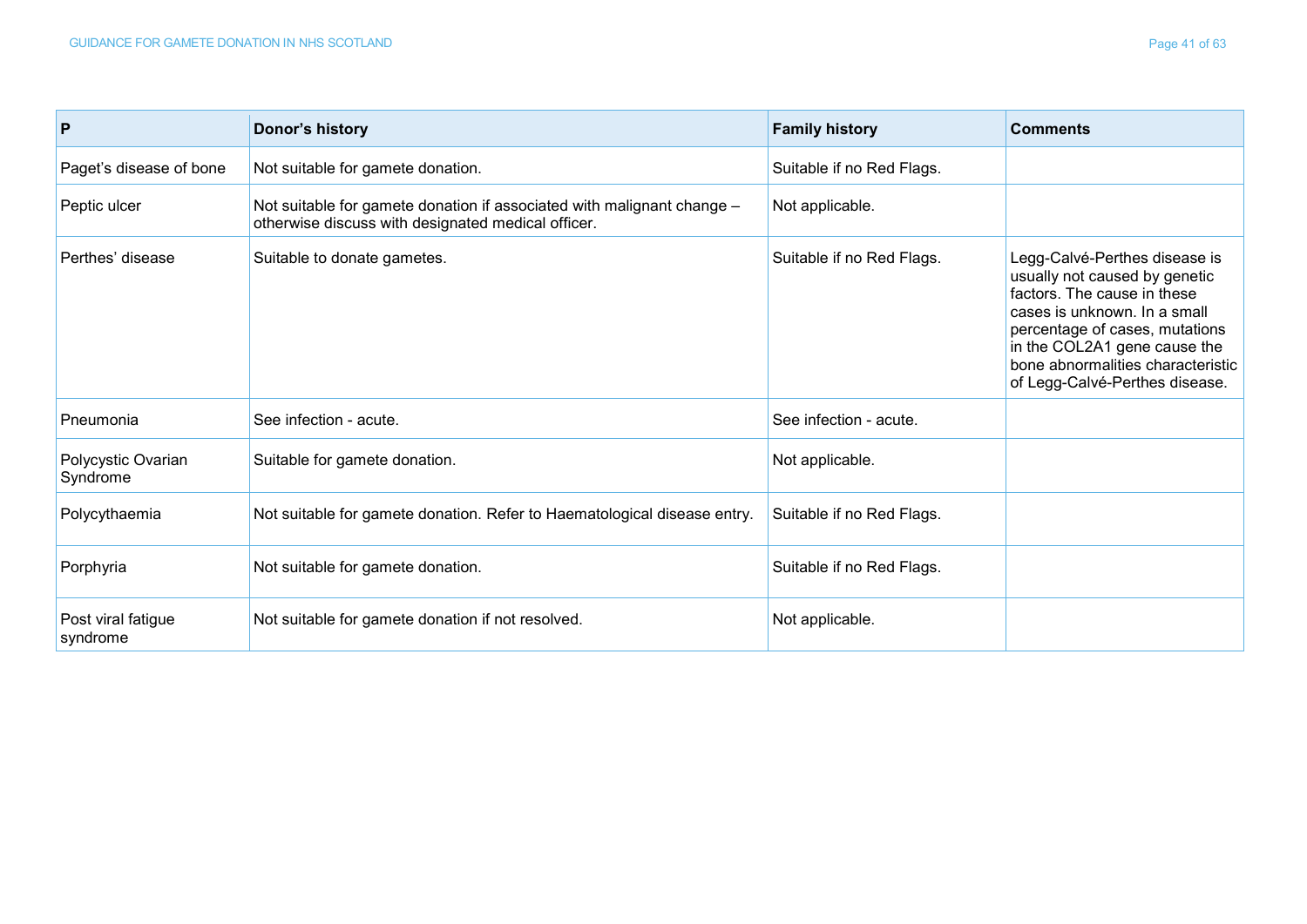| P | Donor's history | Family history | Comments |
|---|---|---|---|
| Paget's disease of bone | Not suitable for gamete donation. | Suitable if no Red Flags. | |
| Peptic ulcer | Not suitable for gamete donation if associated with malignant change – otherwise discuss with designated medical officer. | Not applicable. | |
| Perthes' disease | Suitable to donate gametes. | Suitable if no Red Flags. | Legg-Calvé-Perthes disease is usually not caused by genetic factors. The cause in these cases is unknown. In a small percentage of cases, mutations in the COL2A1 gene cause the bone abnormalities characteristic of Legg-Calvé-Perthes disease. |
| Pneumonia | See infection - acute. | See infection - acute. | |
| Polycystic Ovarian Syndrome | Suitable for gamete donation. | Not applicable. | |
| Polycythaemia | Not suitable for gamete donation. Refer to Haematological disease entry. | Suitable if no Red Flags. | |
| Porphyria | Not suitable for gamete donation. | Suitable if no Red Flags. | |
| Post viral fatigue syndrome | Not suitable for gamete donation if not resolved. | Not applicable. | |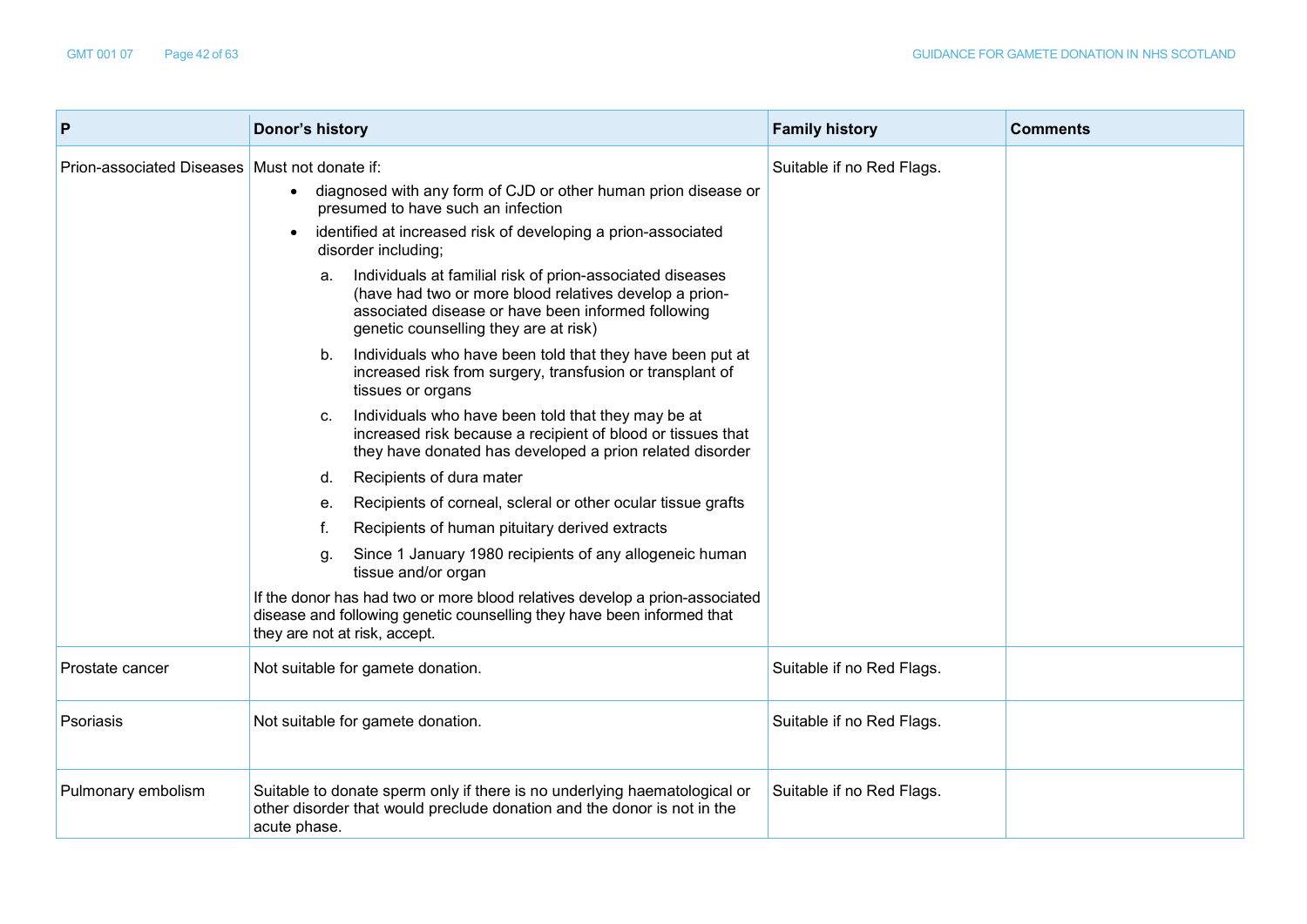| P | Donor's history | Family history | Comments |
|---|---|---|---|
| Prion-associated Diseases | Must not donate if:<br>• diagnosed with any form of CJD or other human prion disease or presumed to have such an infection<br>• identified at increased risk of developing a prion-associated disorder including;<br>a. Individuals at familial risk of prion-associated diseases (have had two or more blood relatives develop a prion-associated disease or have been informed following genetic counselling they are at risk)<br>b. Individuals who have been told that they have been put at increased risk from surgery, transfusion or transplant of tissues or organs<br>c. Individuals who have been told that they may be at increased risk because a recipient of blood or tissues that they have donated has developed a prion related disorder<br>d. Recipients of dura mater<br>e. Recipients of corneal, scleral or other ocular tissue grafts<br>f. Recipients of human pituitary derived extracts<br>g. Since 1 January 1980 recipients of any allogeneic human tissue and/or organ<br>If the donor has had two or more blood relatives develop a prion-associated disease and following genetic counselling they have been informed that they are not at risk, accept. | Suitable if no Red Flags. | |
| Prostate cancer | Not suitable for gamete donation. | Suitable if no Red Flags. | |
| Psoriasis | Not suitable for gamete donation. | Suitable if no Red Flags. | |
| Pulmonary embolism | Suitable to donate sperm only if there is no underlying haematological or other disorder that would preclude donation and the donor is not in the acute phase. | Suitable if no Red Flags. | |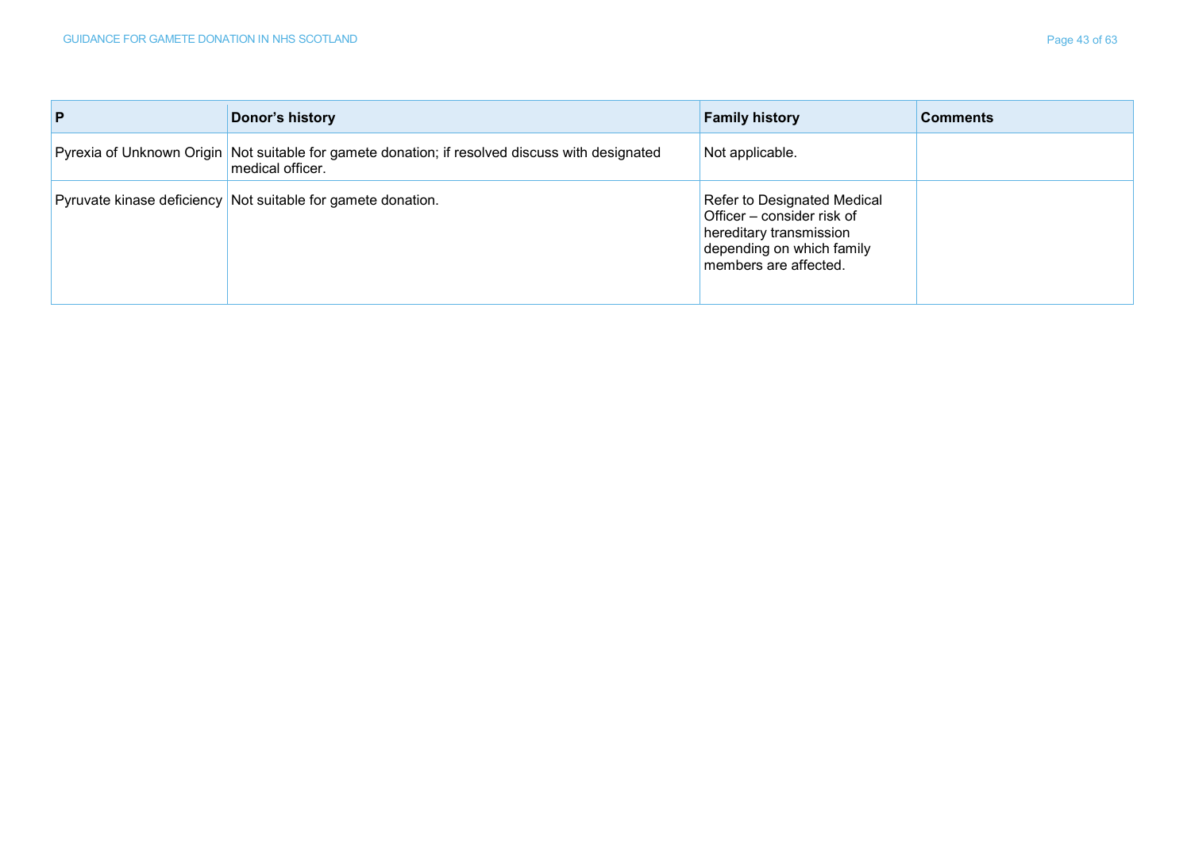| P | Donor's history | Family history | Comments |
| --- | --- | --- | --- |
| Pyrexia of Unknown Origin | Not suitable for gamete donation; if resolved discuss with designated medical officer. | Not applicable. | |
| Pyruvate kinase deficiency | Not suitable for gamete donation. | Refer to Designated Medical Officer – consider risk of hereditary transmission depending on which family members are affected. | |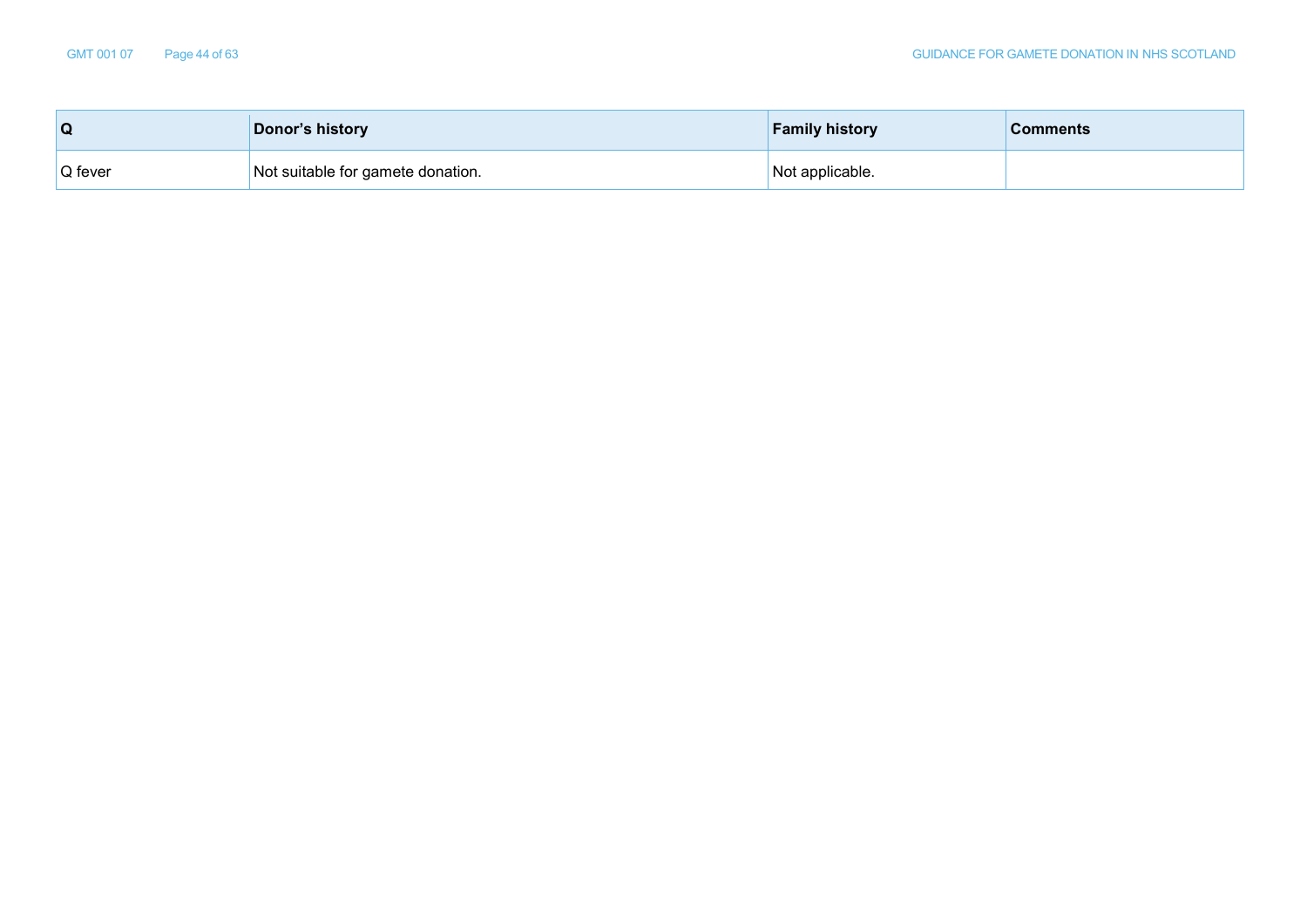| Q | Donor's history | Family history | Comments |
|---|---|---|---|
| Q fever | Not suitable for gamete donation. | Not applicable. | |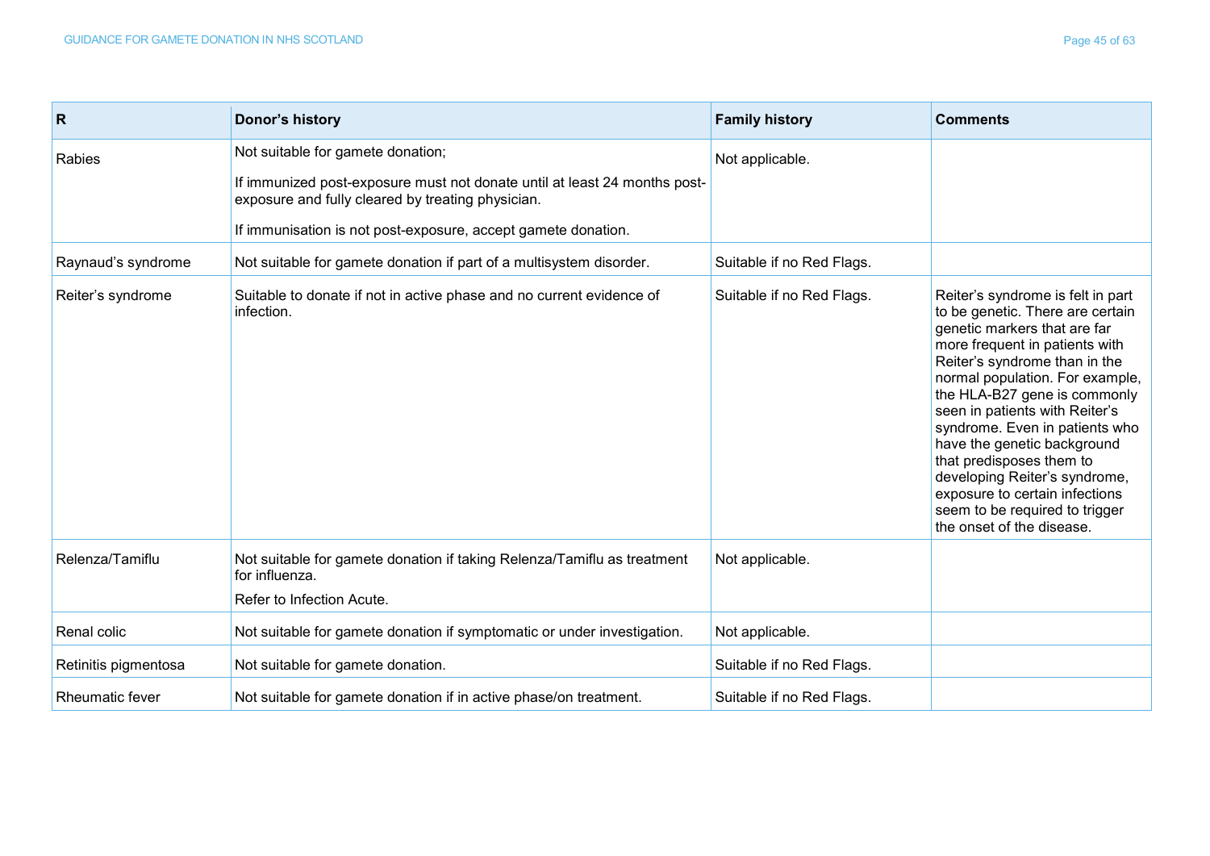| R | Donor's history | Family history | Comments |
|---|---|---|---|
| Rabies | Not suitable for gamete donation;<br><br>If immunized post-exposure must not donate until at least 24 months post-exposure and fully cleared by treating physician.<br><br>If immunisation is not post-exposure, accept gamete donation. | Not applicable. | |
| Raynaud's syndrome | Not suitable for gamete donation if part of a multisystem disorder. | Suitable if no Red Flags. | |
| Reiter's syndrome | Suitable to donate if not in active phase and no current evidence of infection. | Suitable if no Red Flags. | Reiter's syndrome is felt in part to be genetic. There are certain genetic markers that are far more frequent in patients with Reiter's syndrome than in the normal population. For example, the HLA-B27 gene is commonly seen in patients with Reiter's syndrome. Even in patients who have the genetic background that predisposes them to developing Reiter's syndrome, exposure to certain infections seem to be required to trigger the onset of the disease. |
| Relenza/Tamiflu | Not suitable for gamete donation if taking Relenza/Tamiflu as treatment for influenza.<br><br>Refer to Infection Acute. | Not applicable. | |
| Renal colic | Not suitable for gamete donation if symptomatic or under investigation. | Not applicable. | |
| Retinitis pigmentosa | Not suitable for gamete donation. | Suitable if no Red Flags. | |
| Rheumatic fever | Not suitable for gamete donation if in active phase/on treatment. | Suitable if no Red Flags. | |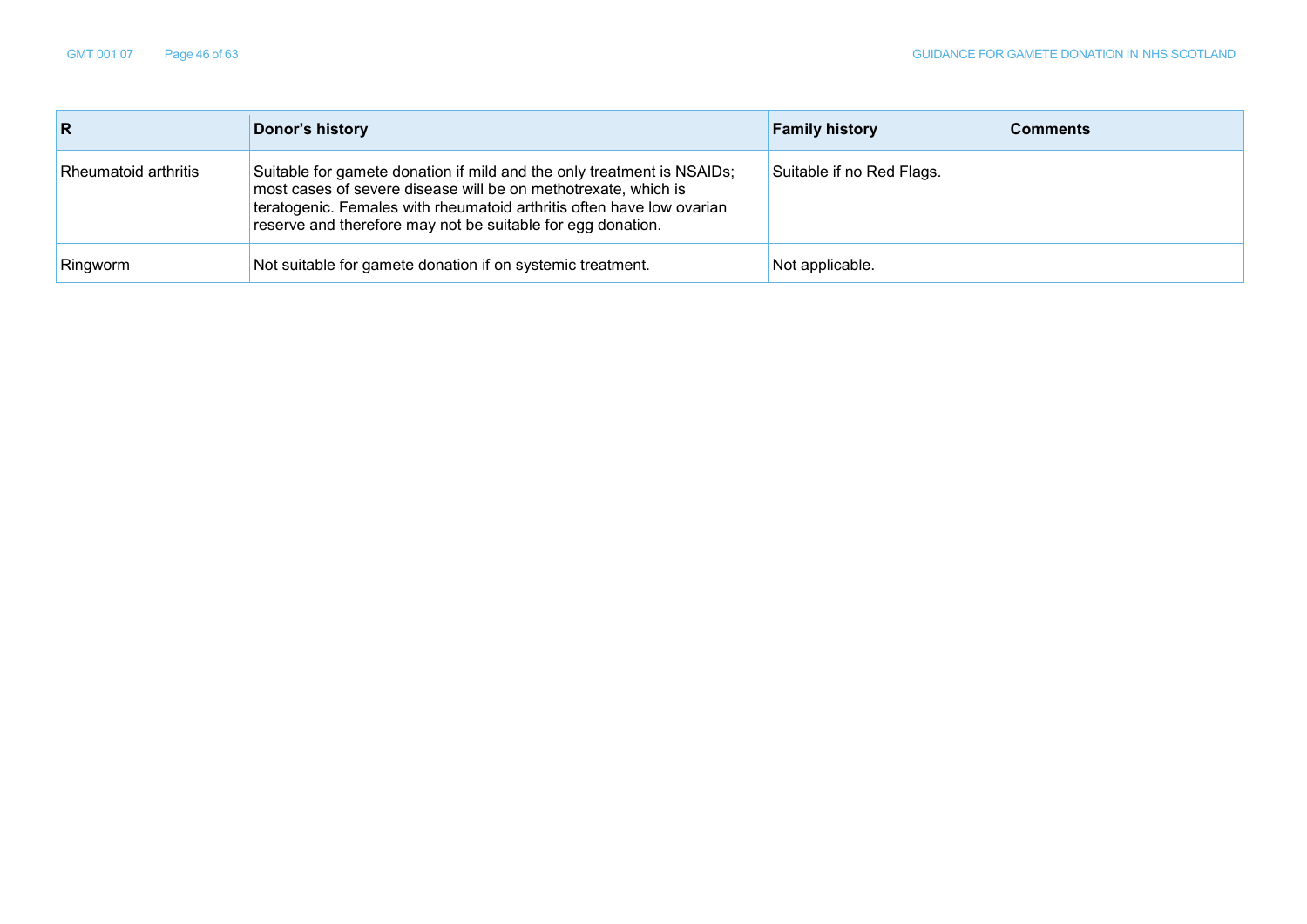| R | Donor's history | Family history | Comments |
|---|---|---|---|
| Rheumatoid arthritis | Suitable for gamete donation if mild and the only treatment is NSAIDs; most cases of severe disease will be on methotrexate, which is teratogenic. Females with rheumatoid arthritis often have low ovarian reserve and therefore may not be suitable for egg donation. | Suitable if no Red Flags. | |
| Ringworm | Not suitable for gamete donation if on systemic treatment. | Not applicable. | |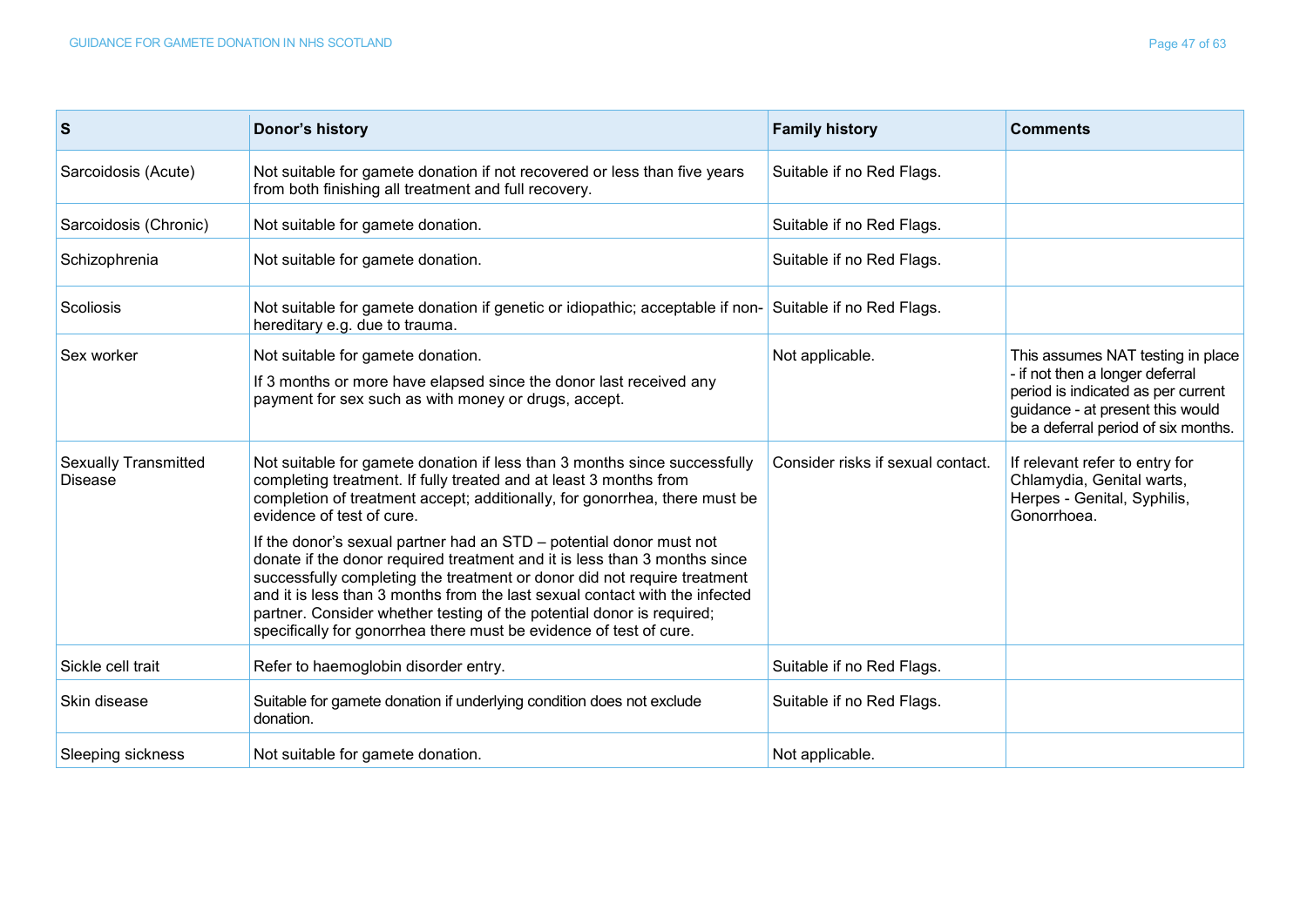| S | Donor's history | Family history | Comments |
| --- | --- | --- | --- |
| Sarcoidosis (Acute) | Not suitable for gamete donation if not recovered or less than five years from both finishing all treatment and full recovery. | Suitable if no Red Flags. | |
| Sarcoidosis (Chronic) | Not suitable for gamete donation. | Suitable if no Red Flags. | |
| Schizophrenia | Not suitable for gamete donation. | Suitable if no Red Flags. | |
| Scoliosis | Not suitable for gamete donation if genetic or idiopathic; acceptable if non-hereditary e.g. due to trauma. | Suitable if no Red Flags. | |
| Sex worker | Not suitable for gamete donation.<br><br>If 3 months or more have elapsed since the donor last received any payment for sex such as with money or drugs, accept. | Not applicable. | This assumes NAT testing in place - if not then a longer deferral period is indicated as per current guidance - at present this would be a deferral period of six months. |
| Sexually Transmitted Disease | Not suitable for gamete donation if less than 3 months since successfully completing treatment. If fully treated and at least 3 months from completion of treatment accept; additionally, for gonorrhea, there must be evidence of test of cure.<br><br>If the donor's sexual partner had an STD – potential donor must not donate if the donor required treatment and it is less than 3 months since successfully completing the treatment or donor did not require treatment and it is less than 3 months from the last sexual contact with the infected partner. Consider whether testing of the potential donor is required; specifically for gonorrhea there must be evidence of test of cure. | Consider risks if sexual contact. | If relevant refer to entry for Chlamydia, Genital warts, Herpes - Genital, Syphilis, Gonorrhoea. |
| Sickle cell trait | Refer to haemoglobin disorder entry. | Suitable if no Red Flags. | |
| Skin disease | Suitable for gamete donation if underlying condition does not exclude donation. | Suitable if no Red Flags. | |
| Sleeping sickness | Not suitable for gamete donation. | Not applicable. | |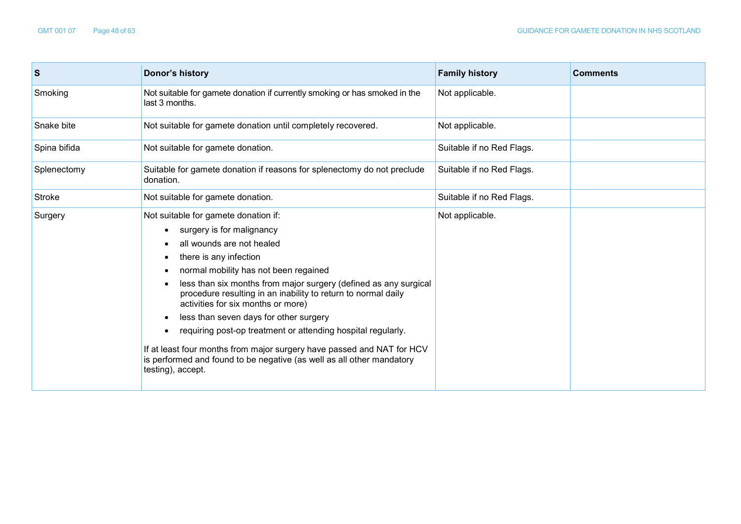| S | Donor's history | Family history | Comments |
|---|---|---|---|
| Smoking | Not suitable for gamete donation if currently smoking or has smoked in the last 3 months. | Not applicable. | |
| Snake bite | Not suitable for gamete donation until completely recovered. | Not applicable. | |
| Spina bifida | Not suitable for gamete donation. | Suitable if no Red Flags. | |
| Splenectomy | Suitable for gamete donation if reasons for splenectomy do not preclude donation. | Suitable if no Red Flags. | |
| Stroke | Not suitable for gamete donation. | Suitable if no Red Flags. | |
| Surgery | Not suitable for gamete donation if:<br>• surgery is for malignancy<br>• all wounds are not healed<br>• there is any infection<br>• normal mobility has not been regained<br>• less than six months from major surgery (defined as any surgical procedure resulting in an inability to return to normal daily activities for six months or more)<br>• less than seven days for other surgery<br>• requiring post-op treatment or attending hospital regularly.<br><br>If at least four months from major surgery have passed and NAT for HCV is performed and found to be negative (as well as all other mandatory testing), accept. | Not applicable. | |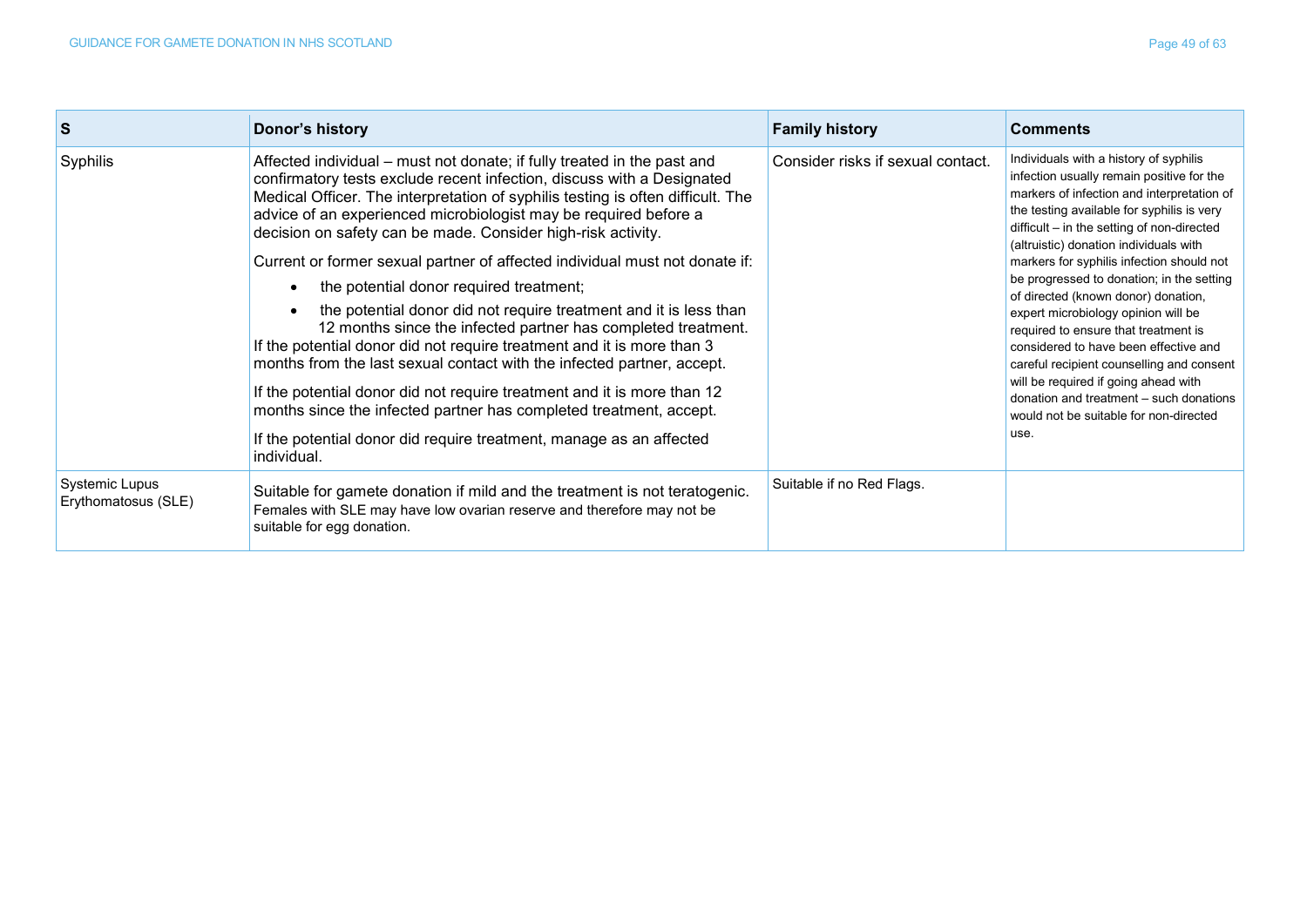| S | Donor's history | Family history | Comments |
|---|---|---|---|
| Syphilis | Affected individual – must not donate; if fully treated in the past and confirmatory tests exclude recent infection, discuss with a Designated Medical Officer. The interpretation of syphilis testing is often difficult. The advice of an experienced microbiologist may be required before a decision on safety can be made. Consider high-risk activity.<br><br>Current or former sexual partner of affected individual must not donate if:<br>• the potential donor required treatment;<br>• the potential donor did not require treatment and it is less than 12 months since the infected partner has completed treatment.<br>If the potential donor did not require treatment and it is more than 3 months from the last sexual contact with the infected partner, accept.<br><br>If the potential donor did not require treatment and it is more than 12 months since the infected partner has completed treatment, accept.<br><br>If the potential donor did require treatment, manage as an affected individual. | Consider risks if sexual contact. | Individuals with a history of syphilis infection usually remain positive for the markers of infection and interpretation of the testing available for syphilis is very difficult – in the setting of non-directed (altruistic) donation individuals with markers for syphilis infection should not be progressed to donation; in the setting of directed (known donor) donation, expert microbiology opinion will be required to ensure that treatment is considered to have been effective and careful recipient counselling and consent will be required if going ahead with donation and treatment – such donations would not be suitable for non-directed use. |
| Systemic Lupus Erythomatosus (SLE) | Suitable for gamete donation if mild and the treatment is not teratogenic. Females with SLE may have low ovarian reserve and therefore may not be suitable for egg donation. | Suitable if no Red Flags. | |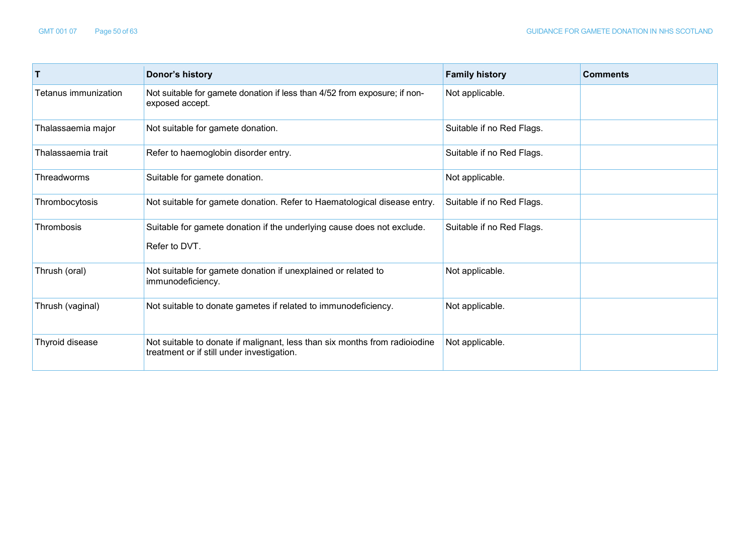| T | Donor's history | Family history | Comments |
|---|---|---|---|
| Tetanus immunization | Not suitable for gamete donation if less than 4/52 from exposure; if non-exposed accept. | Not applicable. | |
| Thalassaemia major | Not suitable for gamete donation. | Suitable if no Red Flags. | |
| Thalassaemia trait | Refer to haemoglobin disorder entry. | Suitable if no Red Flags. | |
| Threadworms | Suitable for gamete donation. | Not applicable. | |
| Thrombocytosis | Not suitable for gamete donation. Refer to Haematological disease entry. | Suitable if no Red Flags. | |
| Thrombosis | Suitable for gamete donation if the underlying cause does not exclude.<br><br>Refer to DVT. | Suitable if no Red Flags. | |
| Thrush (oral) | Not suitable for gamete donation if unexplained or related to immunodeficiency. | Not applicable. | |
| Thrush (vaginal) | Not suitable to donate gametes if related to immunodeficiency. | Not applicable. | |
| Thyroid disease | Not suitable to donate if malignant, less than six months from radioiodine treatment or if still under investigation. | Not applicable. | |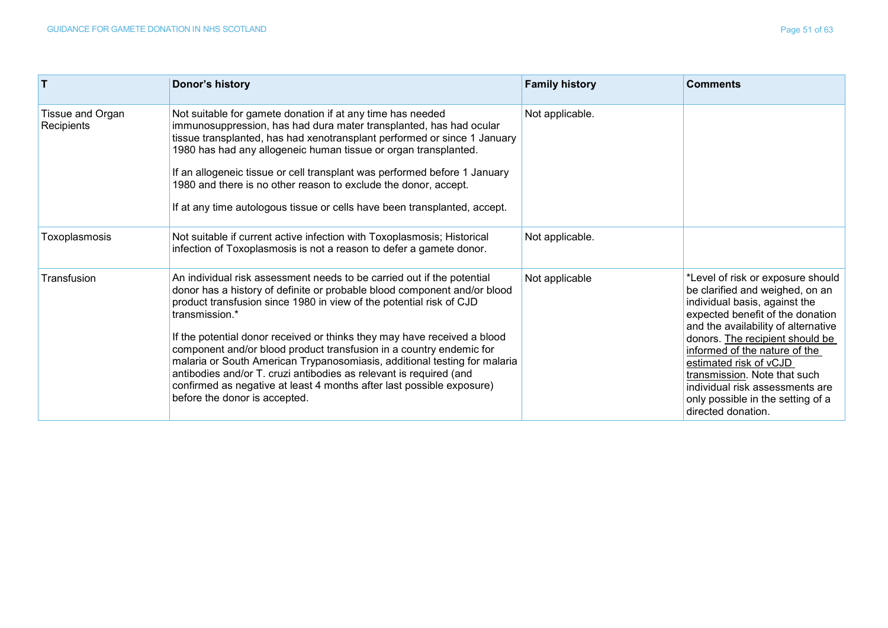| T | Donor's history | Family history | Comments |
|---|---|---|---|
| Tissue and Organ Recipients | Not suitable for gamete donation if at any time has needed immunosuppression, has had dura mater transplanted, has had ocular tissue transplanted, has had xenotransplant performed or since 1 January 1980 has had any allogeneic human tissue or organ transplanted.<br><br>If an allogeneic tissue or cell transplant was performed before 1 January 1980 and there is no other reason to exclude the donor, accept.<br><br>If at any time autologous tissue or cells have been transplanted, accept. | Not applicable. | |
| Toxoplasmosis | Not suitable if current active infection with Toxoplasmosis; Historical infection of Toxoplasmosis is not a reason to defer a gamete donor. | Not applicable. | |
| Transfusion | An individual risk assessment needs to be carried out if the potential donor has a history of definite or probable blood component and/or blood product transfusion since 1980 in view of the potential risk of CJD transmission.*<br><br>If the potential donor received or thinks they may have received a blood component and/or blood product transfusion in a country endemic for malaria or South American Trypanosomiasis, additional testing for malaria antibodies and/or T. cruzi antibodies as relevant is required (and confirmed as negative at least 4 months after last possible exposure) before the donor is accepted. | Not applicable | *Level of risk or exposure should be clarified and weighed, on an individual basis, against the expected benefit of the donation and the availability of alternative donors. <u>The recipient should be informed of the nature of the estimated risk of vCJD transmission</u>. Note that such individual risk assessments are only possible in the setting of a directed donation. |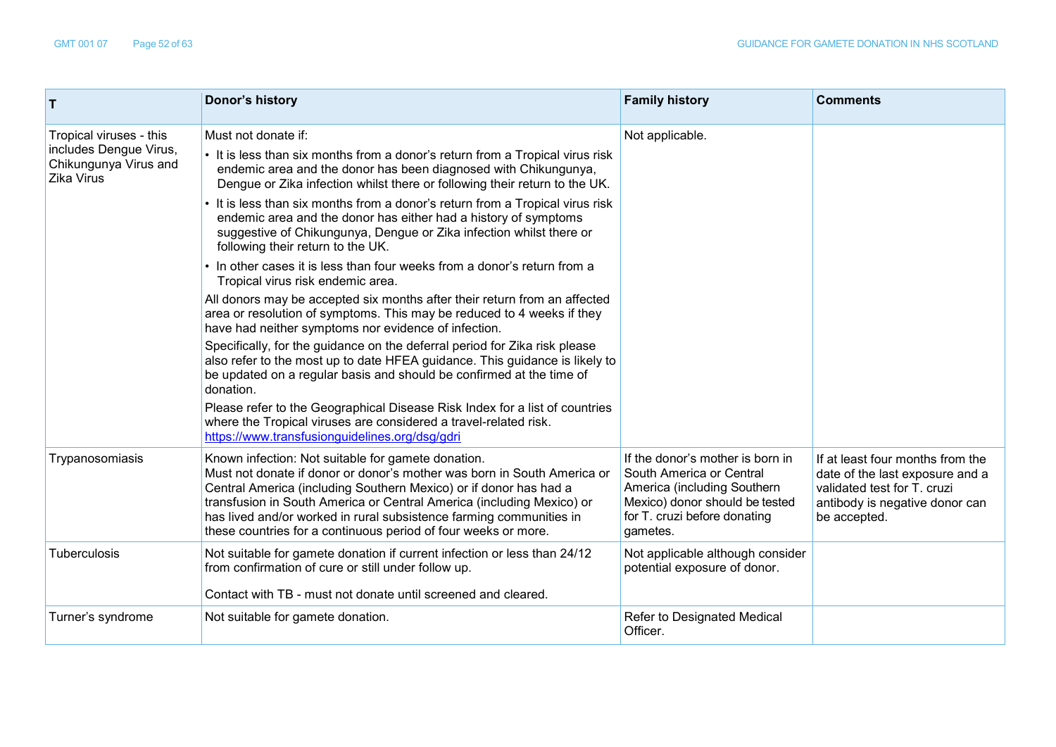| T | Donor's history | Family history | Comments |
|---|---|---|---|
| Tropical viruses - this includes Dengue Virus, Chikungunya Virus and Zika Virus | Must not donate if:<br>• It is less than six months from a donor's return from a Tropical virus risk endemic area and the donor has been diagnosed with Chikungunya, Dengue or Zika infection whilst there or following their return to the UK.<br>• It is less than six months from a donor's return from a Tropical virus risk endemic area and the donor has either had a history of symptoms suggestive of Chikungunya, Dengue or Zika infection whilst there or following their return to the UK.<br>• In other cases it is less than four weeks from a donor's return from a Tropical virus risk endemic area.<br>All donors may be accepted six months after their return from an affected area or resolution of symptoms. This may be reduced to 4 weeks if they have had neither symptoms nor evidence of infection.<br>Specifically, for the guidance on the deferral period for Zika risk please also refer to the most up to date HFEA guidance. This guidance is likely to be updated on a regular basis and should be confirmed at the time of donation.<br>Please refer to the Geographical Disease Risk Index for a list of countries where the Tropical viruses are considered a travel-related risk.<br>[https://www.transfusionguidelines.org/dsg/gdri](https://www.transfusionguidelines.org/dsg/gdri) | Not applicable. | |
| Trypanosomiasis | Known infection: Not suitable for gamete donation.<br>Must not donate if donor or donor's mother was born in South America or Central America (including Southern Mexico) or if donor has had a transfusion in South America or Central America (including Mexico) or has lived and/or worked in rural subsistence farming communities in these countries for a continuous period of four weeks or more. | If the donor's mother is born in South America or Central America (including Southern Mexico) donor should be tested for T. cruzi before donating gametes. | If at least four months from the date of the last exposure and a validated test for T. cruzi antibody is negative donor can be accepted. |
| Tuberculosis | Not suitable for gamete donation if current infection or less than 24/12 from confirmation of cure or still under follow up.<br><br>Contact with TB - must not donate until screened and cleared. | Not applicable although consider potential exposure of donor. | |
| Turner's syndrome | Not suitable for gamete donation. | Refer to Designated Medical Officer. | |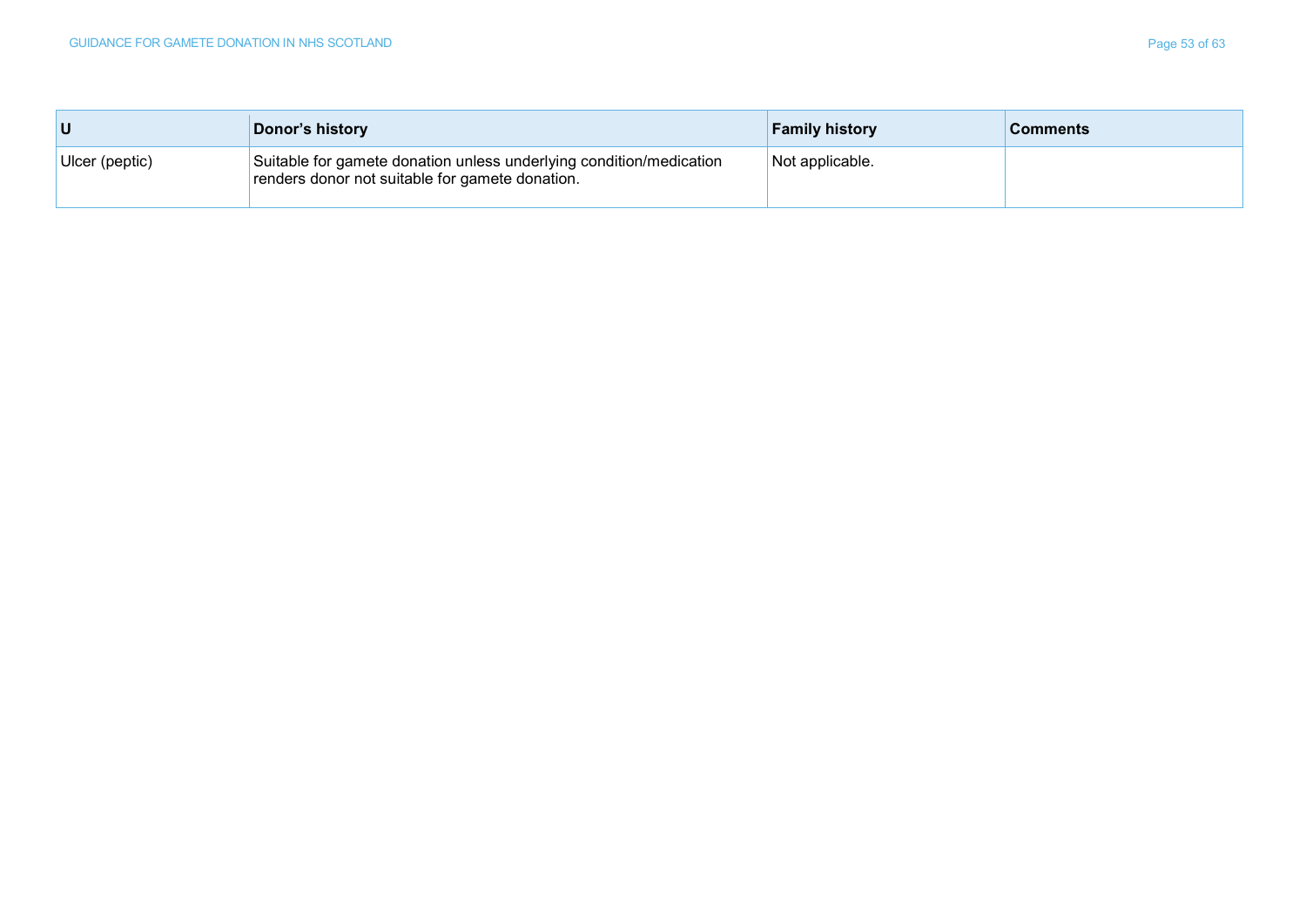| U | Donor's history | Family history | Comments |
|---|---|---|---|
| Ulcer (peptic) | Suitable for gamete donation unless underlying condition/medication renders donor not suitable for gamete donation. | Not applicable. | |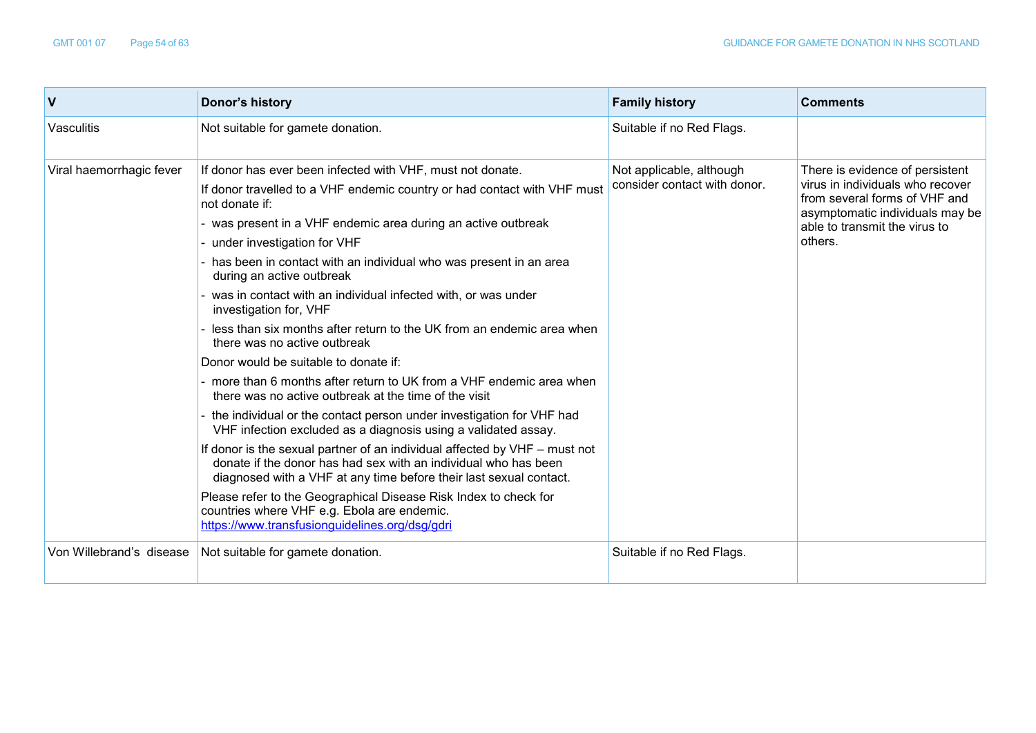| V | Donor's history | Family history | Comments |
|---|---|---|---|
| Vasculitis | Not suitable for gamete donation. | Suitable if no Red Flags. | |
| Viral haemorrhagic fever | If donor has ever been infected with VHF, must not donate.<br>If donor travelled to a VHF endemic country or had contact with VHF must not donate if:<br>- was present in a VHF endemic area during an active outbreak<br>- under investigation for VHF<br>- has been in contact with an individual who was present in an area during an active outbreak<br>- was in contact with an individual infected with, or was under investigation for, VHF<br>- less than six months after return to the UK from an endemic area when there was no active outbreak<br>Donor would be suitable to donate if:<br>- more than 6 months after return to UK from a VHF endemic area when there was no active outbreak at the time of the visit<br>- the individual or the contact person under investigation for VHF had VHF infection excluded as a diagnosis using a validated assay.<br>If donor is the sexual partner of an individual affected by VHF – must not donate if the donor has had sex with an individual who has been diagnosed with a VHF at any time before their last sexual contact.<br>Please refer to the Geographical Disease Risk Index to check for countries where VHF e.g. Ebola are endemic. https://www.transfusionguidelines.org/dsg/gdri | Not applicable, although consider contact with donor. | There is evidence of persistent virus in individuals who recover from several forms of VHF and asymptomatic individuals may be able to transmit the virus to others. |
| Von Willebrand's disease | Not suitable for gamete donation. | Suitable if no Red Flags. | |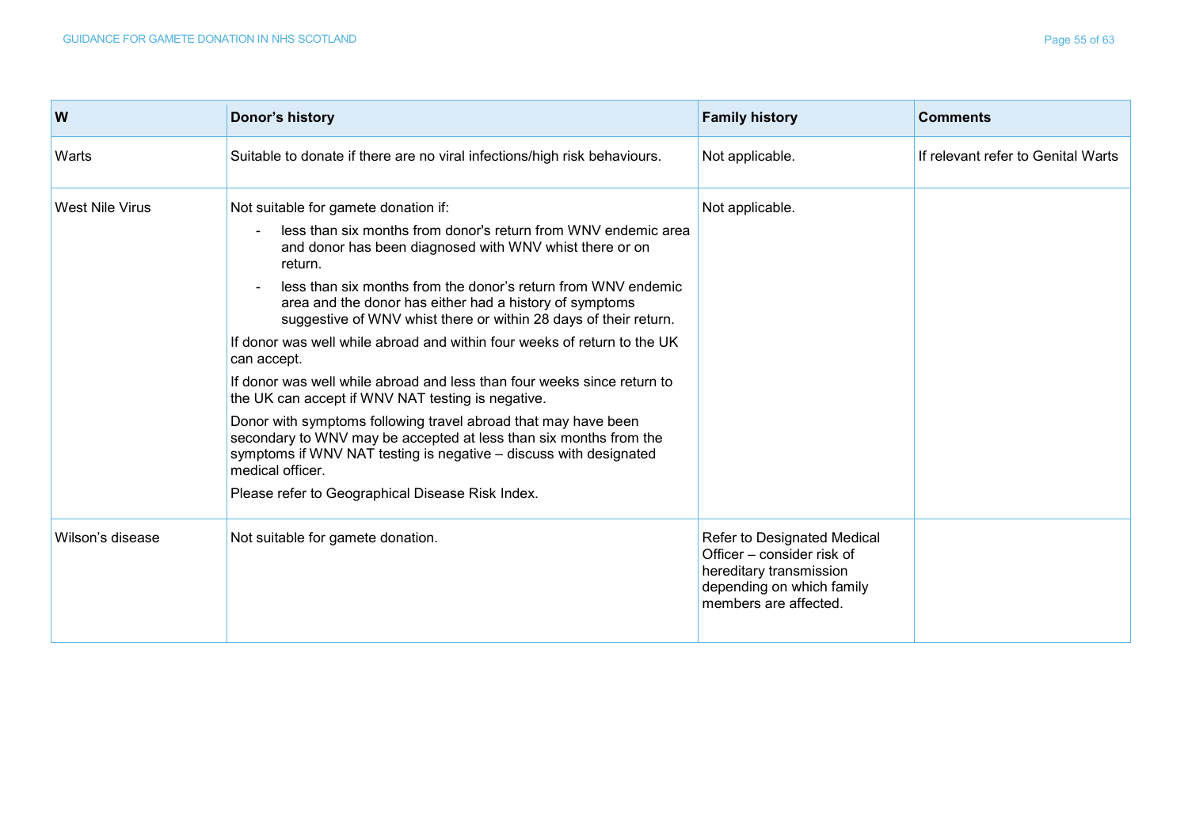| W | Donor's history | Family history | Comments |
|---|---|---|---|
| Warts | Suitable to donate if there are no viral infections/high risk behaviours. | Not applicable. | If relevant refer to Genital Warts |
| West Nile Virus | Not suitable for gamete donation if:<br>- less than six months from donor's return from WNV endemic area and donor has been diagnosed with WNV whist there or on return.<br>- less than six months from the donor's return from WNV endemic area and the donor has either had a history of symptoms suggestive of WNV whist there or within 28 days of their return.<br>If donor was well while abroad and within four weeks of return to the UK can accept.<br>If donor was well while abroad and less than four weeks since return to the UK can accept if WNV NAT testing is negative.<br>Donor with symptoms following travel abroad that may have been secondary to WNV may be accepted at less than six months from the symptoms if WNV NAT testing is negative – discuss with designated medical officer.<br>Please refer to Geographical Disease Risk Index. | Not applicable. | |
| Wilson's disease | Not suitable for gamete donation. | Refer to Designated Medical Officer – consider risk of hereditary transmission depending on which family members are affected. | |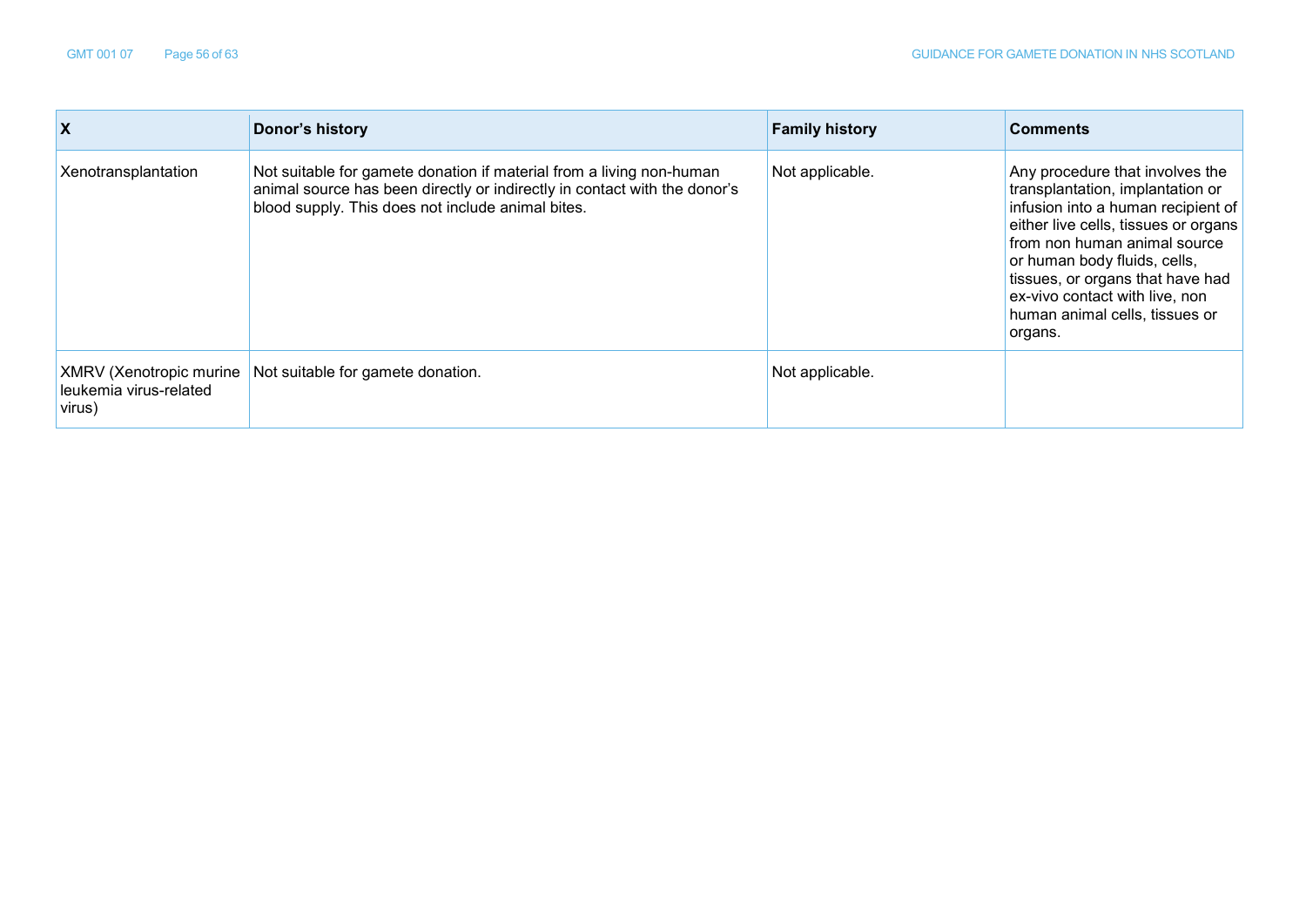| X | Donor's history | Family history | Comments |
|---|---|---|---|
| Xenotransplantation | Not suitable for gamete donation if material from a living non-human animal source has been directly or indirectly in contact with the donor's blood supply. This does not include animal bites. | Not applicable. | Any procedure that involves the transplantation, implantation or infusion into a human recipient of either live cells, tissues or organs from non human animal source or human body fluids, cells, tissues, or organs that have had ex-vivo contact with live, non human animal cells, tissues or organs. |
| XMRV (Xenotropic murine leukemia virus-related virus) | Not suitable for gamete donation. | Not applicable. | |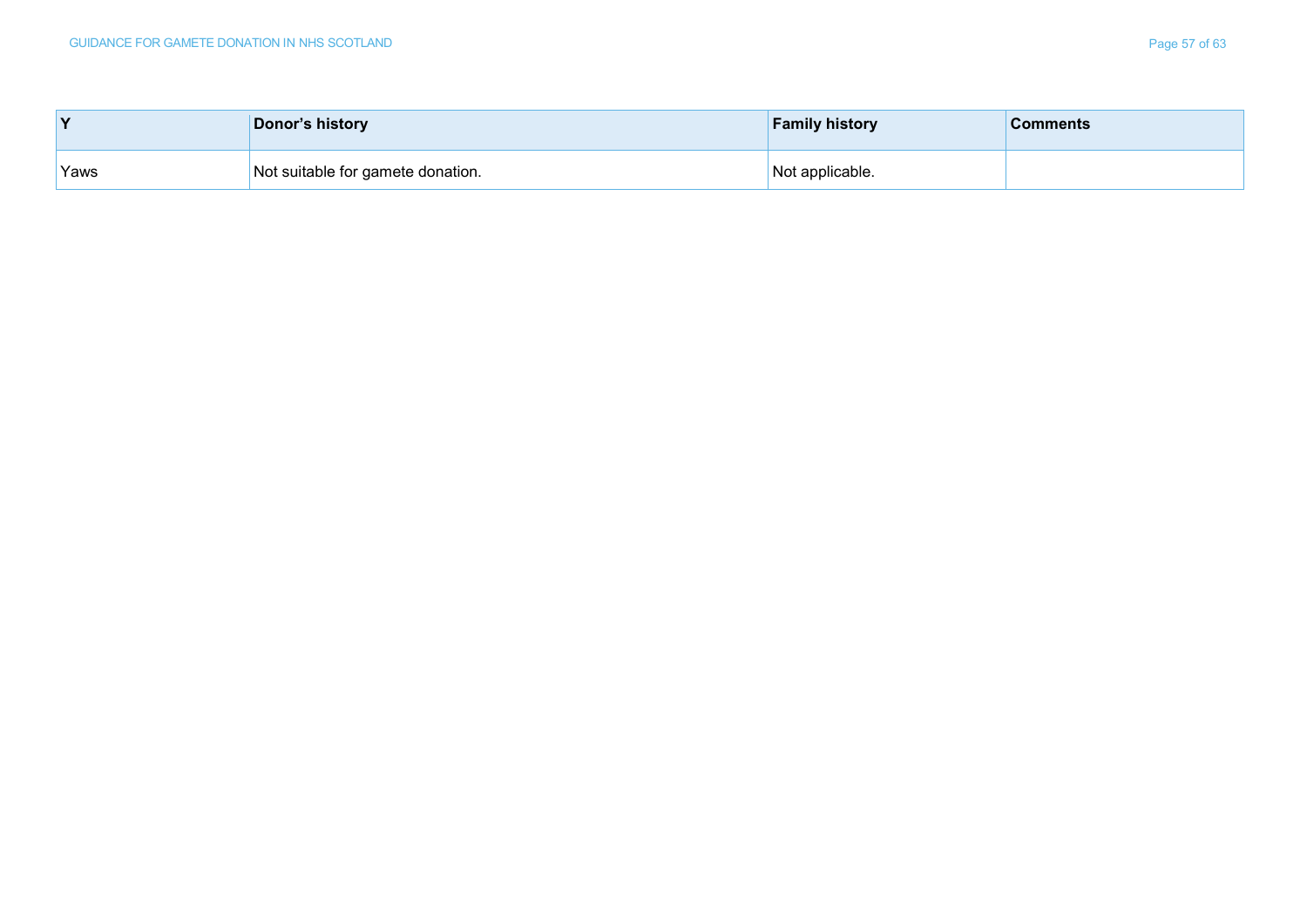| Y | Donor's history | Family history | Comments |
|---|---|---|---|
| Yaws | Not suitable for gamete donation. | Not applicable. | |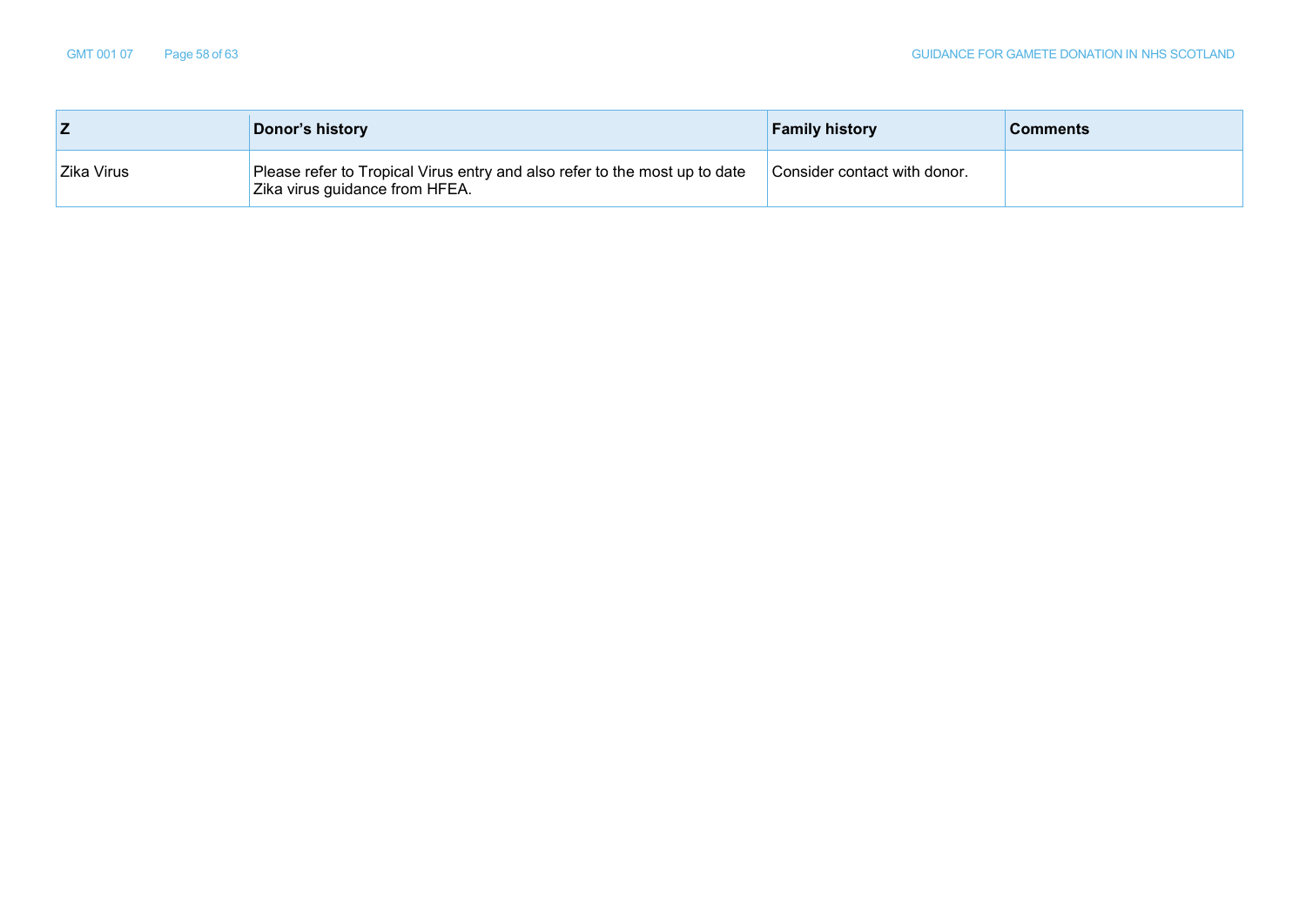| Z | Donor's history | Family history | Comments |
|---|---|---|---|
| Zika Virus | Please refer to Tropical Virus entry and also refer to the most up to date Zika virus guidance from HFEA. | Consider contact with donor. | |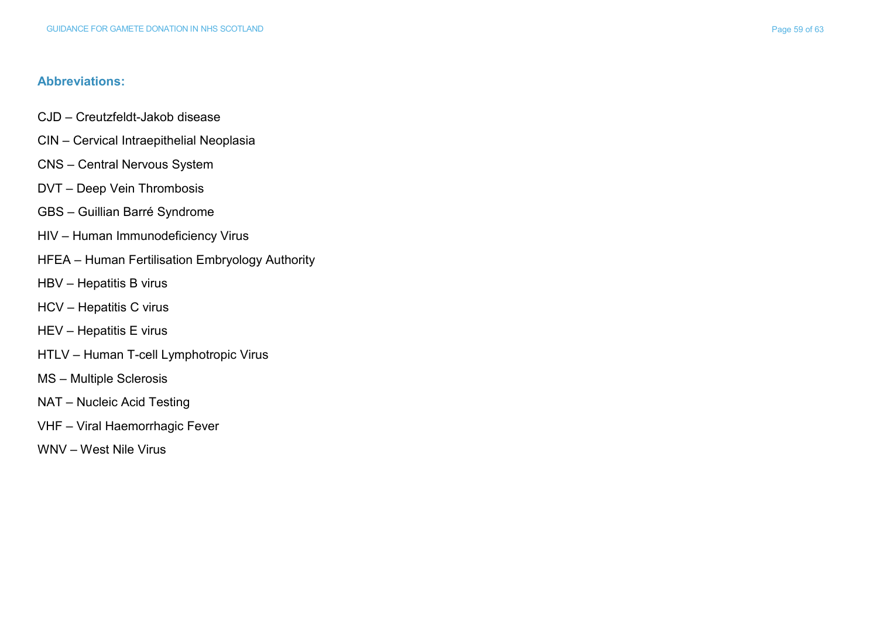## Abbreviations:

CJD – Creutzfeldt-Jakob disease

CIN – Cervical Intraepithelial Neoplasia

CNS – Central Nervous System

DVT – Deep Vein Thrombosis

GBS – Guillian Barré Syndrome

HIV – Human Immunodeficiency Virus

HFEA – Human Fertilisation Embryology Authority

HBV – Hepatitis B virus

HCV – Hepatitis C virus

HEV – Hepatitis E virus

HTLV – Human T-cell Lymphotropic Virus

MS – Multiple Sclerosis

NAT – Nucleic Acid Testing

VHF – Viral Haemorrhagic Fever

WNV – West Nile Virus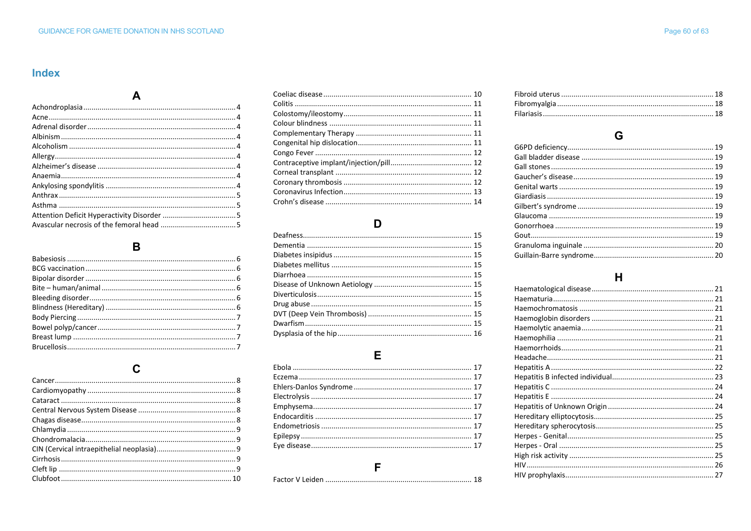# Index

## A

Achondroplasia ... 4
Acne ... 4
Adrenal disorder ... 4
Albinism ... 4
Alcoholism ... 4
Allergy ... 4
Alzheimer's disease ... 4
Anaemia ... 4
Ankylosing spondylitis ... 4
Anthrax ... 5
Asthma ... 5
Attention Deficit Hyperactivity Disorder ... 5
Avascular necrosis of the femoral head ... 5

## B

Babesiosis ... 6
BCG vaccination ... 6
Bipolar disorder ... 6
Bite – human/animal ... 6
Bleeding disorder ... 6
Blindness (Hereditary) ... 6
Body Piercing ... 7
Bowel polyp/cancer ... 7
Breast lump ... 7
Brucellosis ... 7

## C

Cancer ... 8
Cardiomyopathy ... 8
Cataract ... 8
Central Nervous System Disease ... 8
Chagas disease ... 8
Chlamydia ... 9
Chondromalacia ... 9
CIN (Cervical intraepithelial neoplasia) ... 9
Cirrhosis ... 9
Cleft lip ... 9
Clubfoot ... 10
Coeliac disease ... 10
Colitis ... 11
Colostomy/ileostomy ... 11
Colour blindness ... 11
Complementary Therapy ... 11
Congenital hip dislocation ... 11
Congo Fever ... 12
Contraceptive implant/injection/pill ... 12
Corneal transplant ... 12
Coronary thrombosis ... 12
Coronavirus Infection ... 13
Crohn's disease ... 14

## D

Deafness ... 15
Dementia ... 15
Diabetes insipidus ... 15
Diabetes mellitus ... 15
Diarrhoea ... 15
Disease of Unknown Aetiology ... 15
Diverticulosis ... 15
Drug abuse ... 15
DVT (Deep Vein Thrombosis) ... 15
Dwarfism ... 15
Dysplasia of the hip ... 16

## E

Ebola ... 17
Eczema ... 17
Ehlers-Danlos Syndrome ... 17
Electrolysis ... 17
Emphysema ... 17
Endocarditis ... 17
Endometriosis ... 17
Epilepsy ... 17
Eye disease ... 17

## F

Factor V Leiden ... 18
Fibroid uterus ... 18
Fibromyalgia ... 18
Filariasis ... 18

## G

G6PD deficiency ... 19
Gall bladder disease ... 19
Gall stones ... 19
Gaucher's disease ... 19
Genital warts ... 19
Giardiasis ... 19
Gilbert's syndrome ... 19
Glaucoma ... 19
Gonorrhoea ... 19
Gout ... 19
Granuloma inguinale ... 20
Guillain-Barre syndrome ... 20

## H

Haematological disease ... 21
Haematuria ... 21
Haemochromatosis ... 21
Haemoglobin disorders ... 21
Haemolytic anaemia ... 21
Haemophilia ... 21
Haemorrhoids ... 21
Headache ... 21
Hepatitis A ... 22
Hepatitis B infected individual ... 23
Hepatitis C ... 24
Hepatitis E ... 24
Hepatitis of Unknown Origin ... 24
Hereditary elliptocytosis ... 25
Hereditary spherocytosis ... 25
Herpes - Genital ... 25
Herpes - Oral ... 25
High risk activity ... 25
HIV ... 26
HIV prophylaxis ... 27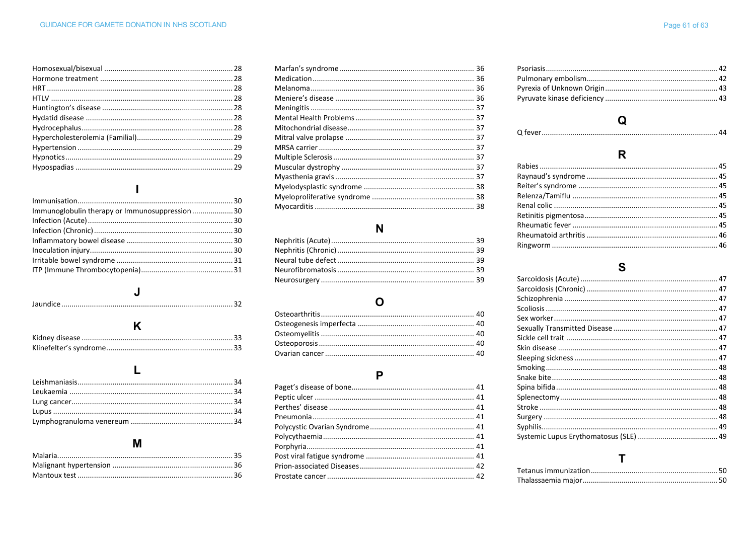Homosexual/bisexual ... 28
Hormone treatment ... 28
HRT ... 28
HTLV ... 28
Huntington's disease ... 28
Hydatid disease ... 28
Hydrocephalus ... 28
Hypercholesterolemia (Familial) ... 29
Hypertension ... 29
Hypnotics ... 29
Hypospadias ... 29

## I

Immunisation ... 30
Immunoglobulin therapy or Immunosuppression ... 30
Infection (Acute) ... 30
Infection (Chronic) ... 30
Inflammatory bowel disease ... 30
Inoculation injury ... 30
Irritable bowel syndrome ... 31
ITP (Immune Thrombocytopenia) ... 31

## J

Jaundice ... 32

## K

Kidney disease ... 33
Klinefelter's syndrome ... 33

## L

Leishmaniasis ... 34
Leukaemia ... 34
Lung cancer ... 34
Lupus ... 34
Lymphogranuloma venereum ... 34

## M

Malaria ... 35
Malignant hypertension ... 36
Mantoux test ... 36
Marfan's syndrome ... 36
Medication ... 36
Melanoma ... 36
Meniere's disease ... 36
Meningitis ... 37
Mental Health Problems ... 37
Mitochondrial disease ... 37
Mitral valve prolapse ... 37
MRSA carrier ... 37
Multiple Sclerosis ... 37
Muscular dystrophy ... 37
Myasthenia gravis ... 37
Myelodysplastic syndrome ... 38
Myeloproliferative syndrome ... 38
Myocarditis ... 38

## N

Nephritis (Acute) ... 39
Nephritis (Chronic) ... 39
Neural tube defect ... 39
Neurofibromatosis ... 39
Neurosurgery ... 39

## O

Osteoarthritis ... 40
Osteogenesis imperfecta ... 40
Osteomyelitis ... 40
Osteoporosis ... 40
Ovarian cancer ... 40

## P

Paget's disease of bone ... 41
Peptic ulcer ... 41
Perthes' disease ... 41
Pneumonia ... 41
Polycystic Ovarian Syndrome ... 41
Polycythaemia ... 41
Porphyria ... 41
Post viral fatigue syndrome ... 41
Prion-associated Diseases ... 42
Prostate cancer ... 42
Psoriasis ... 42
Pulmonary embolism ... 42
Pyrexia of Unknown Origin ... 43
Pyruvate kinase deficiency ... 43

## Q

Q fever ... 44

## R

Rabies ... 45
Raynaud's syndrome ... 45
Reiter's syndrome ... 45
Relenza/Tamiflu ... 45
Renal colic ... 45
Retinitis pigmentosa ... 45
Rheumatic fever ... 45
Rheumatoid arthritis ... 46
Ringworm ... 46

## S

Sarcoidosis (Acute) ... 47
Sarcoidosis (Chronic) ... 47
Schizophrenia ... 47
Scoliosis ... 47
Sex worker ... 47
Sexually Transmitted Disease ... 47
Sickle cell trait ... 47
Skin disease ... 47
Sleeping sickness ... 47
Smoking ... 48
Snake bite ... 48
Spina bifida ... 48
Splenectomy ... 48
Stroke ... 48
Surgery ... 48
Syphilis ... 49
Systemic Lupus Erythomatosus (SLE) ... 49

## T

Tetanus immunization ... 50
Thalassaemia major ... 50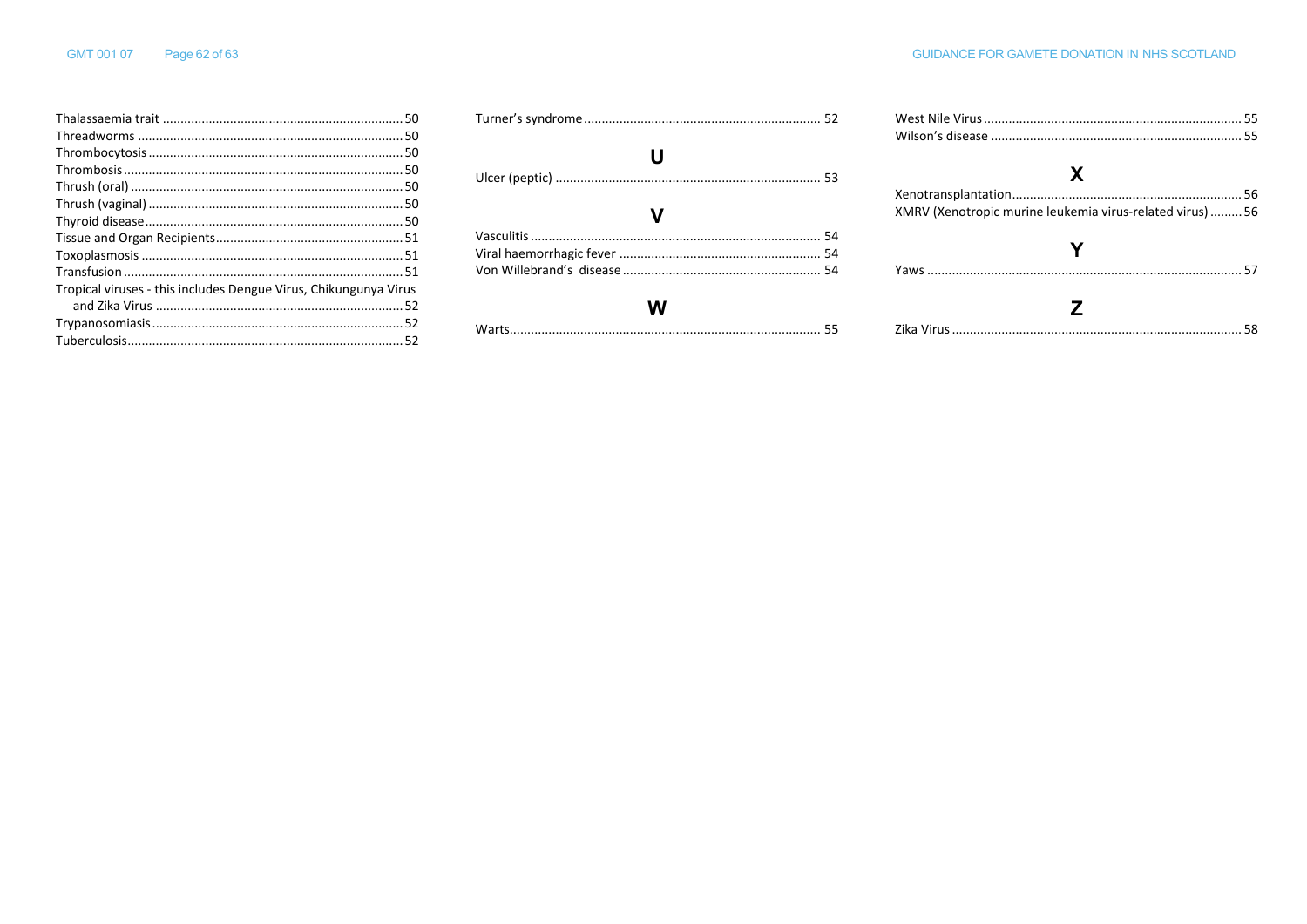Thalassaemia trait ..... 50
Threadworms ..... 50
Thrombocytosis ..... 50
Thrombosis ..... 50
Thrush (oral) ..... 50
Thrush (vaginal) ..... 50
Thyroid disease ..... 50
Tissue and Organ Recipients ..... 51
Toxoplasmosis ..... 51
Transfusion ..... 51
Tropical viruses - this includes Dengue Virus, Chikungunya Virus and Zika Virus ..... 52
Trypanosomiasis ..... 52
Tuberculosis ..... 52
Turner's syndrome ..... 52

## U

Ulcer (peptic) ..... 53

## V

Vasculitis ..... 54
Viral haemorrhagic fever ..... 54
Von Willebrand's disease ..... 54

## W

Warts ..... 55
West Nile Virus ..... 55
Wilson's disease ..... 55

## X

Xenotransplantation ..... 56
XMRV (Xenotropic murine leukemia virus-related virus) ..... 56

## Y

Yaws ..... 57

## Z

Zika Virus ..... 58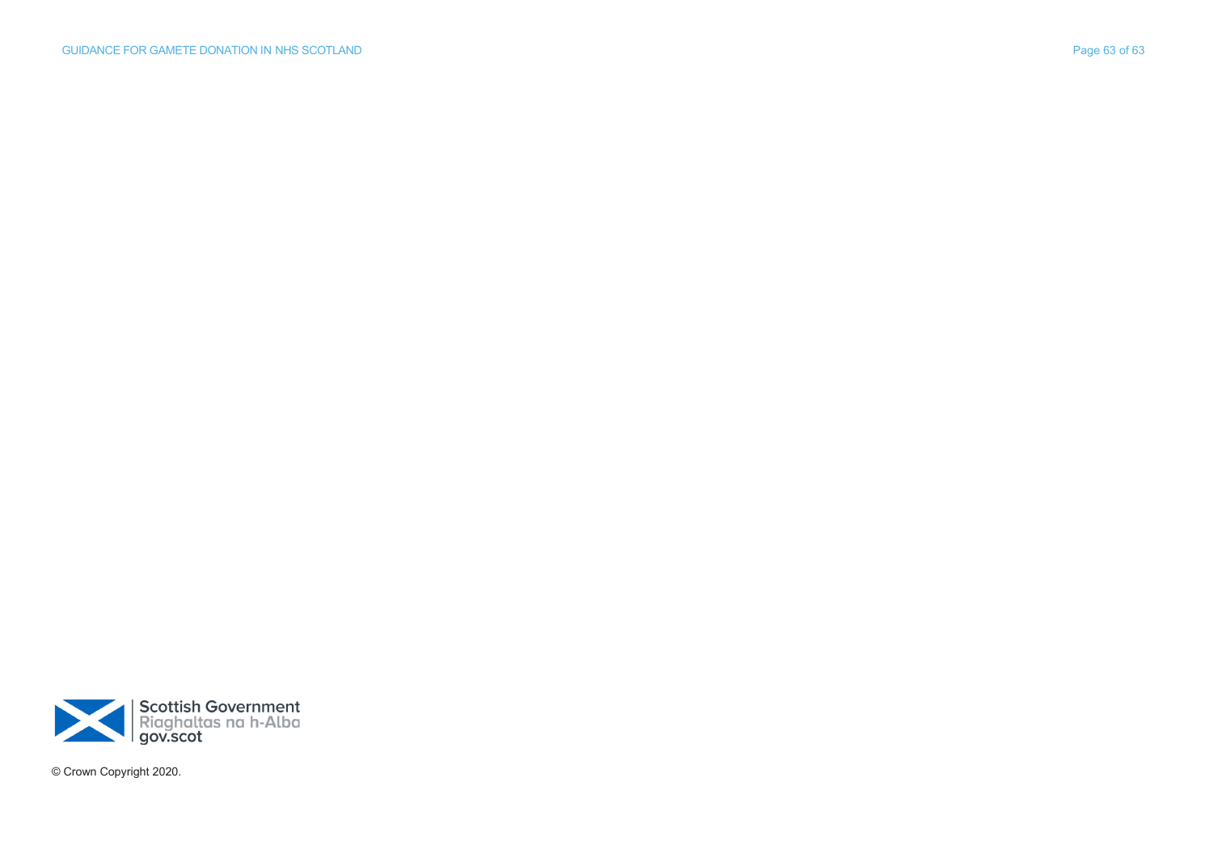Scottish Government
Riaghaltas na h-Alba
gov.scot

© Crown Copyright 2020.